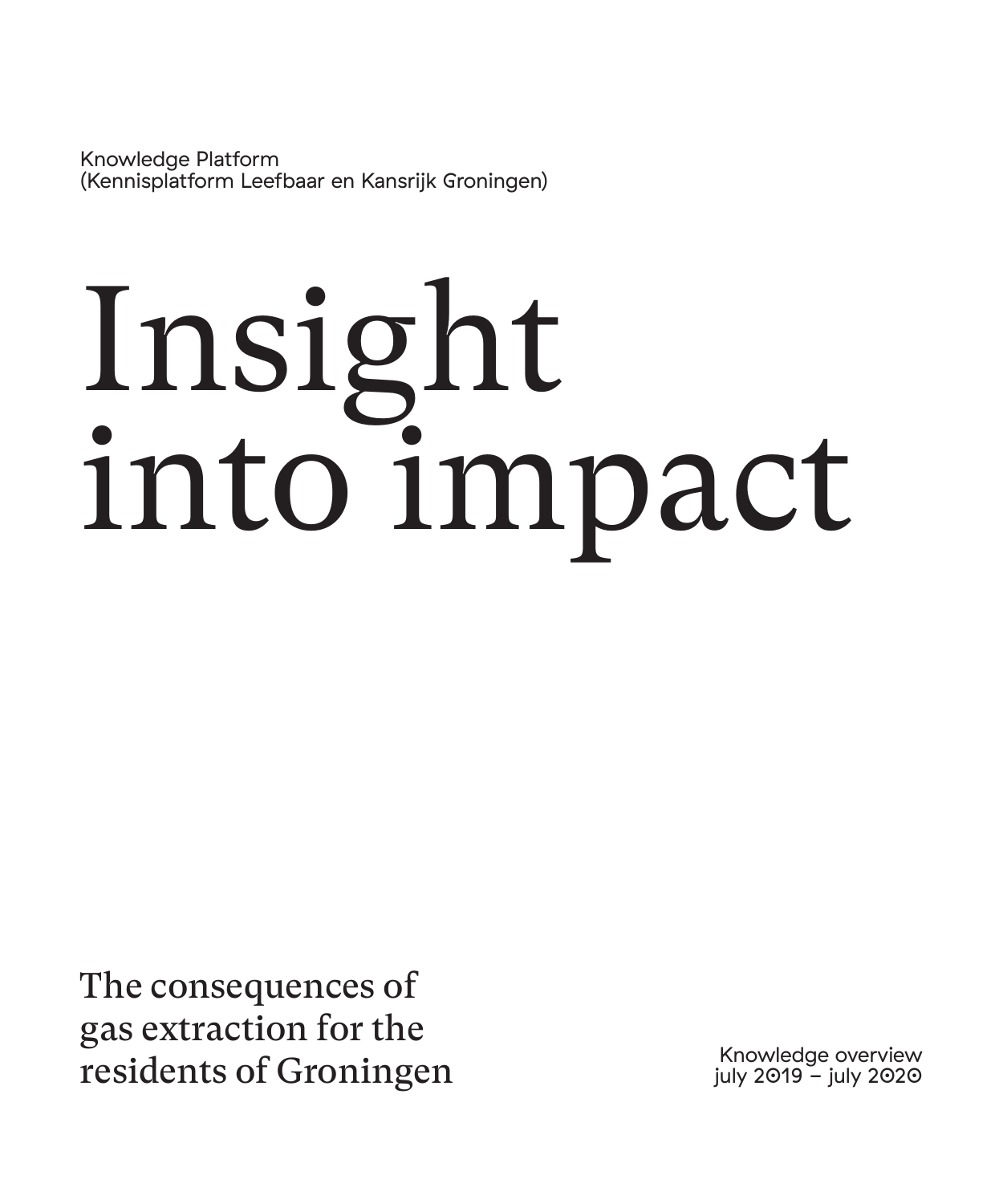Knowledge Platform
(Kennisplatform Leefbaar en Kansrijk Groningen)

# Insight into impact

## The consequences of gas extraction for the residents of Groningen

Knowledge overview
july 2019 – july 2020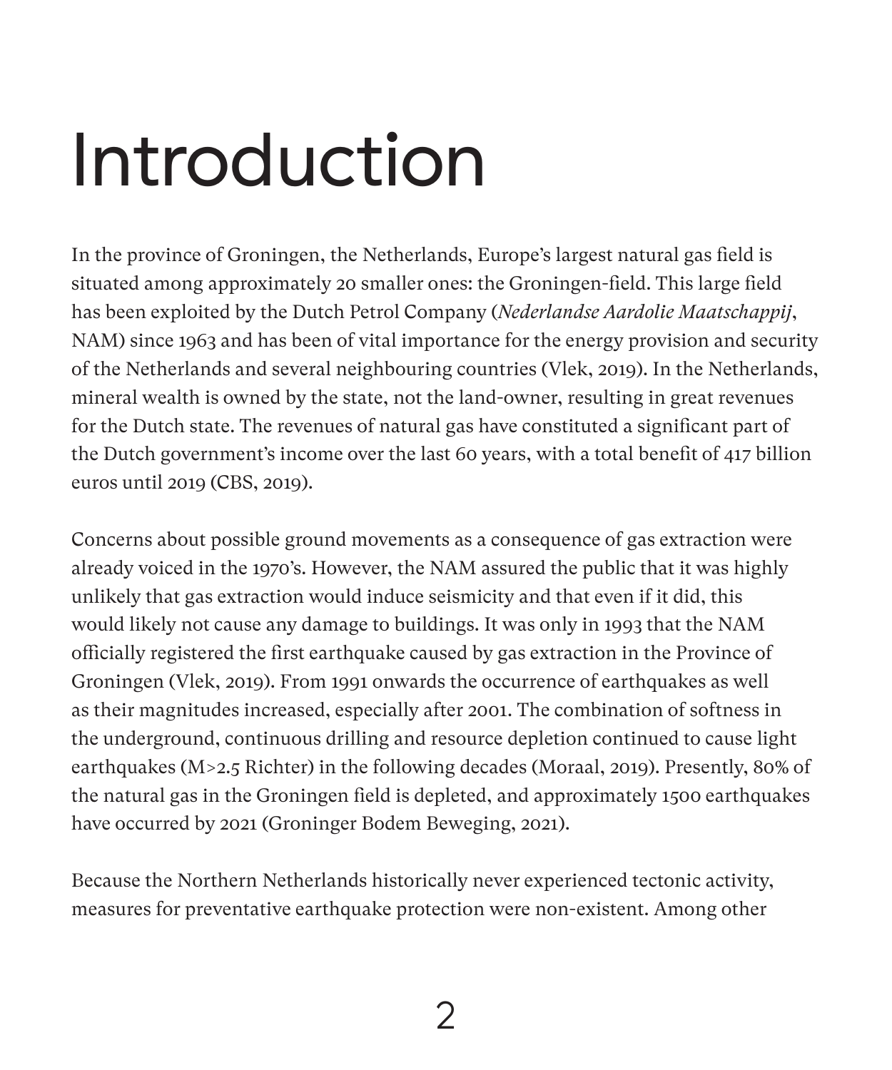# Introduction

In the province of Groningen, the Netherlands, Europe's largest natural gas field is situated among approximately 20 smaller ones: the Groningen-field. This large field has been exploited by the Dutch Petrol Company (*Nederlandse Aardolie Maatschappij*, NAM) since 1963 and has been of vital importance for the energy provision and security of the Netherlands and several neighbouring countries (Vlek, 2019). In the Netherlands, mineral wealth is owned by the state, not the land-owner, resulting in great revenues for the Dutch state. The revenues of natural gas have constituted a significant part of the Dutch government's income over the last 60 years, with a total benefit of 417 billion euros until 2019 (CBS, 2019).

Concerns about possible ground movements as a consequence of gas extraction were already voiced in the 1970's. However, the NAM assured the public that it was highly unlikely that gas extraction would induce seismicity and that even if it did, this would likely not cause any damage to buildings. It was only in 1993 that the NAM officially registered the first earthquake caused by gas extraction in the Province of Groningen (Vlek, 2019). From 1991 onwards the occurrence of earthquakes as well as their magnitudes increased, especially after 2001. The combination of softness in the underground, continuous drilling and resource depletion continued to cause light earthquakes (M>2.5 Richter) in the following decades (Moraal, 2019). Presently, 80% of the natural gas in the Groningen field is depleted, and approximately 1500 earthquakes have occurred by 2021 (Groninger Bodem Beweging, 2021).

Because the Northern Netherlands historically never experienced tectonic activity, measures for preventative earthquake protection were non-existent. Among other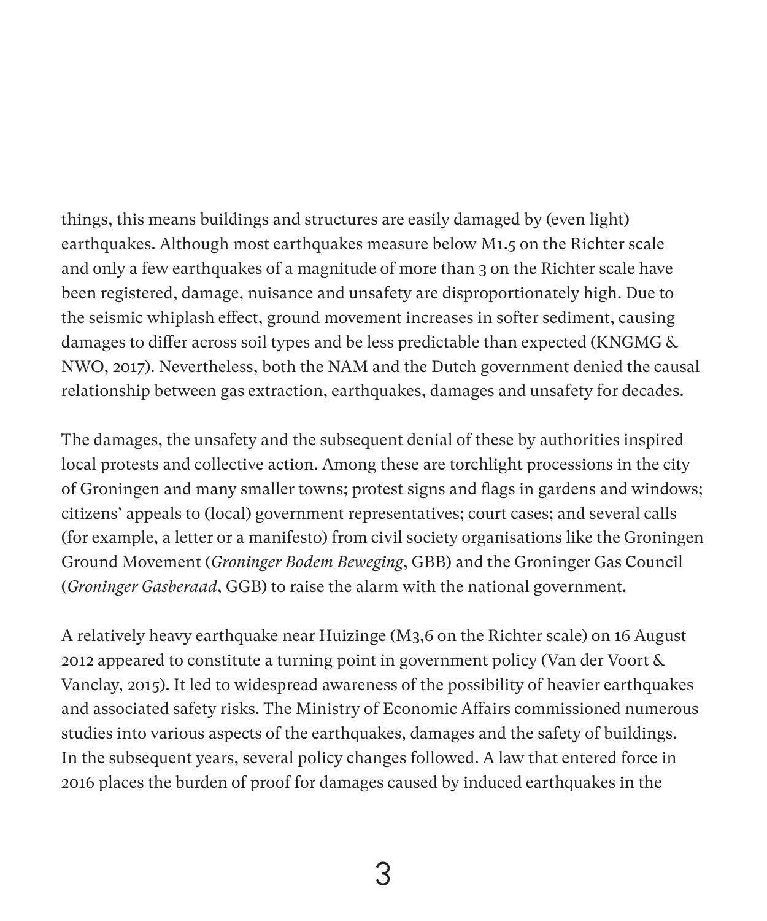things, this means buildings and structures are easily damaged by (even light) earthquakes. Although most earthquakes measure below M1.5 on the Richter scale and only a few earthquakes of a magnitude of more than 3 on the Richter scale have been registered, damage, nuisance and unsafety are disproportionately high. Due to the seismic whiplash effect, ground movement increases in softer sediment, causing damages to differ across soil types and be less predictable than expected (KNGMG & NWO, 2017). Nevertheless, both the NAM and the Dutch government denied the causal relationship between gas extraction, earthquakes, damages and unsafety for decades.

The damages, the unsafety and the subsequent denial of these by authorities inspired local protests and collective action. Among these are torchlight processions in the city of Groningen and many smaller towns; protest signs and flags in gardens and windows; citizens' appeals to (local) government representatives; court cases; and several calls (for example, a letter or a manifesto) from civil society organisations like the Groningen Ground Movement (*Groninger Bodem Beweging*, GBB) and the Groninger Gas Council (*Groninger Gasberaad*, GGB) to raise the alarm with the national government.

A relatively heavy earthquake near Huizinge (M3,6 on the Richter scale) on 16 August 2012 appeared to constitute a turning point in government policy (Van der Voort & Vanclay, 2015). It led to widespread awareness of the possibility of heavier earthquakes and associated safety risks. The Ministry of Economic Affairs commissioned numerous studies into various aspects of the earthquakes, damages and the safety of buildings. In the subsequent years, several policy changes followed. A law that entered force in 2016 places the burden of proof for damages caused by induced earthquakes in the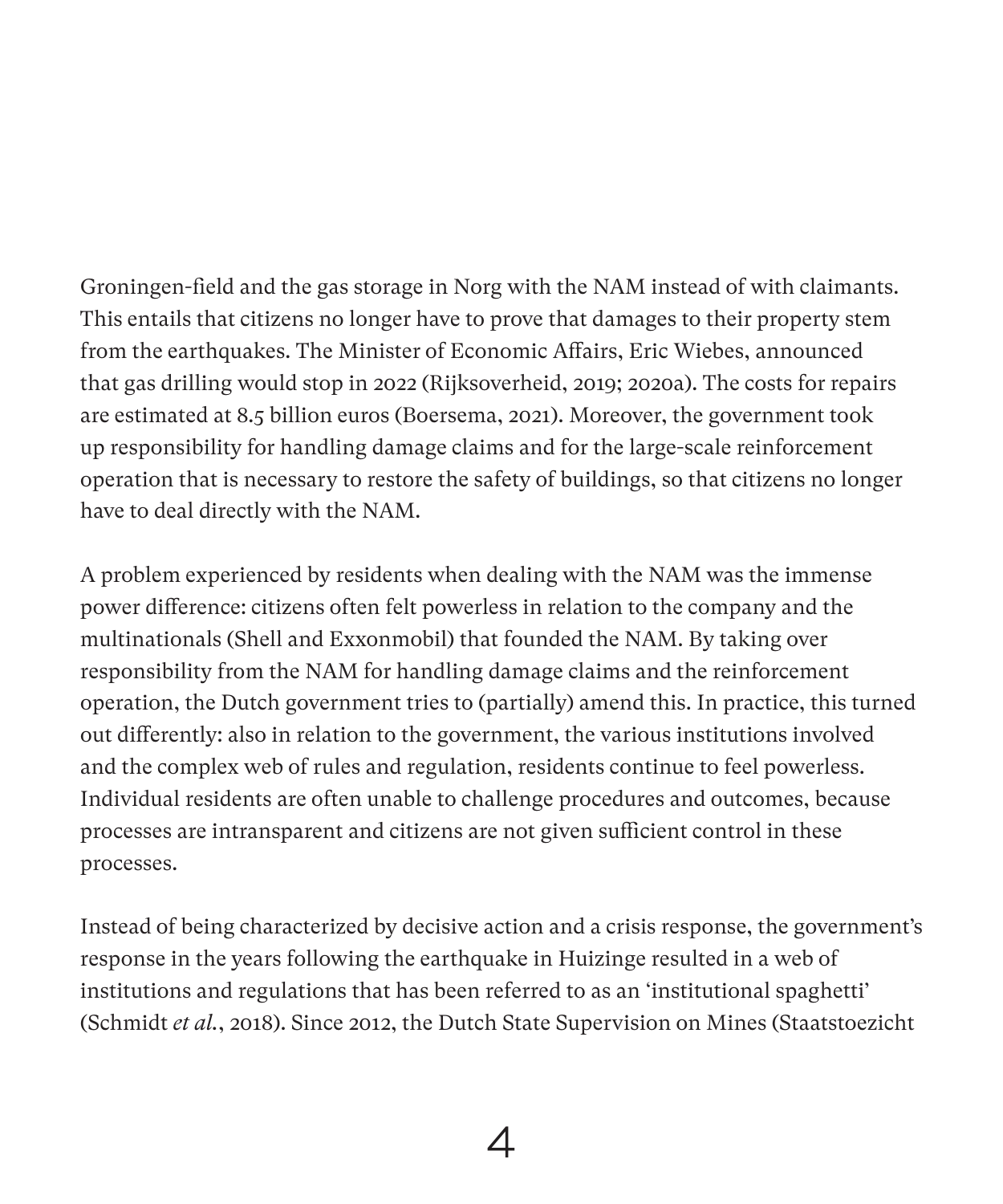Groningen-field and the gas storage in Norg with the NAM instead of with claimants. This entails that citizens no longer have to prove that damages to their property stem from the earthquakes. The Minister of Economic Affairs, Eric Wiebes, announced that gas drilling would stop in 2022 (Rijksoverheid, 2019; 2020a). The costs for repairs are estimated at 8.5 billion euros (Boersema, 2021). Moreover, the government took up responsibility for handling damage claims and for the large-scale reinforcement operation that is necessary to restore the safety of buildings, so that citizens no longer have to deal directly with the NAM.

A problem experienced by residents when dealing with the NAM was the immense power difference: citizens often felt powerless in relation to the company and the multinationals (Shell and Exxonmobil) that founded the NAM. By taking over responsibility from the NAM for handling damage claims and the reinforcement operation, the Dutch government tries to (partially) amend this. In practice, this turned out differently: also in relation to the government, the various institutions involved and the complex web of rules and regulation, residents continue to feel powerless. Individual residents are often unable to challenge procedures and outcomes, because processes are intransparent and citizens are not given sufficient control in these processes.

Instead of being characterized by decisive action and a crisis response, the government's response in the years following the earthquake in Huizinge resulted in a web of institutions and regulations that has been referred to as an 'institutional spaghetti' (Schmidt *et al.*, 2018). Since 2012, the Dutch State Supervision on Mines (Staatstoezicht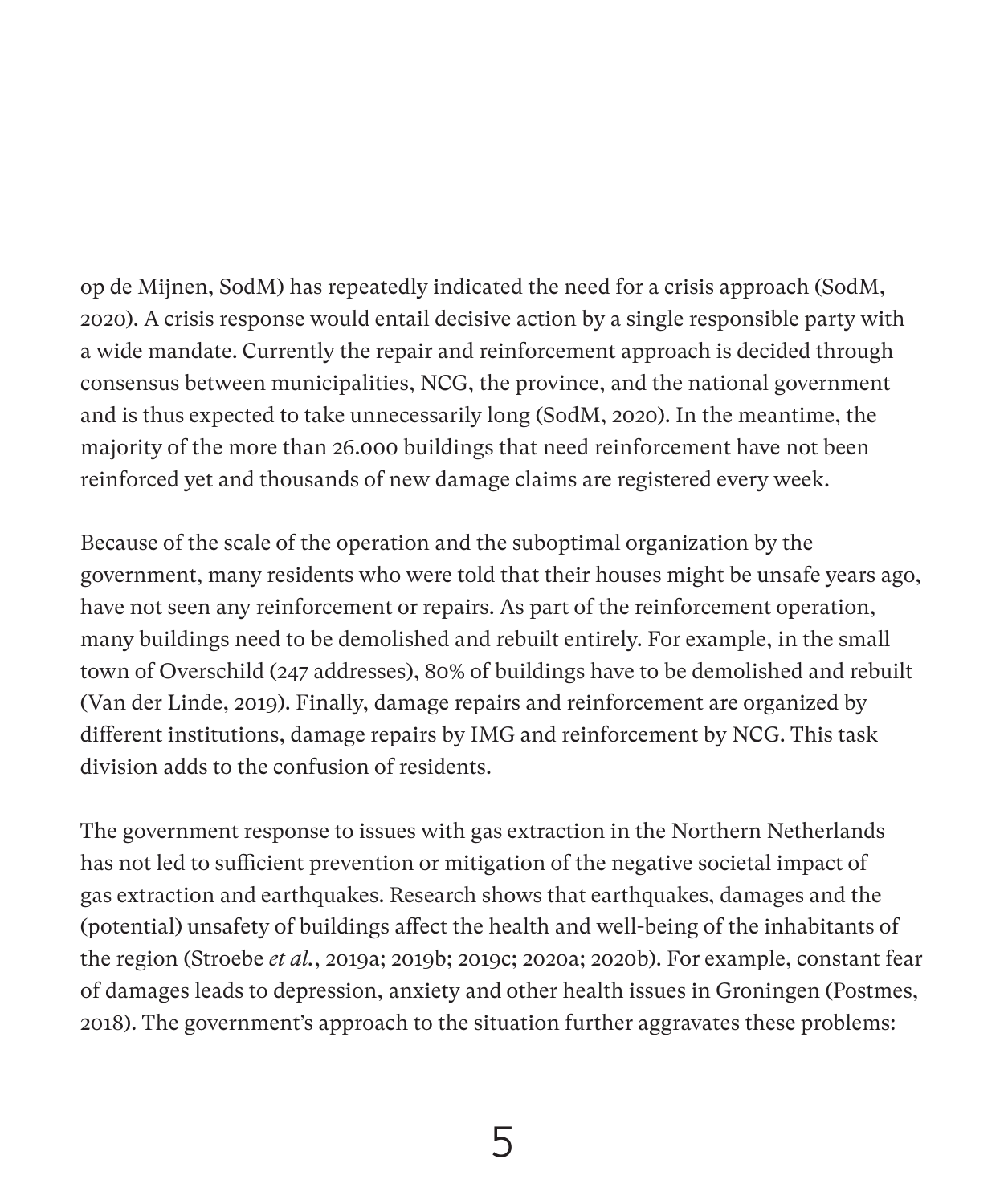op de Mijnen, SodM) has repeatedly indicated the need for a crisis approach (SodM, 2020). A crisis response would entail decisive action by a single responsible party with a wide mandate. Currently the repair and reinforcement approach is decided through consensus between municipalities, NCG, the province, and the national government and is thus expected to take unnecessarily long (SodM, 2020). In the meantime, the majority of the more than 26.000 buildings that need reinforcement have not been reinforced yet and thousands of new damage claims are registered every week.

Because of the scale of the operation and the suboptimal organization by the government, many residents who were told that their houses might be unsafe years ago, have not seen any reinforcement or repairs. As part of the reinforcement operation, many buildings need to be demolished and rebuilt entirely. For example, in the small town of Overschild (247 addresses), 80% of buildings have to be demolished and rebuilt (Van der Linde, 2019). Finally, damage repairs and reinforcement are organized by different institutions, damage repairs by IMG and reinforcement by NCG. This task division adds to the confusion of residents.

The government response to issues with gas extraction in the Northern Netherlands has not led to sufficient prevention or mitigation of the negative societal impact of gas extraction and earthquakes. Research shows that earthquakes, damages and the (potential) unsafety of buildings affect the health and well-being of the inhabitants of the region (Stroebe *et al.*, 2019a; 2019b; 2019c; 2020a; 2020b). For example, constant fear of damages leads to depression, anxiety and other health issues in Groningen (Postmes, 2018). The government's approach to the situation further aggravates these problems: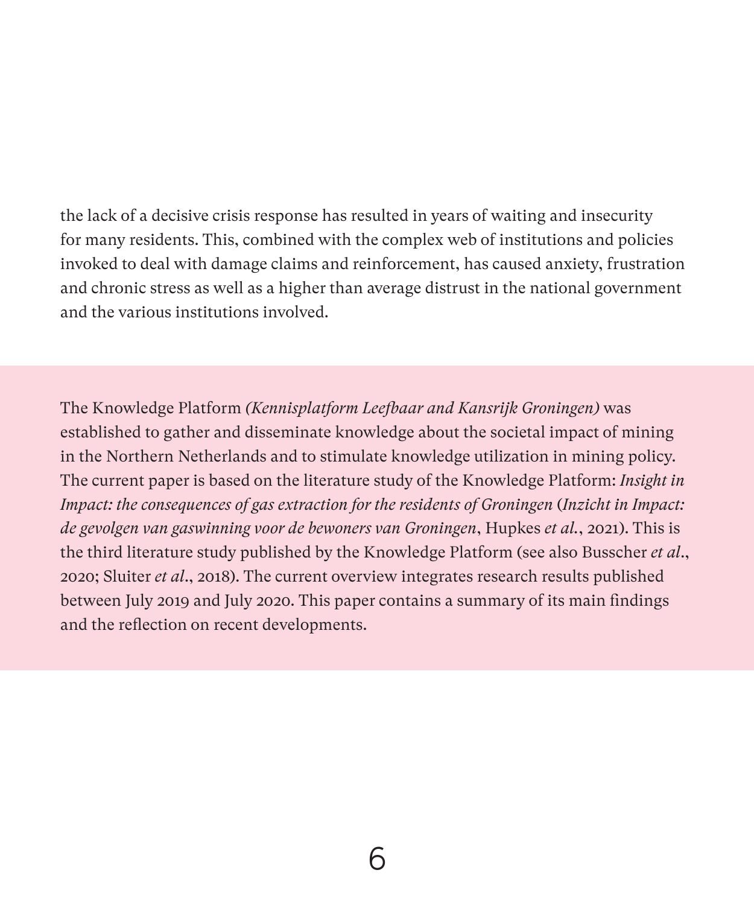the lack of a decisive crisis response has resulted in years of waiting and insecurity for many residents. This, combined with the complex web of institutions and policies invoked to deal with damage claims and reinforcement, has caused anxiety, frustration and chronic stress as well as a higher than average distrust in the national government and the various institutions involved.

The Knowledge Platform *(Kennisplatform Leefbaar and Kansrijk Groningen)* was established to gather and disseminate knowledge about the societal impact of mining in the Northern Netherlands and to stimulate knowledge utilization in mining policy. The current paper is based on the literature study of the Knowledge Platform: *Insight in Impact: the consequences of gas extraction for the residents of Groningen* (*Inzicht in Impact: de gevolgen van gaswinning voor de bewoners van Groningen*, Hupkes *et al.*, 2021). This is the third literature study published by the Knowledge Platform (see also Busscher *et al*., 2020; Sluiter *et al*., 2018). The current overview integrates research results published between July 2019 and July 2020. This paper contains a summary of its main findings and the reflection on recent developments.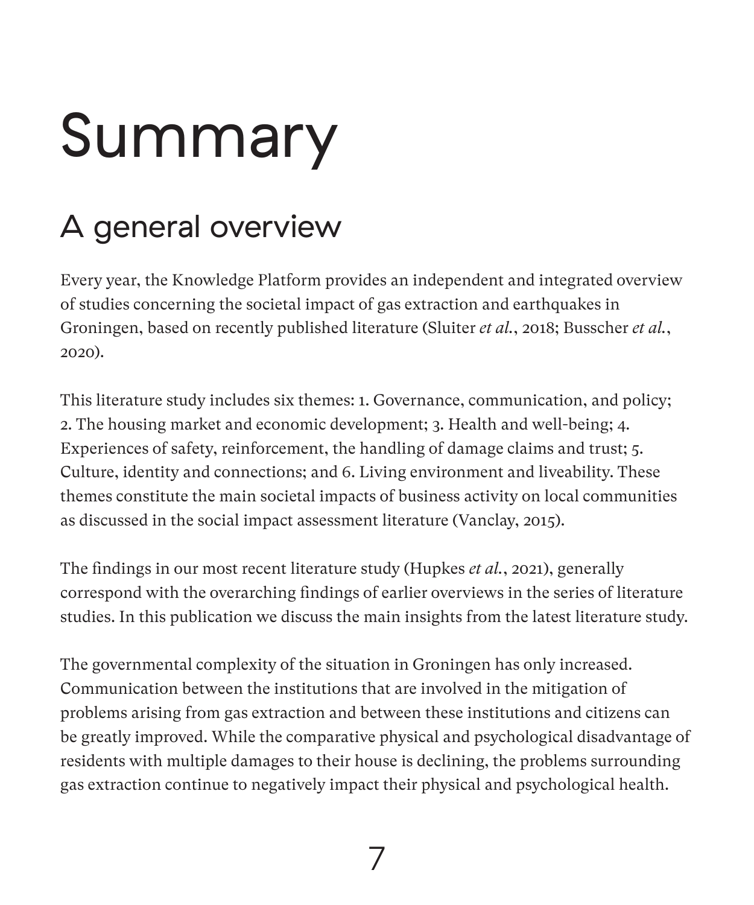# Summary

## A general overview

Every year, the Knowledge Platform provides an independent and integrated overview of studies concerning the societal impact of gas extraction and earthquakes in Groningen, based on recently published literature (Sluiter *et al.*, 2018; Busscher *et al.*, 2020).

This literature study includes six themes: 1. Governance, communication, and policy; 2. The housing market and economic development; 3. Health and well-being; 4. Experiences of safety, reinforcement, the handling of damage claims and trust; 5. Culture, identity and connections; and 6. Living environment and liveability. These themes constitute the main societal impacts of business activity on local communities as discussed in the social impact assessment literature (Vanclay, 2015).

The findings in our most recent literature study (Hupkes *et al.*, 2021), generally correspond with the overarching findings of earlier overviews in the series of literature studies. In this publication we discuss the main insights from the latest literature study.

The governmental complexity of the situation in Groningen has only increased. Communication between the institutions that are involved in the mitigation of problems arising from gas extraction and between these institutions and citizens can be greatly improved. While the comparative physical and psychological disadvantage of residents with multiple damages to their house is declining, the problems surrounding gas extraction continue to negatively impact their physical and psychological health.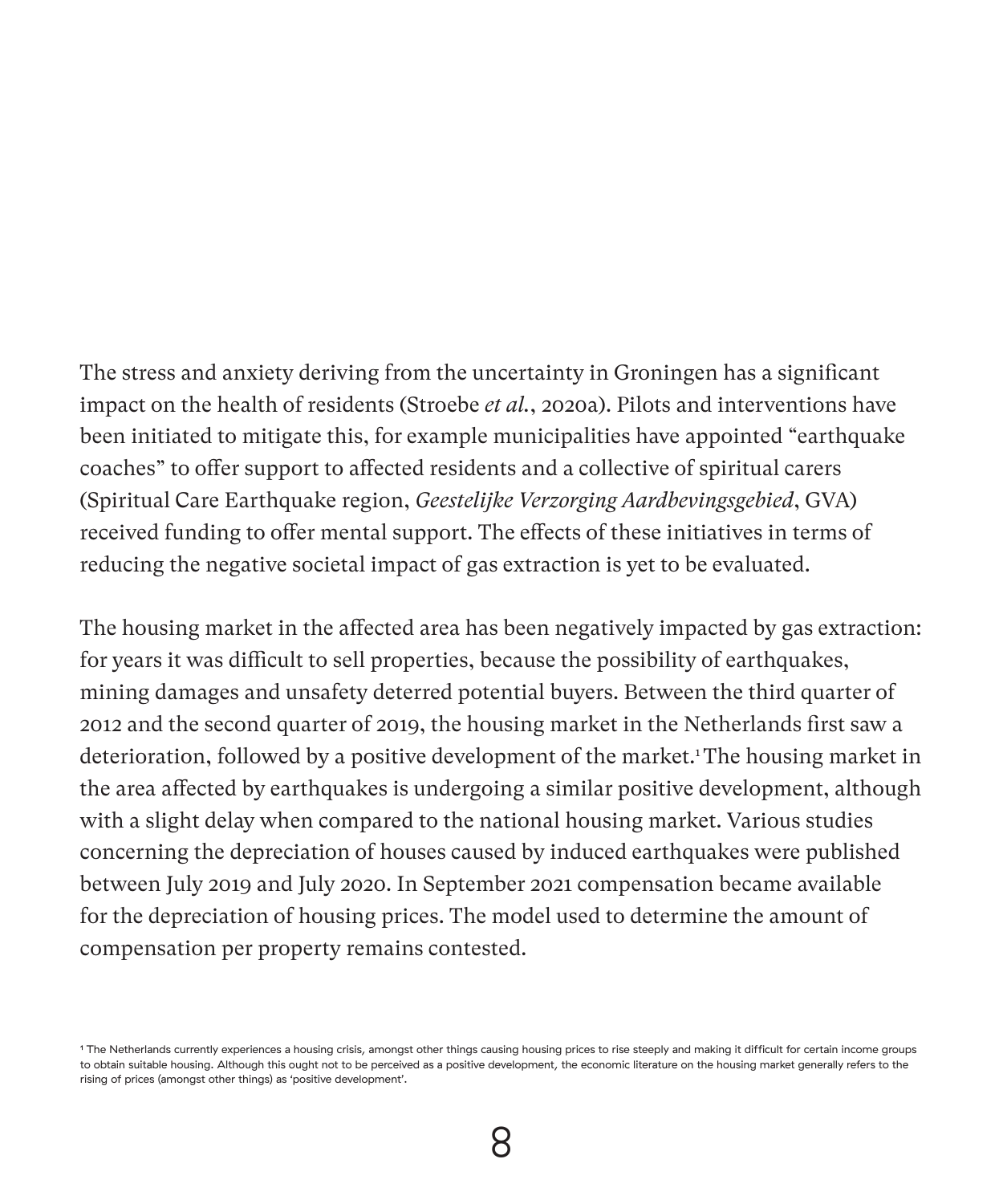The stress and anxiety deriving from the uncertainty in Groningen has a significant impact on the health of residents (Stroebe *et al.*, 2020a). Pilots and interventions have been initiated to mitigate this, for example municipalities have appointed "earthquake coaches" to offer support to affected residents and a collective of spiritual carers (Spiritual Care Earthquake region, *Geestelijke Verzorging Aardbevingsgebied*, GVA) received funding to offer mental support. The effects of these initiatives in terms of reducing the negative societal impact of gas extraction is yet to be evaluated.

The housing market in the affected area has been negatively impacted by gas extraction: for years it was difficult to sell properties, because the possibility of earthquakes, mining damages and unsafety deterred potential buyers. Between the third quarter of 2012 and the second quarter of 2019, the housing market in the Netherlands first saw a deterioration, followed by a positive development of the market.[1] The housing market in the area affected by earthquakes is undergoing a similar positive development, although with a slight delay when compared to the national housing market. Various studies concerning the depreciation of houses caused by induced earthquakes were published between July 2019 and July 2020. In September 2021 compensation became available for the depreciation of housing prices. The model used to determine the amount of compensation per property remains contested.

[1] The Netherlands currently experiences a housing crisis, amongst other things causing housing prices to rise steeply and making it difficult for certain income groups to obtain suitable housing. Although this ought not to be perceived as a positive development, the economic literature on the housing market generally refers to the rising of prices (amongst other things) as 'positive development'.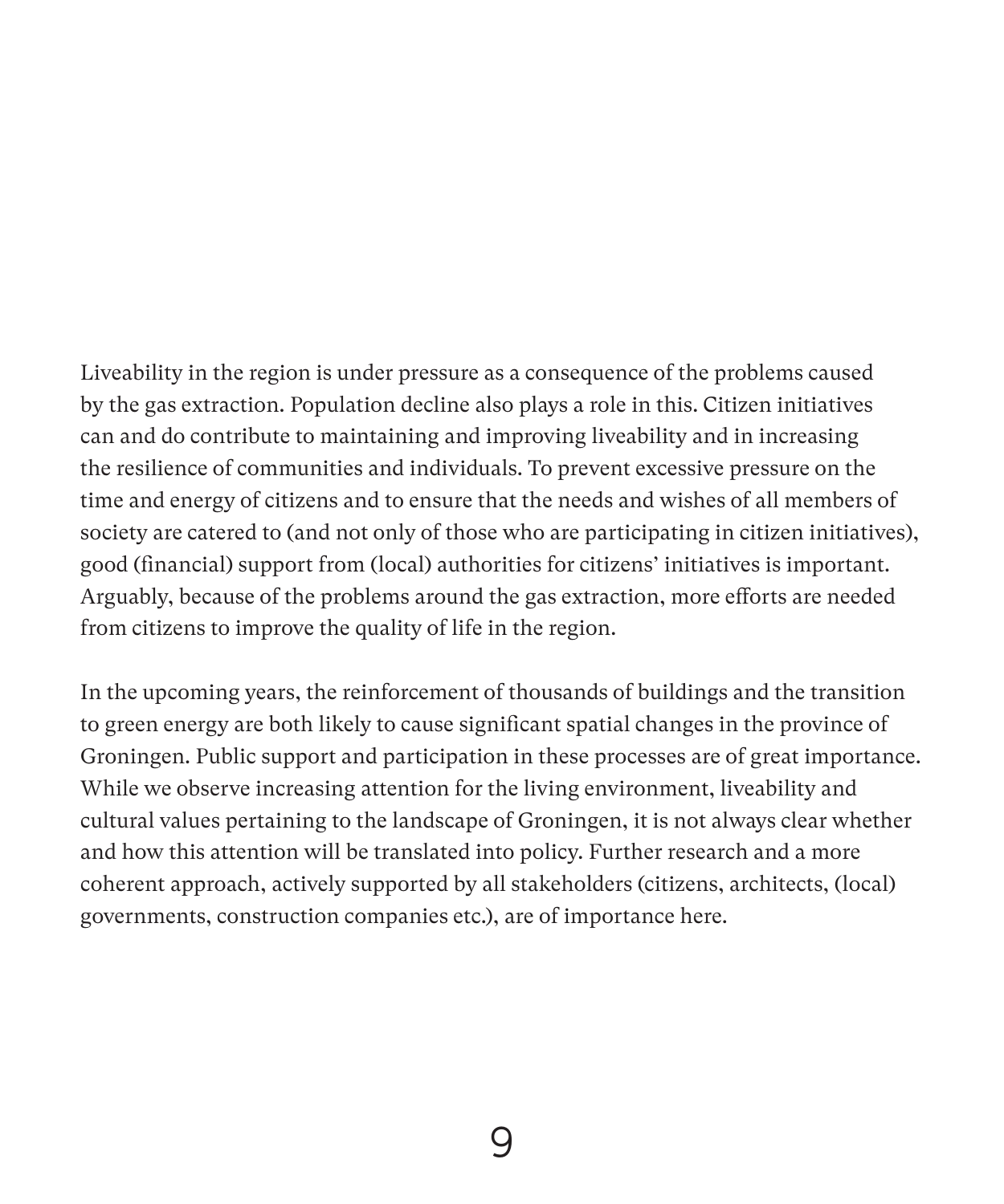Liveability in the region is under pressure as a consequence of the problems caused by the gas extraction. Population decline also plays a role in this. Citizen initiatives can and do contribute to maintaining and improving liveability and in increasing the resilience of communities and individuals. To prevent excessive pressure on the time and energy of citizens and to ensure that the needs and wishes of all members of society are catered to (and not only of those who are participating in citizen initiatives), good (financial) support from (local) authorities for citizens' initiatives is important. Arguably, because of the problems around the gas extraction, more efforts are needed from citizens to improve the quality of life in the region.

In the upcoming years, the reinforcement of thousands of buildings and the transition to green energy are both likely to cause significant spatial changes in the province of Groningen. Public support and participation in these processes are of great importance. While we observe increasing attention for the living environment, liveability and cultural values pertaining to the landscape of Groningen, it is not always clear whether and how this attention will be translated into policy. Further research and a more coherent approach, actively supported by all stakeholders (citizens, architects, (local) governments, construction companies etc.), are of importance here.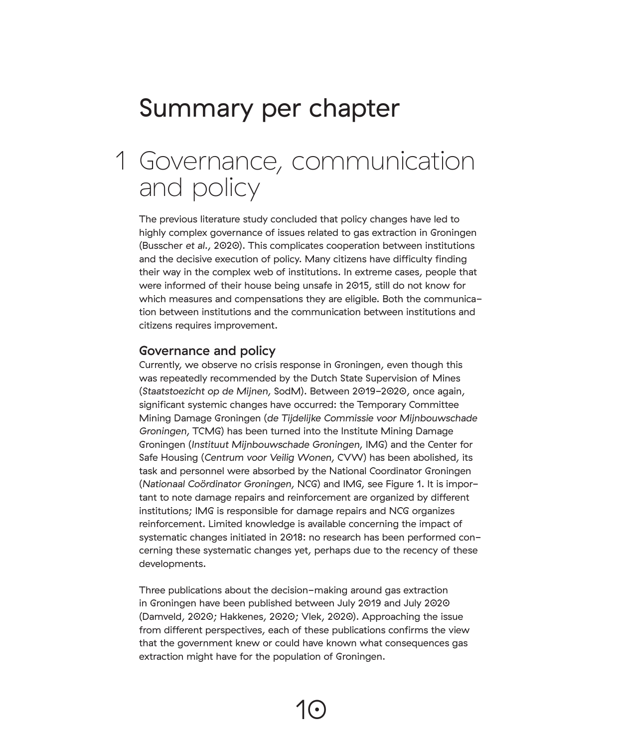# Summary per chapter

## 1 Governance, communication and policy

The previous literature study concluded that policy changes have led to highly complex governance of issues related to gas extraction in Groningen (Busscher *et al.*, 2020). This complicates cooperation between institutions and the decisive execution of policy. Many citizens have difficulty finding their way in the complex web of institutions. In extreme cases, people that were informed of their house being unsafe in 2015, still do not know for which measures and compensations they are eligible. Both the communication between institutions and the communication between institutions and citizens requires improvement.

### Governance and policy

Currently, we observe no crisis response in Groningen, even though this was repeatedly recommended by the Dutch State Supervision of Mines (*Staatstoezicht op de Mijnen*, SodM). Between 2019–2020, once again, significant systemic changes have occurred: the Temporary Committee Mining Damage Groningen (*de Tijdelijke Commissie voor Mijnbouwschade Groningen*, TCMG) has been turned into the Institute Mining Damage Groningen (*Instituut Mijnbouwschade Groningen*, IMG) and the Center for Safe Housing (*Centrum voor Veilig Wonen*, CVW) has been abolished, its task and personnel were absorbed by the National Coordinator Groningen (*Nationaal Coördinator Groningen*, NCG) and IMG, see Figure 1. It is important to note damage repairs and reinforcement are organized by different institutions; IMG is responsible for damage repairs and NCG organizes reinforcement. Limited knowledge is available concerning the impact of systematic changes initiated in 2018: no research has been performed concerning these systematic changes yet, perhaps due to the recency of these developments.

Three publications about the decision-making around gas extraction in Groningen have been published between July 2019 and July 2020 (Damveld, 2020; Hakkenes, 2020; Vlek, 2020). Approaching the issue from different perspectives, each of these publications confirms the view that the government knew or could have known what consequences gas extraction might have for the population of Groningen.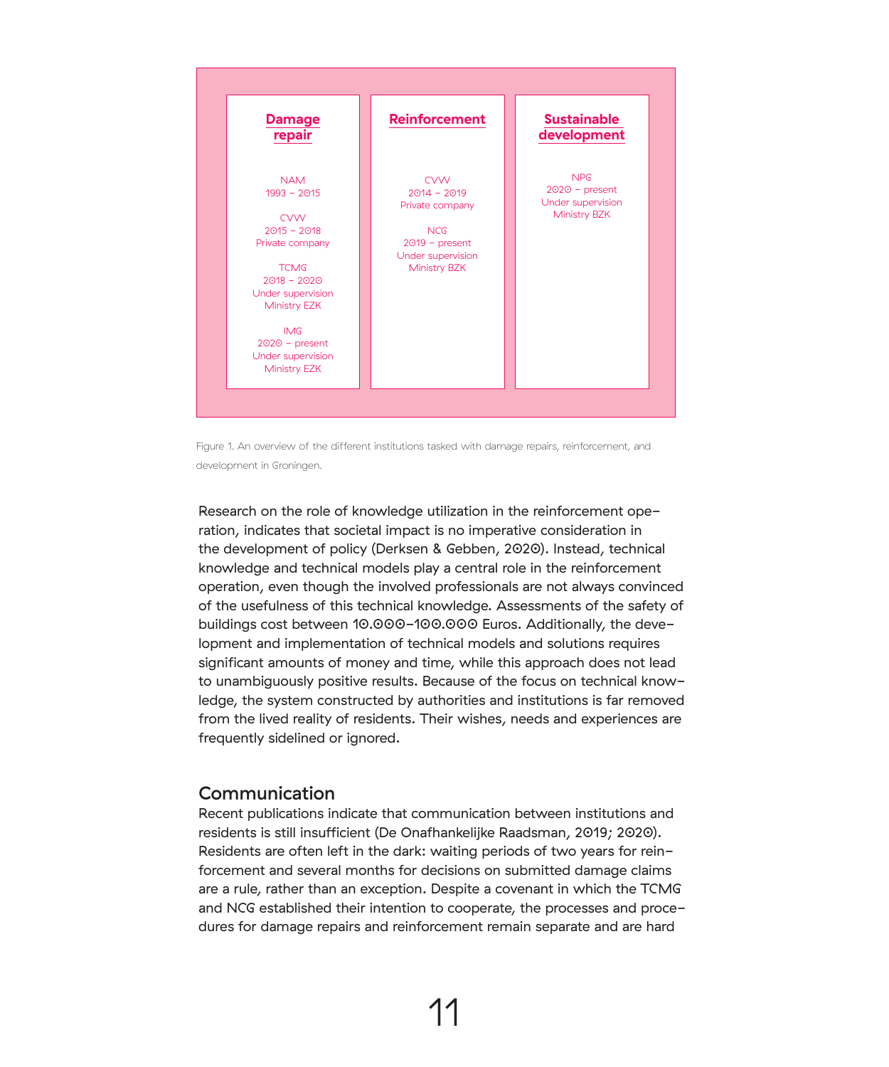| Damage repair | Reinforcement | Sustainable development |
|---|---|---|
| NAM<br>1993 – 2015<br><br>CVW<br>2015 – 2018<br>Private company<br><br>TCMG<br>2018 – 2020<br>Under supervision Ministry EZK<br><br>IMG<br>2020 – present<br>Under supervision Ministry EZK | CVW<br>2014 – 2019<br>Private company<br><br>NCG<br>2019 – present<br>Under supervision Ministry BZK | NPG<br>2020 – present<br>Under supervision Ministry BZK |

Figure 1. An overview of the different institutions tasked with damage repairs, reinforcement, and development in Groningen.

Research on the role of knowledge utilization in the reinforcement operation, indicates that societal impact is no imperative consideration in the development of policy (Derksen & Gebben, 2020). Instead, technical knowledge and technical models play a central role in the reinforcement operation, even though the involved professionals are not always convinced of the usefulness of this technical knowledge. Assessments of the safety of buildings cost between 10.000–100.000 Euros. Additionally, the development and implementation of technical models and solutions requires significant amounts of money and time, while this approach does not lead to unambiguously positive results. Because of the focus on technical knowledge, the system constructed by authorities and institutions is far removed from the lived reality of residents. Their wishes, needs and experiences are frequently sidelined or ignored.

## Communication

Recent publications indicate that communication between institutions and residents is still insufficient (De Onafhankelijke Raadsman, 2019; 2020). Residents are often left in the dark: waiting periods of two years for reinforcement and several months for decisions on submitted damage claims are a rule, rather than an exception. Despite a covenant in which the TCMG and NCG established their intention to cooperate, the processes and procedures for damage repairs and reinforcement remain separate and are hard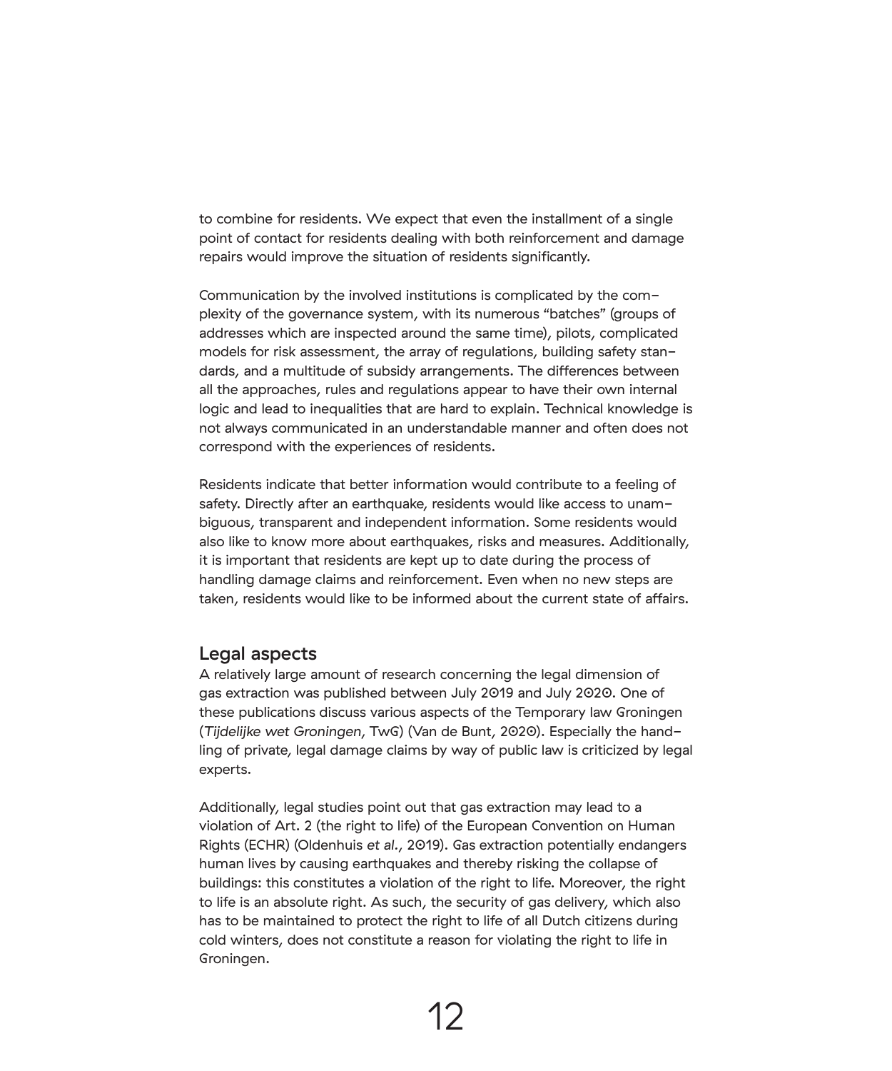to combine for residents. We expect that even the installment of a single point of contact for residents dealing with both reinforcement and damage repairs would improve the situation of residents significantly.

Communication by the involved institutions is complicated by the complexity of the governance system, with its numerous "batches" (groups of addresses which are inspected around the same time), pilots, complicated models for risk assessment, the array of regulations, building safety standards, and a multitude of subsidy arrangements. The differences between all the approaches, rules and regulations appear to have their own internal logic and lead to inequalities that are hard to explain. Technical knowledge is not always communicated in an understandable manner and often does not correspond with the experiences of residents.

Residents indicate that better information would contribute to a feeling of safety. Directly after an earthquake, residents would like access to unambiguous, transparent and independent information. Some residents would also like to know more about earthquakes, risks and measures. Additionally, it is important that residents are kept up to date during the process of handling damage claims and reinforcement. Even when no new steps are taken, residents would like to be informed about the current state of affairs.

## Legal aspects

A relatively large amount of research concerning the legal dimension of gas extraction was published between July 2019 and July 2020. One of these publications discuss various aspects of the Temporary law Groningen (*Tijdelijke wet Groningen*, TwG) (Van de Bunt, 2020). Especially the handling of private, legal damage claims by way of public law is criticized by legal experts.

Additionally, legal studies point out that gas extraction may lead to a violation of Art. 2 (the right to life) of the European Convention on Human Rights (ECHR) (Oldenhuis *et al.*, 2019). Gas extraction potentially endangers human lives by causing earthquakes and thereby risking the collapse of buildings: this constitutes a violation of the right to life. Moreover, the right to life is an absolute right. As such, the security of gas delivery, which also has to be maintained to protect the right to life of all Dutch citizens during cold winters, does not constitute a reason for violating the right to life in Groningen.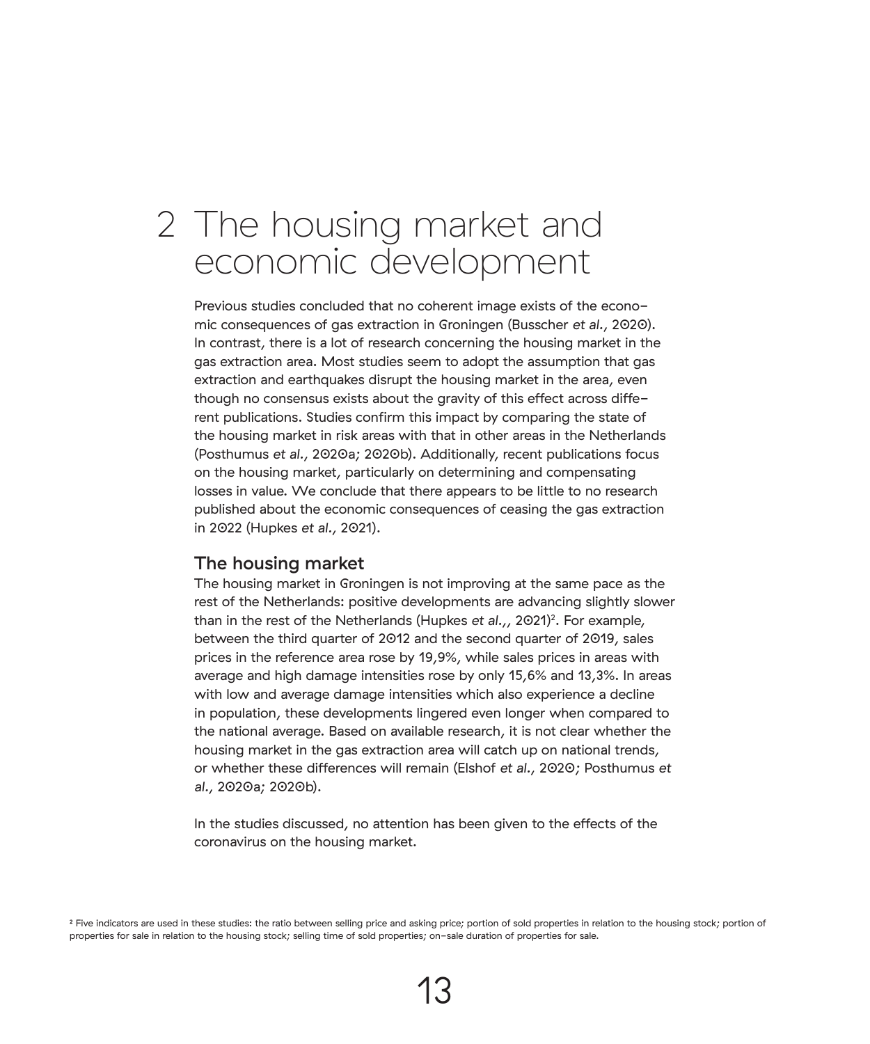# 2 The housing market and economic development

Previous studies concluded that no coherent image exists of the economic consequences of gas extraction in Groningen (Busscher *et al.*, 2020). In contrast, there is a lot of research concerning the housing market in the gas extraction area. Most studies seem to adopt the assumption that gas extraction and earthquakes disrupt the housing market in the area, even though no consensus exists about the gravity of this effect across different publications. Studies confirm this impact by comparing the state of the housing market in risk areas with that in other areas in the Netherlands (Posthumus *et al.*, 2020a; 2020b). Additionally, recent publications focus on the housing market, particularly on determining and compensating losses in value. We conclude that there appears to be little to no research published about the economic consequences of ceasing the gas extraction in 2022 (Hupkes *et al.*, 2021).

## The housing market

The housing market in Groningen is not improving at the same pace as the rest of the Netherlands: positive developments are advancing slightly slower than in the rest of the Netherlands (Hupkes *et al.*,, 2021)[2]. For example, between the third quarter of 2012 and the second quarter of 2019, sales prices in the reference area rose by 19,9%, while sales prices in areas with average and high damage intensities rose by only 15,6% and 13,3%. In areas with low and average damage intensities which also experience a decline in population, these developments lingered even longer when compared to the national average. Based on available research, it is not clear whether the housing market in the gas extraction area will catch up on national trends, or whether these differences will remain (Elshof *et al.*, 2020; Posthumus *et al.*, 2020a; 2020b).

In the studies discussed, no attention has been given to the effects of the coronavirus on the housing market.

[2] Five indicators are used in these studies: the ratio between selling price and asking price; portion of sold properties in relation to the housing stock; portion of properties for sale in relation to the housing stock; selling time of sold properties; on-sale duration of properties for sale.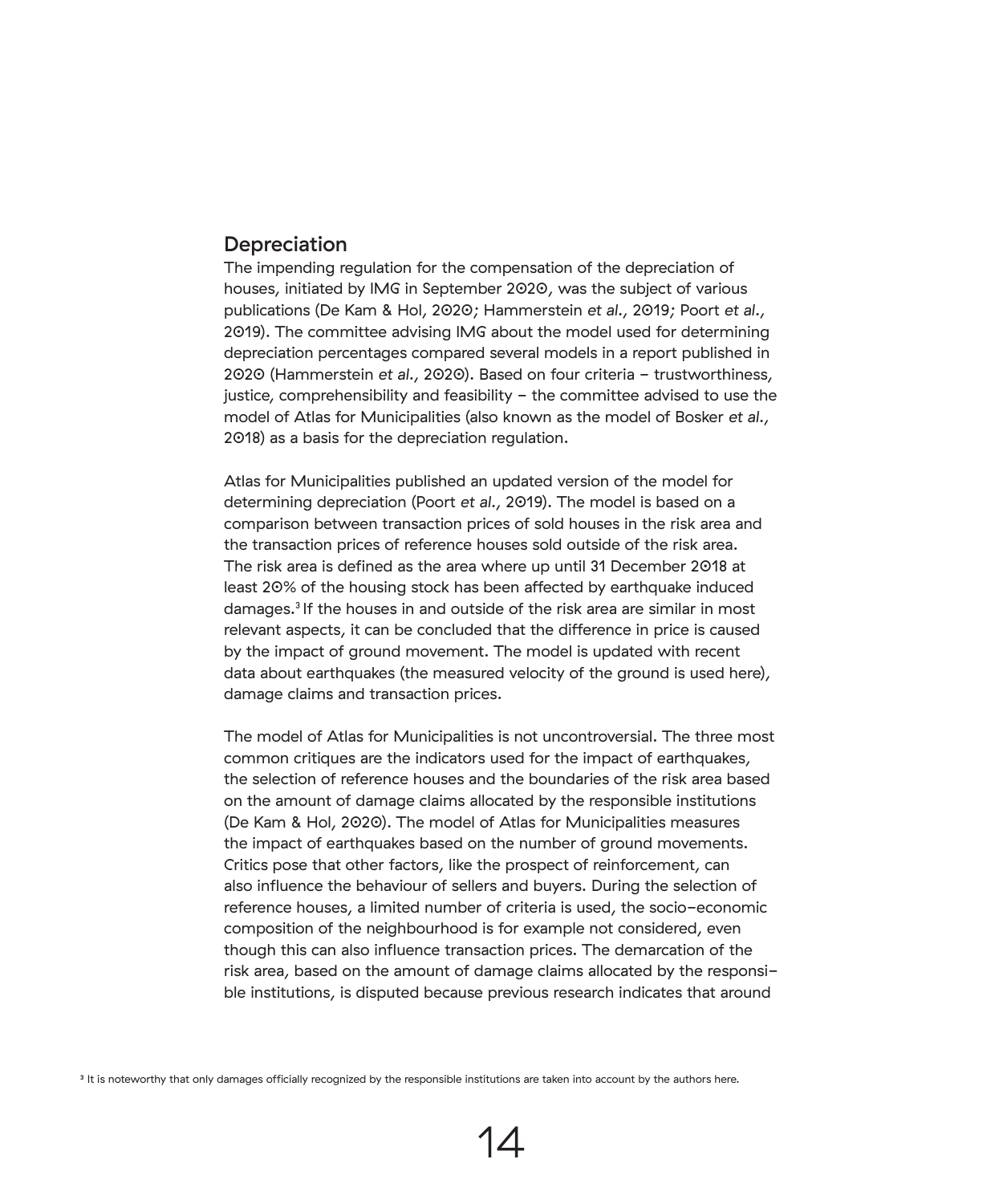## Depreciation

The impending regulation for the compensation of the depreciation of houses, initiated by IMG in September 2020, was the subject of various publications (De Kam & Hol, 2020; Hammerstein *et al.*, 2019; Poort *et al.*, 2019). The committee advising IMG about the model used for determining depreciation percentages compared several models in a report published in 2020 (Hammerstein *et al.*, 2020). Based on four criteria – trustworthiness, justice, comprehensibility and feasibility – the committee advised to use the model of Atlas for Municipalities (also known as the model of Bosker *et al.*, 2018) as a basis for the depreciation regulation.

Atlas for Municipalities published an updated version of the model for determining depreciation (Poort *et al.*, 2019). The model is based on a comparison between transaction prices of sold houses in the risk area and the transaction prices of reference houses sold outside of the risk area. The risk area is defined as the area where up until 31 December 2018 at least 20% of the housing stock has been affected by earthquake induced damages.[3] If the houses in and outside of the risk area are similar in most relevant aspects, it can be concluded that the difference in price is caused by the impact of ground movement. The model is updated with recent data about earthquakes (the measured velocity of the ground is used here), damage claims and transaction prices.

The model of Atlas for Municipalities is not uncontroversial. The three most common critiques are the indicators used for the impact of earthquakes, the selection of reference houses and the boundaries of the risk area based on the amount of damage claims allocated by the responsible institutions (De Kam & Hol, 2020). The model of Atlas for Municipalities measures the impact of earthquakes based on the number of ground movements. Critics pose that other factors, like the prospect of reinforcement, can also influence the behaviour of sellers and buyers. During the selection of reference houses, a limited number of criteria is used, the socio-economic composition of the neighbourhood is for example not considered, even though this can also influence transaction prices. The demarcation of the risk area, based on the amount of damage claims allocated by the responsible institutions, is disputed because previous research indicates that around

[3] It is noteworthy that only damages officially recognized by the responsible institutions are taken into account by the authors here.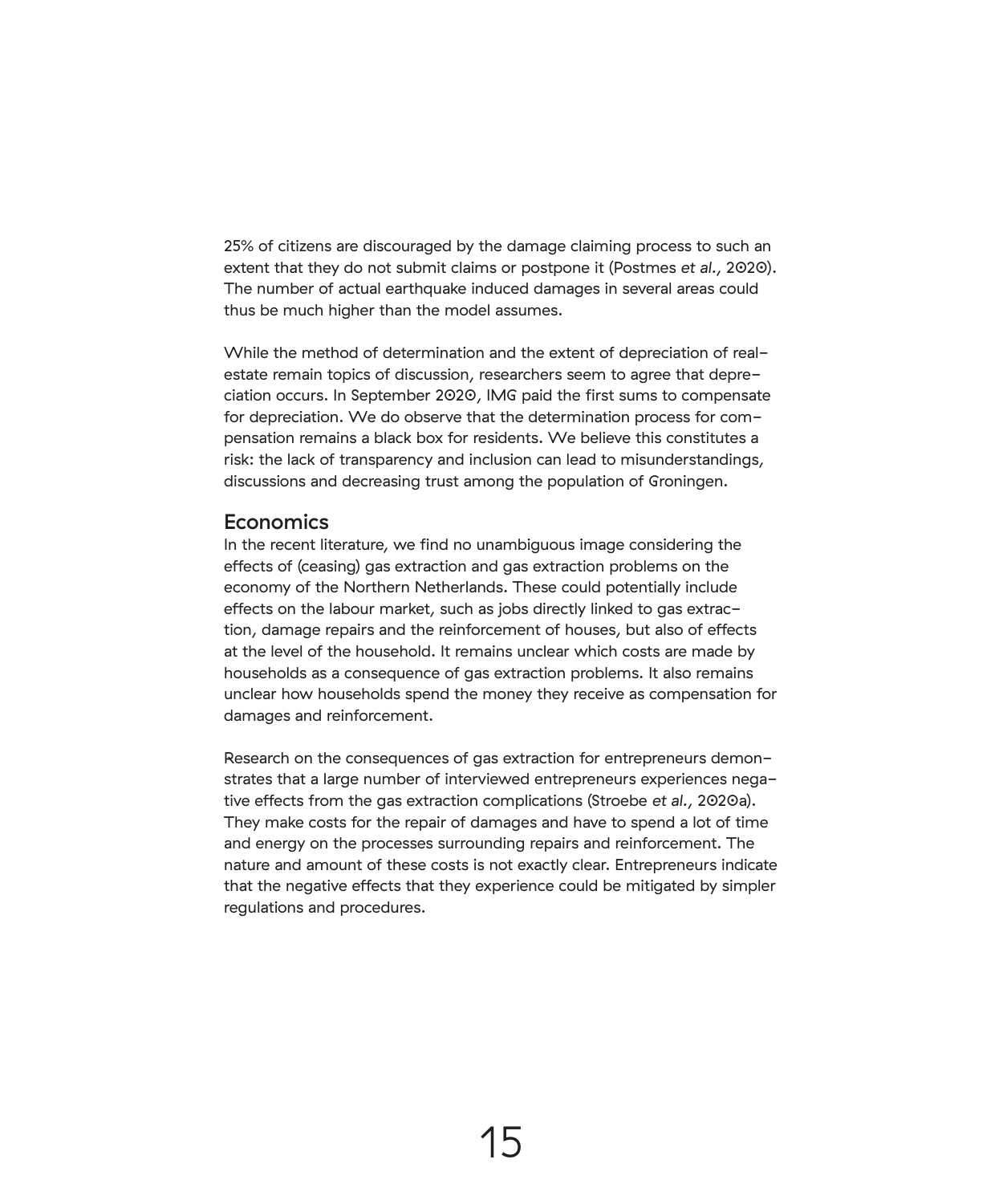25% of citizens are discouraged by the damage claiming process to such an extent that they do not submit claims or postpone it (Postmes *et al.*, 2020). The number of actual earthquake induced damages in several areas could thus be much higher than the model assumes.

While the method of determination and the extent of depreciation of real-estate remain topics of discussion, researchers seem to agree that depreciation occurs. In September 2020, IMG paid the first sums to compensate for depreciation. We do observe that the determination process for compensation remains a black box for residents. We believe this constitutes a risk: the lack of transparency and inclusion can lead to misunderstandings, discussions and decreasing trust among the population of Groningen.

## Economics

In the recent literature, we find no unambiguous image considering the effects of (ceasing) gas extraction and gas extraction problems on the economy of the Northern Netherlands. These could potentially include effects on the labour market, such as jobs directly linked to gas extraction, damage repairs and the reinforcement of houses, but also of effects at the level of the household. It remains unclear which costs are made by households as a consequence of gas extraction problems. It also remains unclear how households spend the money they receive as compensation for damages and reinforcement.

Research on the consequences of gas extraction for entrepreneurs demonstrates that a large number of interviewed entrepreneurs experiences negative effects from the gas extraction complications (Stroebe *et al.*, 2020a). They make costs for the repair of damages and have to spend a lot of time and energy on the processes surrounding repairs and reinforcement. The nature and amount of these costs is not exactly clear. Entrepreneurs indicate that the negative effects that they experience could be mitigated by simpler regulations and procedures.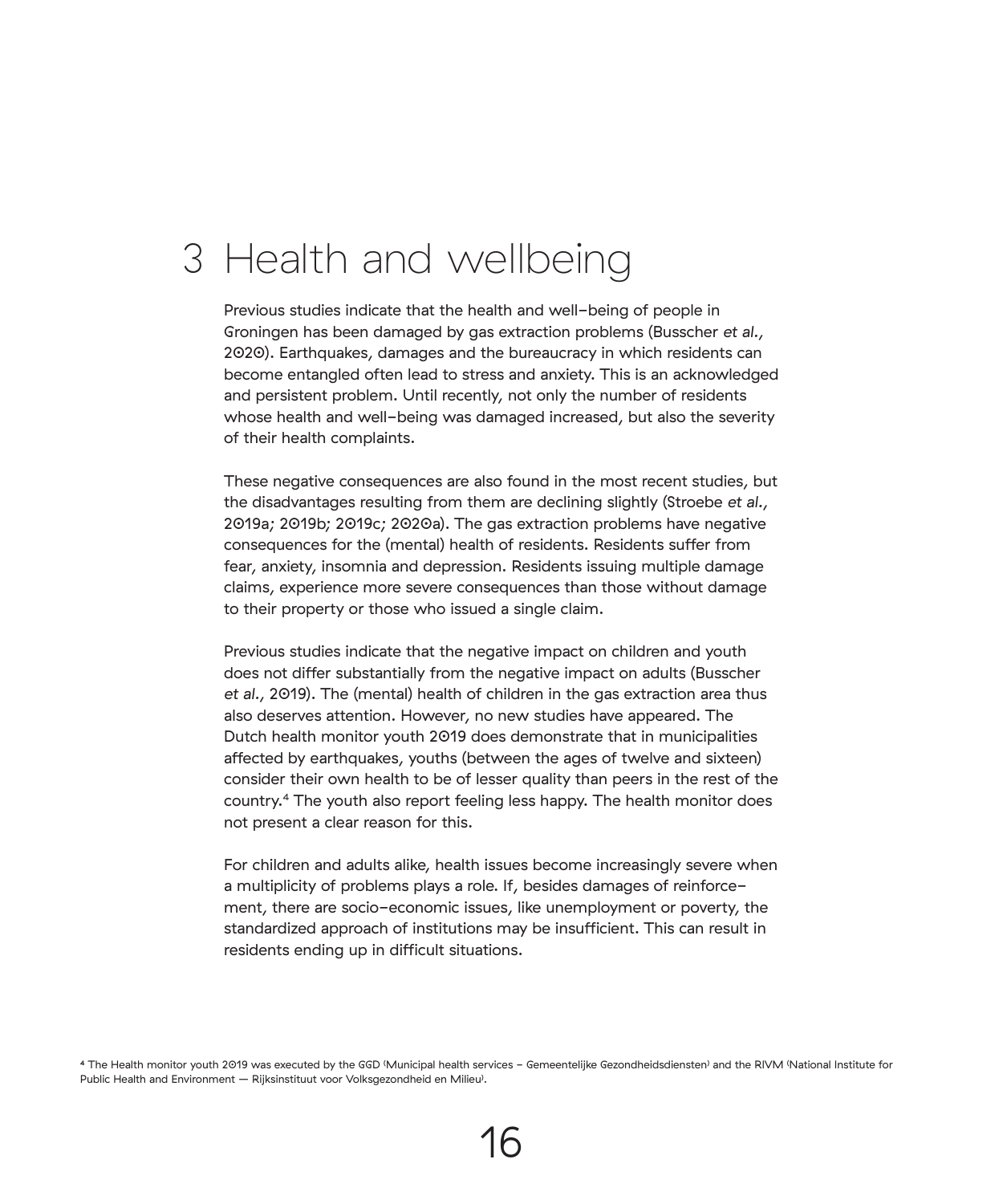# 3 Health and wellbeing

Previous studies indicate that the health and well-being of people in Groningen has been damaged by gas extraction problems (Busscher *et al.*, 2020). Earthquakes, damages and the bureaucracy in which residents can become entangled often lead to stress and anxiety. This is an acknowledged and persistent problem. Until recently, not only the number of residents whose health and well-being was damaged increased, but also the severity of their health complaints.

These negative consequences are also found in the most recent studies, but the disadvantages resulting from them are declining slightly (Stroebe *et al.*, 2019a; 2019b; 2019c; 2020a). The gas extraction problems have negative consequences for the (mental) health of residents. Residents suffer from fear, anxiety, insomnia and depression. Residents issuing multiple damage claims, experience more severe consequences than those without damage to their property or those who issued a single claim.

Previous studies indicate that the negative impact on children and youth does not differ substantially from the negative impact on adults (Busscher *et al.*, 2019). The (mental) health of children in the gas extraction area thus also deserves attention. However, no new studies have appeared. The Dutch health monitor youth 2019 does demonstrate that in municipalities affected by earthquakes, youths (between the ages of twelve and sixteen) consider their own health to be of lesser quality than peers in the rest of the country.[4] The youth also report feeling less happy. The health monitor does not present a clear reason for this.

For children and adults alike, health issues become increasingly severe when a multiplicity of problems plays a role. If, besides damages of reinforcement, there are socio-economic issues, like unemployment or poverty, the standardized approach of institutions may be insufficient. This can result in residents ending up in difficult situations.

[4] The Health monitor youth 2019 was executed by the GGD (Municipal health services – Gemeentelijke Gezondheidsdiensten) and the RIVM (National Institute for Public Health and Environment — Rijksinstituut voor Volksgezondheid en Milieu).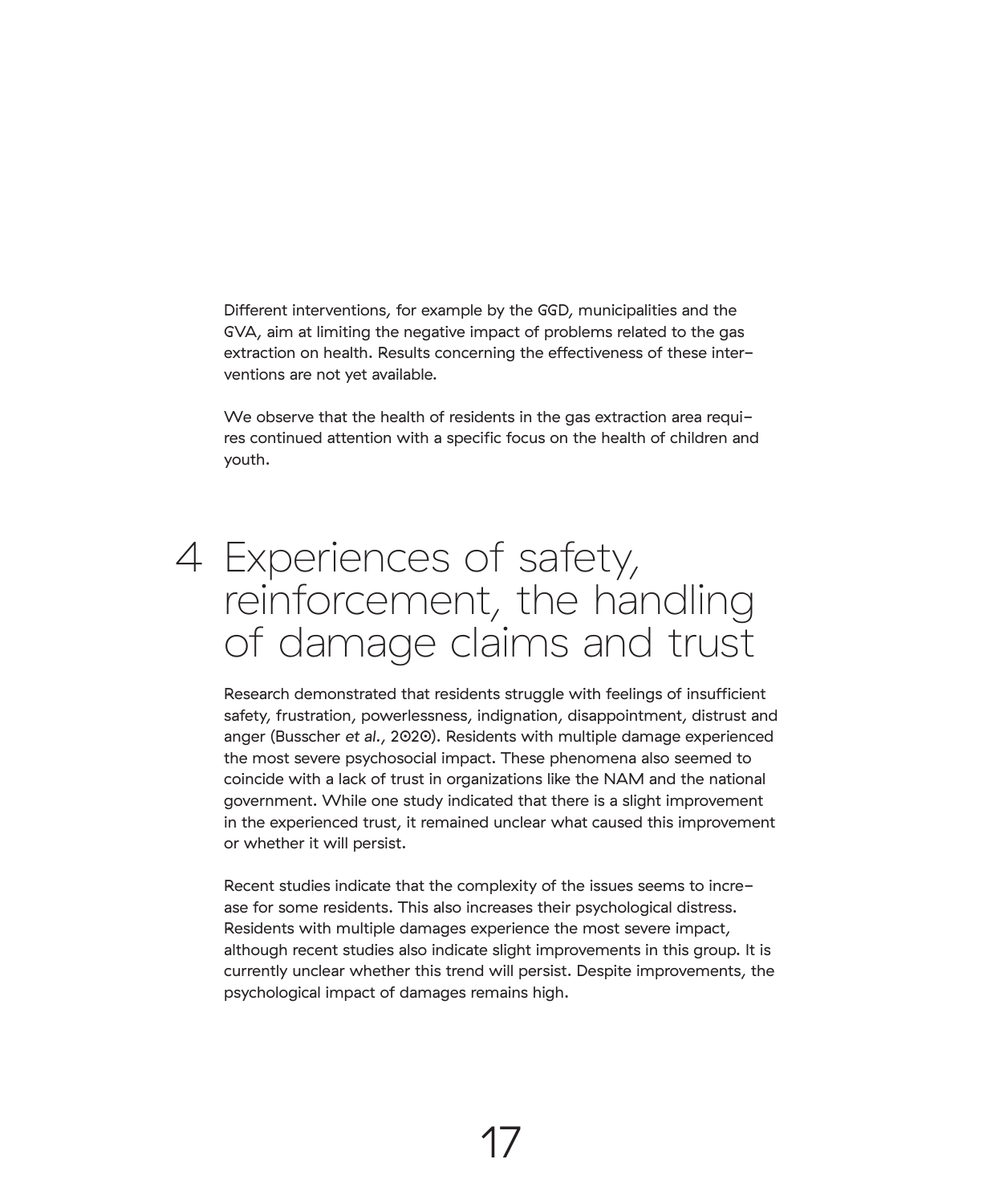Different interventions, for example by the GGD, municipalities and the GVA, aim at limiting the negative impact of problems related to the gas extraction on health. Results concerning the effectiveness of these interventions are not yet available.

We observe that the health of residents in the gas extraction area requires continued attention with a specific focus on the health of children and youth.

# 4 Experiences of safety, reinforcement, the handling of damage claims and trust

Research demonstrated that residents struggle with feelings of insufficient safety, frustration, powerlessness, indignation, disappointment, distrust and anger (Busscher *et al.*, 2020). Residents with multiple damage experienced the most severe psychosocial impact. These phenomena also seemed to coincide with a lack of trust in organizations like the NAM and the national government. While one study indicated that there is a slight improvement in the experienced trust, it remained unclear what caused this improvement or whether it will persist.

Recent studies indicate that the complexity of the issues seems to increase for some residents. This also increases their psychological distress. Residents with multiple damages experience the most severe impact, although recent studies also indicate slight improvements in this group. It is currently unclear whether this trend will persist. Despite improvements, the psychological impact of damages remains high.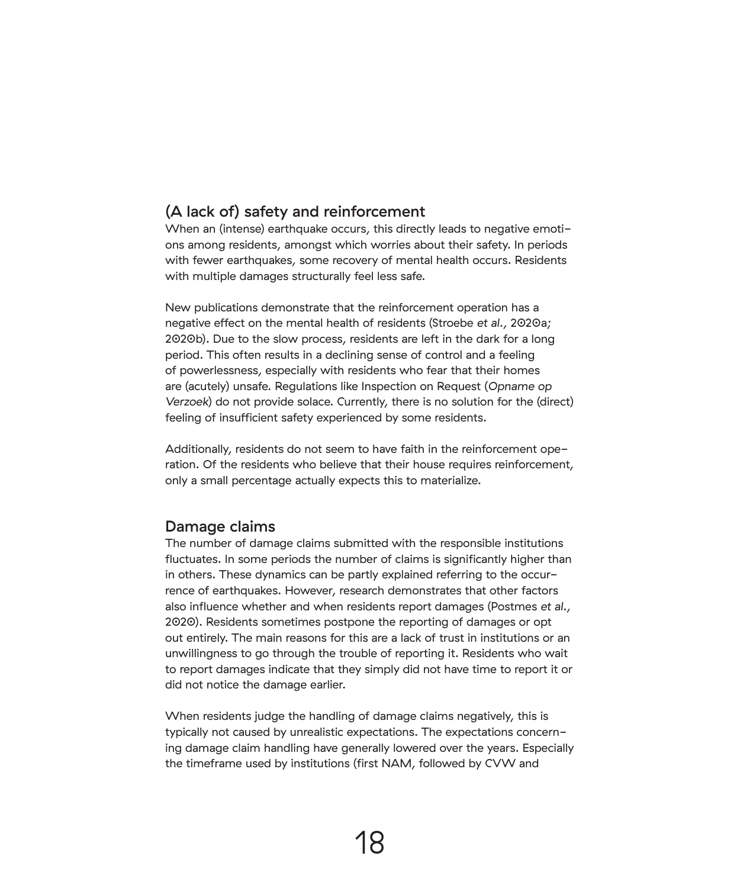## (A lack of) safety and reinforcement

When an (intense) earthquake occurs, this directly leads to negative emotions among residents, amongst which worries about their safety. In periods with fewer earthquakes, some recovery of mental health occurs. Residents with multiple damages structurally feel less safe.

New publications demonstrate that the reinforcement operation has a negative effect on the mental health of residents (Stroebe *et al.*, 2020a; 2020b). Due to the slow process, residents are left in the dark for a long period. This often results in a declining sense of control and a feeling of powerlessness, especially with residents who fear that their homes are (acutely) unsafe. Regulations like Inspection on Request (*Opname op Verzoek*) do not provide solace. Currently, there is no solution for the (direct) feeling of insufficient safety experienced by some residents.

Additionally, residents do not seem to have faith in the reinforcement operation. Of the residents who believe that their house requires reinforcement, only a small percentage actually expects this to materialize.

## Damage claims

The number of damage claims submitted with the responsible institutions fluctuates. In some periods the number of claims is significantly higher than in others. These dynamics can be partly explained referring to the occurrence of earthquakes. However, research demonstrates that other factors also influence whether and when residents report damages (Postmes *et al.*, 2020). Residents sometimes postpone the reporting of damages or opt out entirely. The main reasons for this are a lack of trust in institutions or an unwillingness to go through the trouble of reporting it. Residents who wait to report damages indicate that they simply did not have time to report it or did not notice the damage earlier.

When residents judge the handling of damage claims negatively, this is typically not caused by unrealistic expectations. The expectations concerning damage claim handling have generally lowered over the years. Especially the timeframe used by institutions (first NAM, followed by CVW and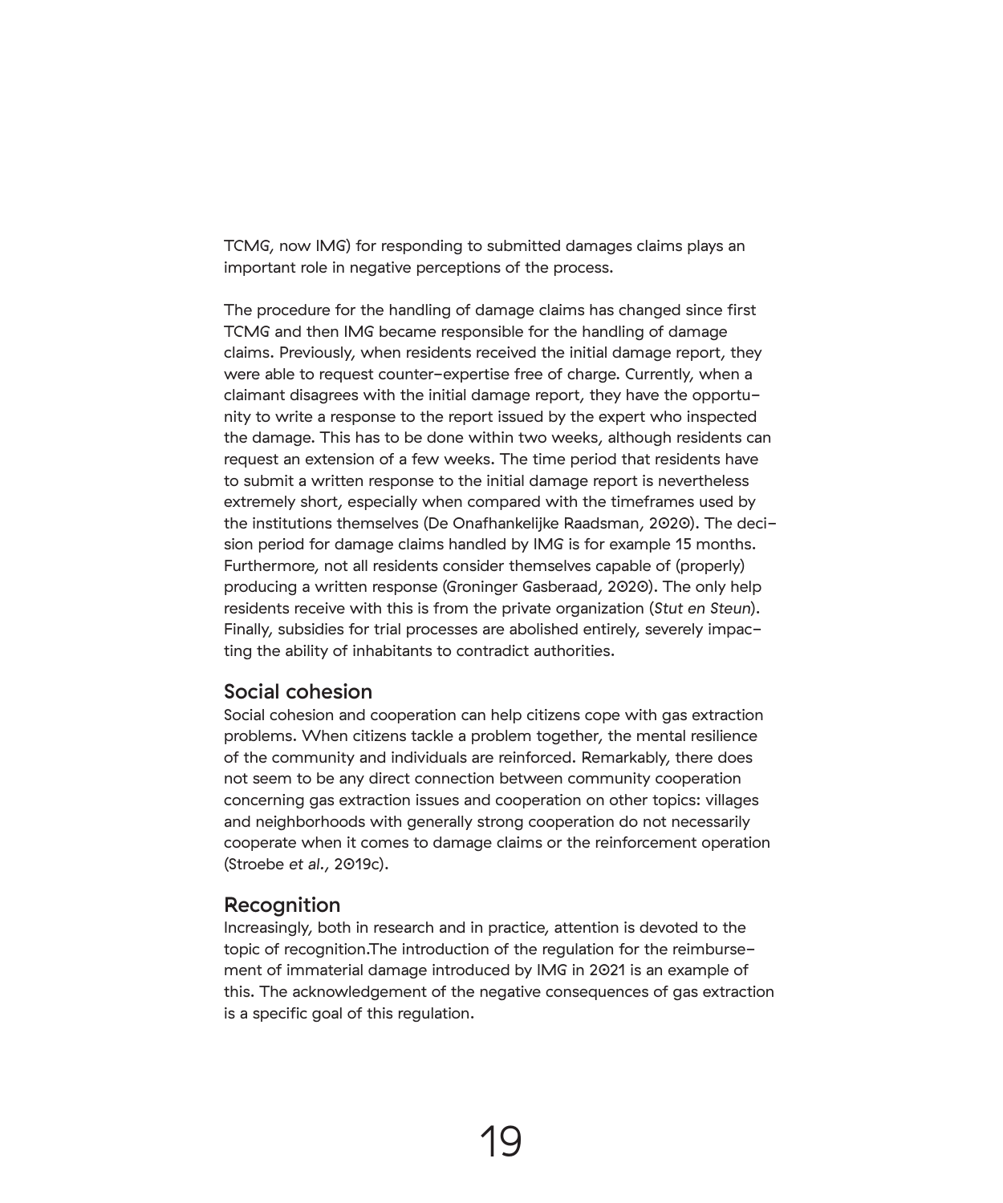TCMG, now IMG) for responding to submitted damages claims plays an important role in negative perceptions of the process.

The procedure for the handling of damage claims has changed since first TCMG and then IMG became responsible for the handling of damage claims. Previously, when residents received the initial damage report, they were able to request counter-expertise free of charge. Currently, when a claimant disagrees with the initial damage report, they have the opportunity to write a response to the report issued by the expert who inspected the damage. This has to be done within two weeks, although residents can request an extension of a few weeks. The time period that residents have to submit a written response to the initial damage report is nevertheless extremely short, especially when compared with the timeframes used by the institutions themselves (De Onafhankelijke Raadsman, 2020). The decision period for damage claims handled by IMG is for example 15 months. Furthermore, not all residents consider themselves capable of (properly) producing a written response (Groninger Gasberaad, 2020). The only help residents receive with this is from the private organization (*Stut en Steun*). Finally, subsidies for trial processes are abolished entirely, severely impacting the ability of inhabitants to contradict authorities.

## Social cohesion

Social cohesion and cooperation can help citizens cope with gas extraction problems. When citizens tackle a problem together, the mental resilience of the community and individuals are reinforced. Remarkably, there does not seem to be any direct connection between community cooperation concerning gas extraction issues and cooperation on other topics: villages and neighborhoods with generally strong cooperation do not necessarily cooperate when it comes to damage claims or the reinforcement operation (Stroebe *et al.*, 2019c).

## Recognition

Increasingly, both in research and in practice, attention is devoted to the topic of recognition.The introduction of the regulation for the reimbursement of immaterial damage introduced by IMG in 2021 is an example of this. The acknowledgement of the negative consequences of gas extraction is a specific goal of this regulation.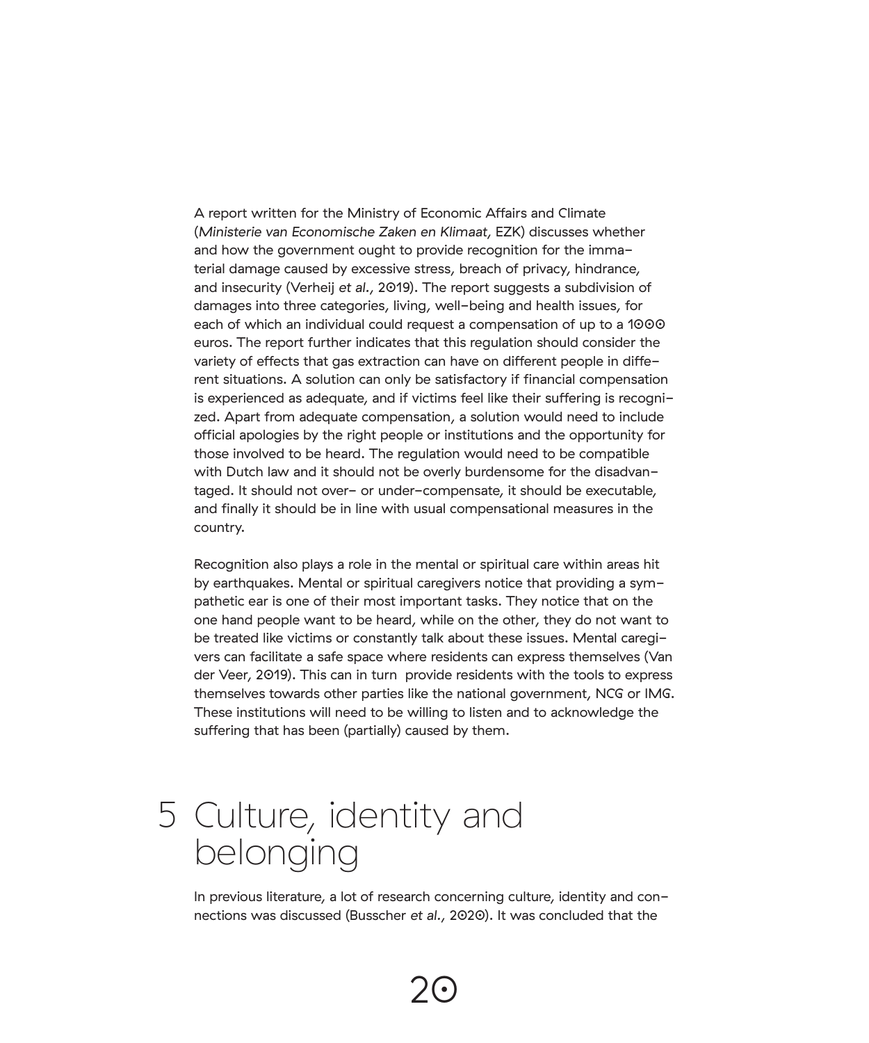A report written for the Ministry of Economic Affairs and Climate (*Ministerie van Economische Zaken en Klimaat*, EZK) discusses whether and how the government ought to provide recognition for the immaterial damage caused by excessive stress, breach of privacy, hindrance, and insecurity (Verheij *et al.*, 2019). The report suggests a subdivision of damages into three categories, living, well-being and health issues, for each of which an individual could request a compensation of up to a 1000 euros. The report further indicates that this regulation should consider the variety of effects that gas extraction can have on different people in different situations. A solution can only be satisfactory if financial compensation is experienced as adequate, and if victims feel like their suffering is recognized. Apart from adequate compensation, a solution would need to include official apologies by the right people or institutions and the opportunity for those involved to be heard. The regulation would need to be compatible with Dutch law and it should not be overly burdensome for the disadvantaged. It should not over- or under-compensate, it should be executable, and finally it should be in line with usual compensational measures in the country.

Recognition also plays a role in the mental or spiritual care within areas hit by earthquakes. Mental or spiritual caregivers notice that providing a sympathetic ear is one of their most important tasks. They notice that on the one hand people want to be heard, while on the other, they do not want to be treated like victims or constantly talk about these issues. Mental caregivers can facilitate a safe space where residents can express themselves (Van der Veer, 2019). This can in turn provide residents with the tools to express themselves towards other parties like the national government, NCG or IMG. These institutions will need to be willing to listen and to acknowledge the suffering that has been (partially) caused by them.

# 5 Culture, identity and belonging

In previous literature, a lot of research concerning culture, identity and connections was discussed (Busscher *et al.*, 2020). It was concluded that the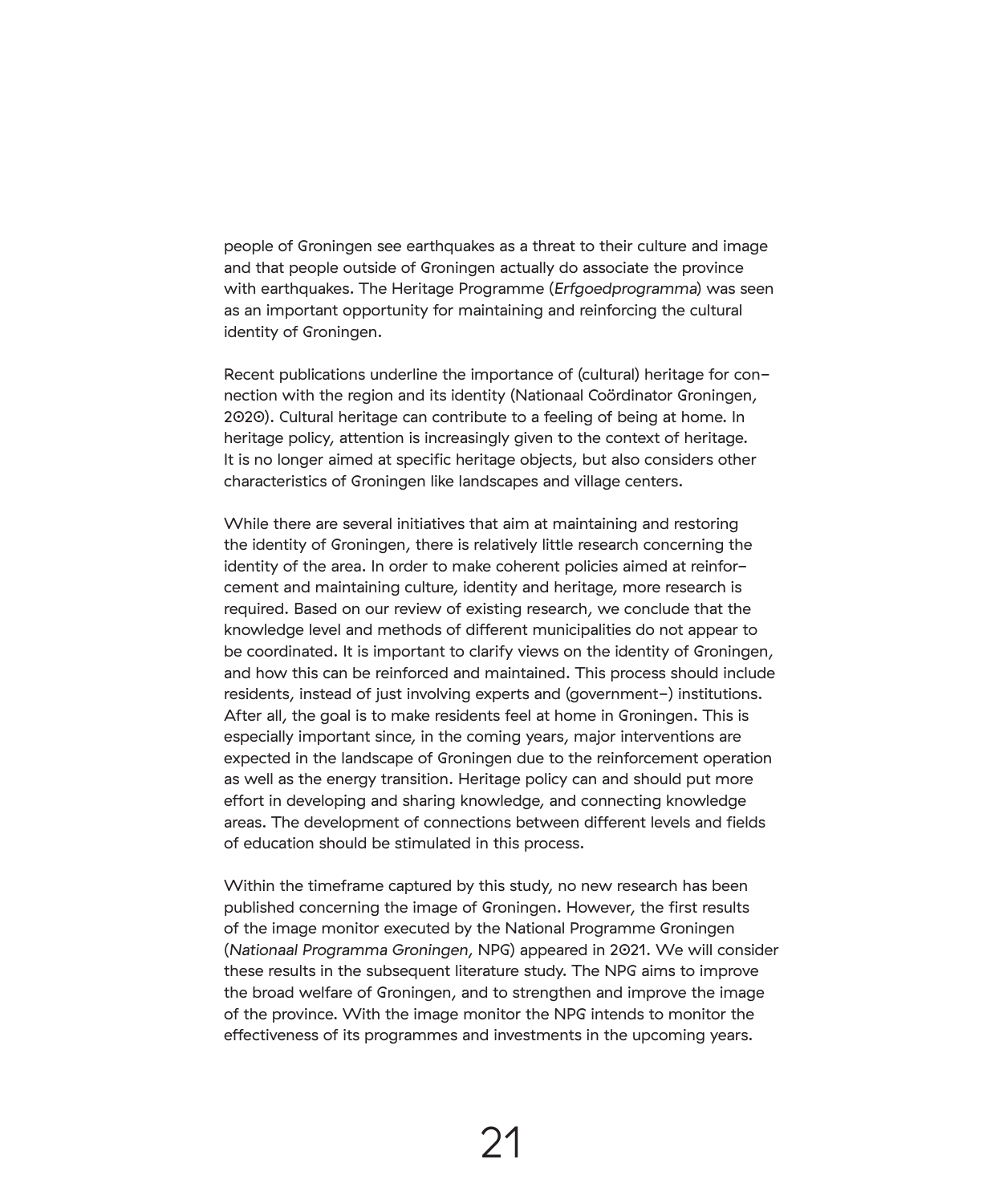people of Groningen see earthquakes as a threat to their culture and image and that people outside of Groningen actually do associate the province with earthquakes. The Heritage Programme (*Erfgoedprogramma*) was seen as an important opportunity for maintaining and reinforcing the cultural identity of Groningen.

Recent publications underline the importance of (cultural) heritage for connection with the region and its identity (Nationaal Coördinator Groningen, 2020). Cultural heritage can contribute to a feeling of being at home. In heritage policy, attention is increasingly given to the context of heritage. It is no longer aimed at specific heritage objects, but also considers other characteristics of Groningen like landscapes and village centers.

While there are several initiatives that aim at maintaining and restoring the identity of Groningen, there is relatively little research concerning the identity of the area. In order to make coherent policies aimed at reinforcement and maintaining culture, identity and heritage, more research is required. Based on our review of existing research, we conclude that the knowledge level and methods of different municipalities do not appear to be coordinated. It is important to clarify views on the identity of Groningen, and how this can be reinforced and maintained. This process should include residents, instead of just involving experts and (government-) institutions. After all, the goal is to make residents feel at home in Groningen. This is especially important since, in the coming years, major interventions are expected in the landscape of Groningen due to the reinforcement operation as well as the energy transition. Heritage policy can and should put more effort in developing and sharing knowledge, and connecting knowledge areas. The development of connections between different levels and fields of education should be stimulated in this process.

Within the timeframe captured by this study, no new research has been published concerning the image of Groningen. However, the first results of the image monitor executed by the National Programme Groningen (*Nationaal Programma Groningen*, NPG) appeared in 2021. We will consider these results in the subsequent literature study. The NPG aims to improve the broad welfare of Groningen, and to strengthen and improve the image of the province. With the image monitor the NPG intends to monitor the effectiveness of its programmes and investments in the upcoming years.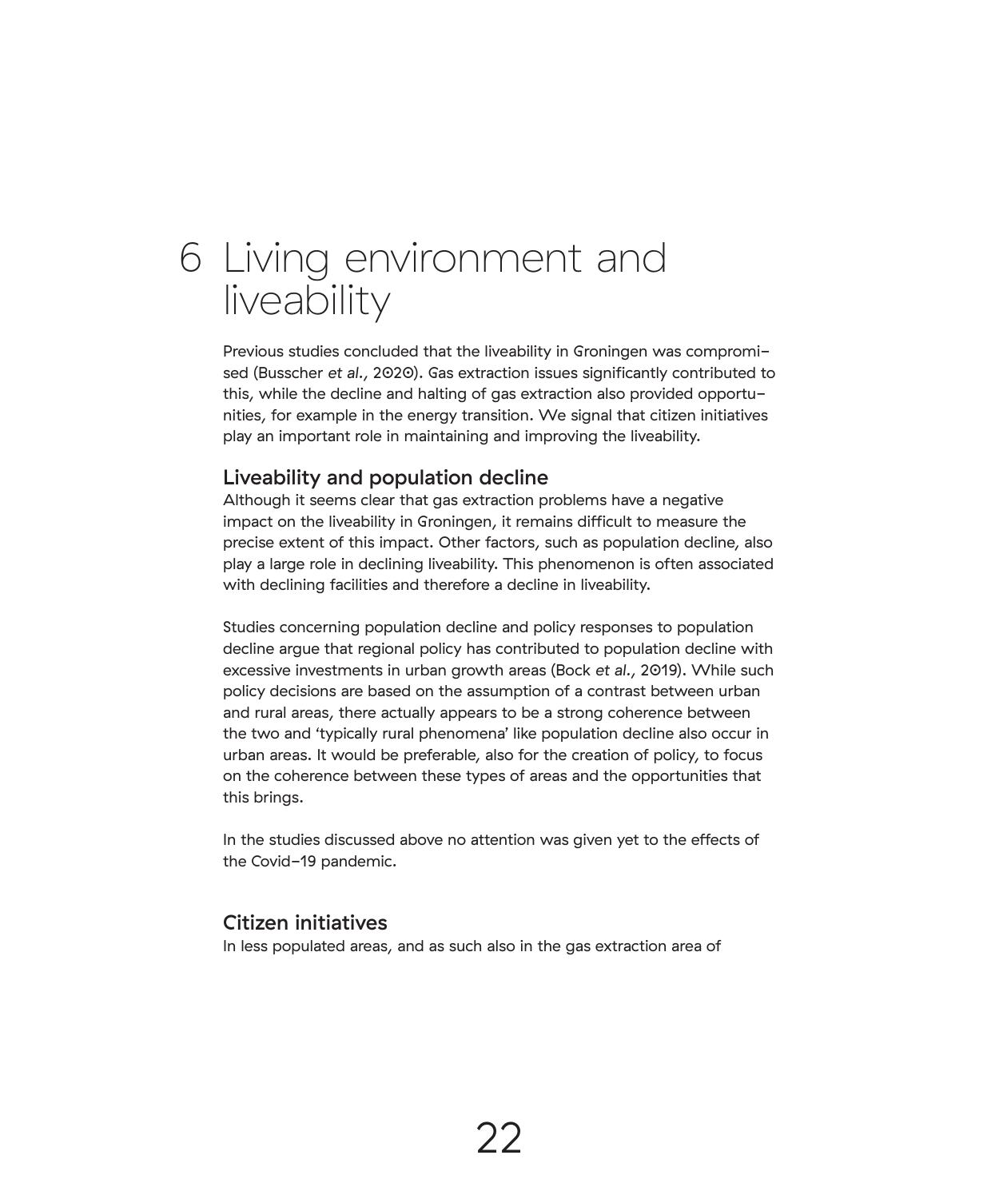# 6 Living environment and liveability

Previous studies concluded that the liveability in Groningen was compromised (Busscher *et al.*, 2020). Gas extraction issues significantly contributed to this, while the decline and halting of gas extraction also provided opportunities, for example in the energy transition. We signal that citizen initiatives play an important role in maintaining and improving the liveability.

## Liveability and population decline

Although it seems clear that gas extraction problems have a negative impact on the liveability in Groningen, it remains difficult to measure the precise extent of this impact. Other factors, such as population decline, also play a large role in declining liveability. This phenomenon is often associated with declining facilities and therefore a decline in liveability.

Studies concerning population decline and policy responses to population decline argue that regional policy has contributed to population decline with excessive investments in urban growth areas (Bock *et al.*, 2019). While such policy decisions are based on the assumption of a contrast between urban and rural areas, there actually appears to be a strong coherence between the two and 'typically rural phenomena' like population decline also occur in urban areas. It would be preferable, also for the creation of policy, to focus on the coherence between these types of areas and the opportunities that this brings.

In the studies discussed above no attention was given yet to the effects of the Covid-19 pandemic.

## Citizen initiatives

In less populated areas, and as such also in the gas extraction area of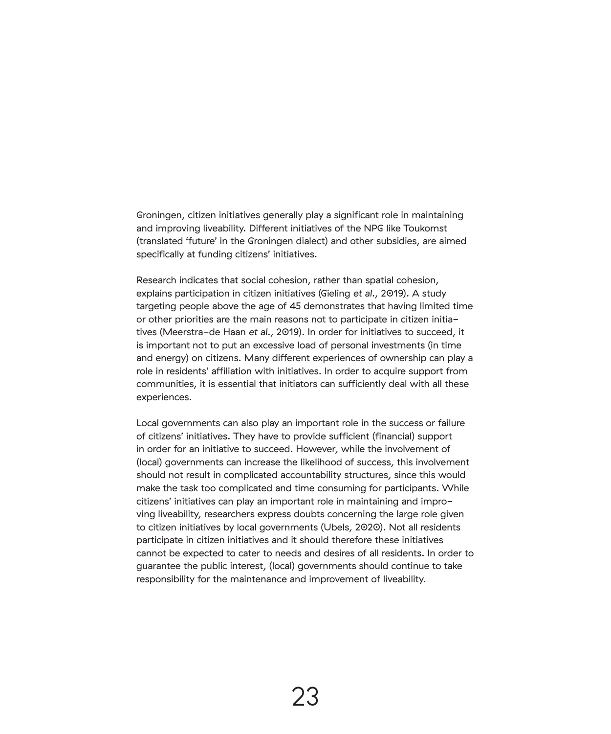Groningen, citizen initiatives generally play a significant role in maintaining and improving liveability. Different initiatives of the NPG like Toukomst (translated 'future' in the Groningen dialect) and other subsidies, are aimed specifically at funding citizens' initiatives.

Research indicates that social cohesion, rather than spatial cohesion, explains participation in citizen initiatives (Gieling *et al.*, 2019). A study targeting people above the age of 45 demonstrates that having limited time or other priorities are the main reasons not to participate in citizen initiatives (Meerstra-de Haan *et al.*, 2019). In order for initiatives to succeed, it is important not to put an excessive load of personal investments (in time and energy) on citizens. Many different experiences of ownership can play a role in residents' affiliation with initiatives. In order to acquire support from communities, it is essential that initiators can sufficiently deal with all these experiences.

Local governments can also play an important role in the success or failure of citizens' initiatives. They have to provide sufficient (financial) support in order for an initiative to succeed. However, while the involvement of (local) governments can increase the likelihood of success, this involvement should not result in complicated accountability structures, since this would make the task too complicated and time consuming for participants. While citizens' initiatives can play an important role in maintaining and improving liveability, researchers express doubts concerning the large role given to citizen initiatives by local governments (Ubels, 2020). Not all residents participate in citizen initiatives and it should therefore these initiatives cannot be expected to cater to needs and desires of all residents. In order to guarantee the public interest, (local) governments should continue to take responsibility for the maintenance and improvement of liveability.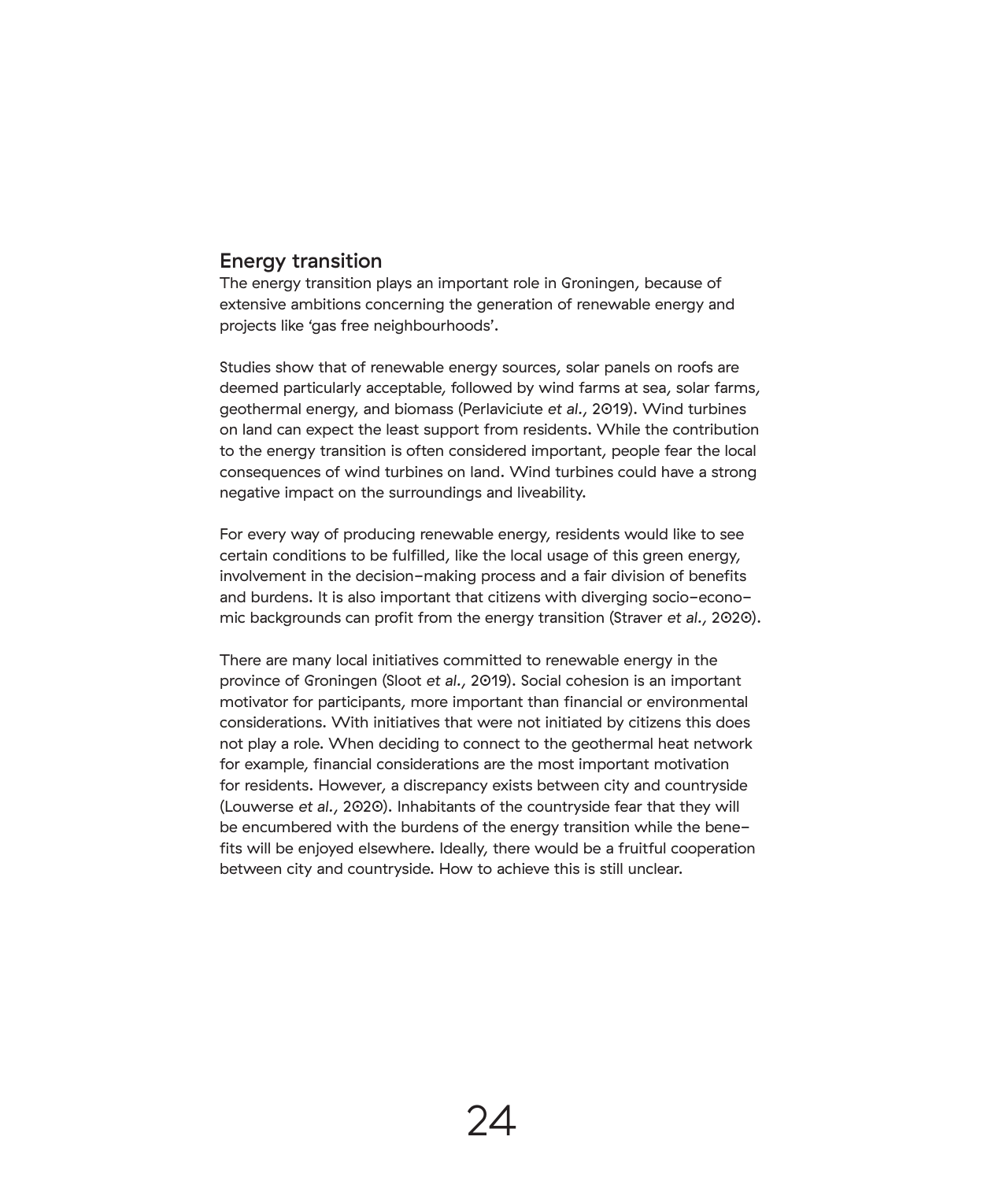## Energy transition

The energy transition plays an important role in Groningen, because of extensive ambitions concerning the generation of renewable energy and projects like 'gas free neighbourhoods'.

Studies show that of renewable energy sources, solar panels on roofs are deemed particularly acceptable, followed by wind farms at sea, solar farms, geothermal energy, and biomass (Perlaviciute *et al.*, 2019). Wind turbines on land can expect the least support from residents. While the contribution to the energy transition is often considered important, people fear the local consequences of wind turbines on land. Wind turbines could have a strong negative impact on the surroundings and liveability.

For every way of producing renewable energy, residents would like to see certain conditions to be fulfilled, like the local usage of this green energy, involvement in the decision-making process and a fair division of benefits and burdens. It is also important that citizens with diverging socio-economic backgrounds can profit from the energy transition (Straver *et al.*, 2020).

There are many local initiatives committed to renewable energy in the province of Groningen (Sloot *et al.*, 2019). Social cohesion is an important motivator for participants, more important than financial or environmental considerations. With initiatives that were not initiated by citizens this does not play a role. When deciding to connect to the geothermal heat network for example, financial considerations are the most important motivation for residents. However, a discrepancy exists between city and countryside (Louwerse *et al.*, 2020). Inhabitants of the countryside fear that they will be encumbered with the burdens of the energy transition while the benefits will be enjoyed elsewhere. Ideally, there would be a fruitful cooperation between city and countryside. How to achieve this is still unclear.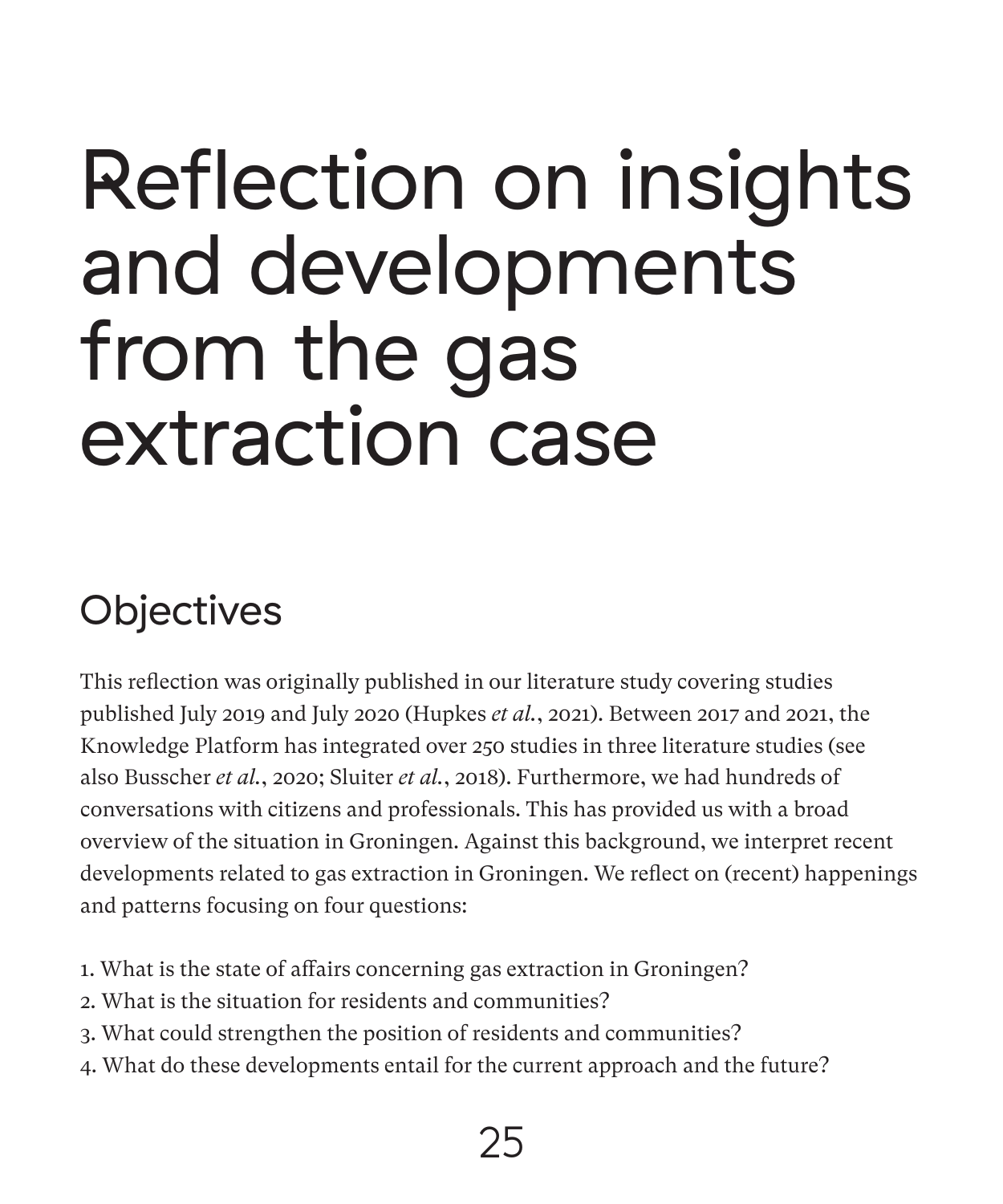# Reflection on insights and developments from the gas extraction case

## Objectives

This reflection was originally published in our literature study covering studies published July 2019 and July 2020 (Hupkes *et al.*, 2021). Between 2017 and 2021, the Knowledge Platform has integrated over 250 studies in three literature studies (see also Busscher *et al.*, 2020; Sluiter *et al.*, 2018). Furthermore, we had hundreds of conversations with citizens and professionals. This has provided us with a broad overview of the situation in Groningen. Against this background, we interpret recent developments related to gas extraction in Groningen. We reflect on (recent) happenings and patterns focusing on four questions:

1. What is the state of affairs concerning gas extraction in Groningen?
2. What is the situation for residents and communities?
3. What could strengthen the position of residents and communities?
4. What do these developments entail for the current approach and the future?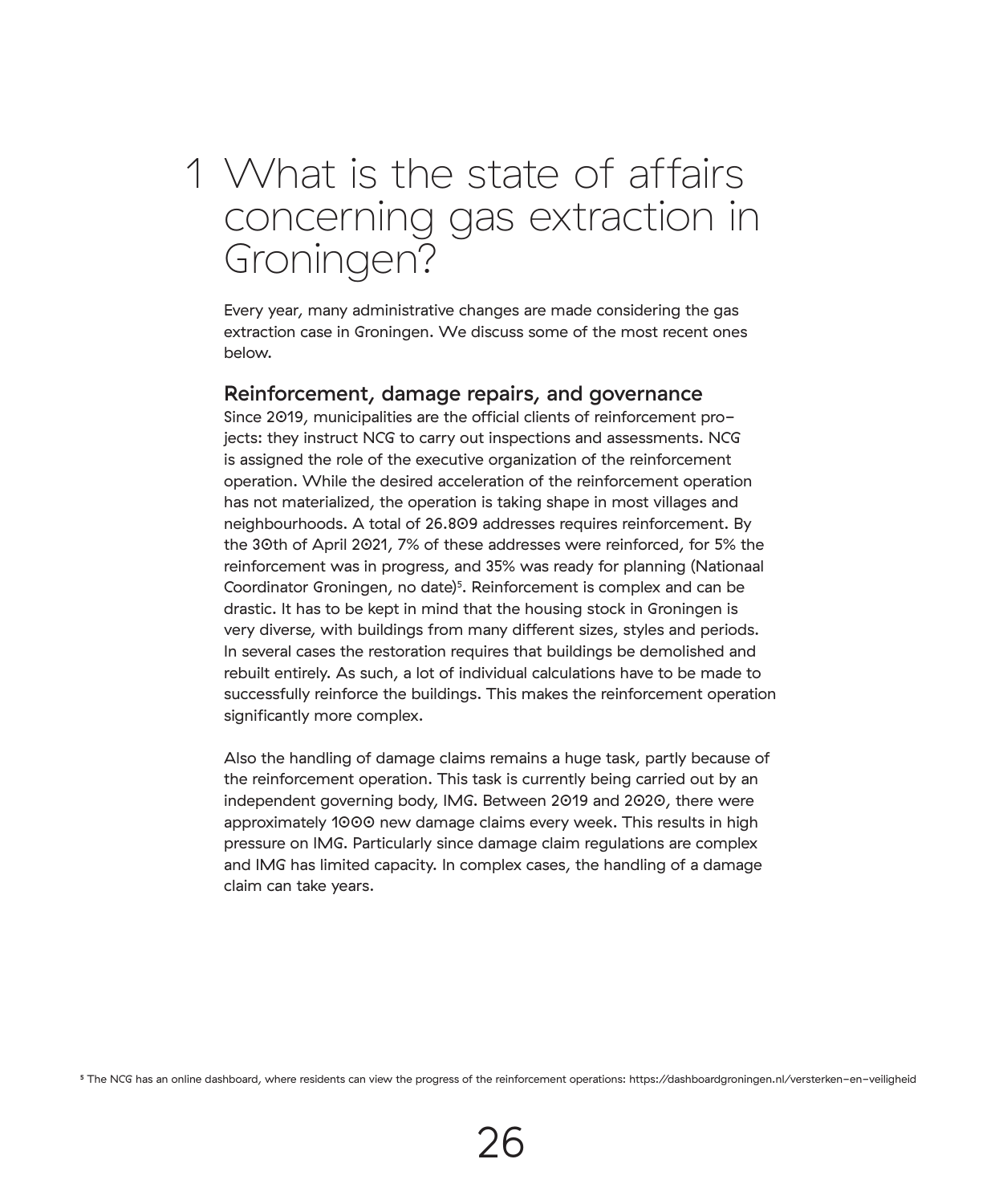# 1 What is the state of affairs concerning gas extraction in Groningen?

Every year, many administrative changes are made considering the gas extraction case in Groningen. We discuss some of the most recent ones below.

## Reinforcement, damage repairs, and governance

Since 2019, municipalities are the official clients of reinforcement projects: they instruct NCG to carry out inspections and assessments. NCG is assigned the role of the executive organization of the reinforcement operation. While the desired acceleration of the reinforcement operation has not materialized, the operation is taking shape in most villages and neighbourhoods. A total of 26.809 addresses requires reinforcement. By the 30th of April 2021, 7% of these addresses were reinforced, for 5% the reinforcement was in progress, and 35% was ready for planning (Nationaal Coordinator Groningen, no date)[5]. Reinforcement is complex and can be drastic. It has to be kept in mind that the housing stock in Groningen is very diverse, with buildings from many different sizes, styles and periods. In several cases the restoration requires that buildings be demolished and rebuilt entirely. As such, a lot of individual calculations have to be made to successfully reinforce the buildings. This makes the reinforcement operation significantly more complex.

Also the handling of damage claims remains a huge task, partly because of the reinforcement operation. This task is currently being carried out by an independent governing body, IMG. Between 2019 and 2020, there were approximately 1000 new damage claims every week. This results in high pressure on IMG. Particularly since damage claim regulations are complex and IMG has limited capacity. In complex cases, the handling of a damage claim can take years.

[5] The NCG has an online dashboard, where residents can view the progress of the reinforcement operations: https://dashboardgroningen.nl/versterken-en-veiligheid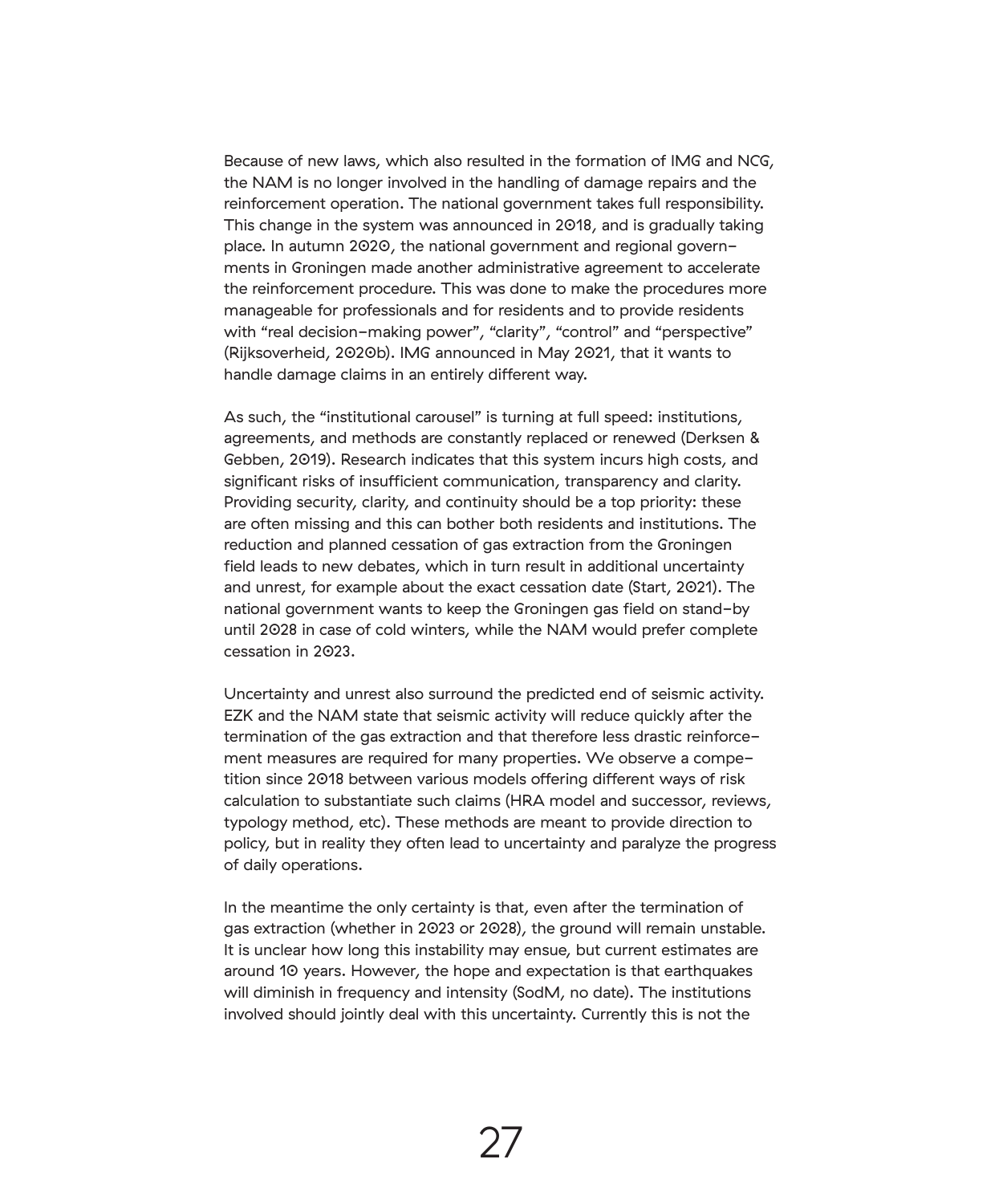Because of new laws, which also resulted in the formation of IMG and NCG, the NAM is no longer involved in the handling of damage repairs and the reinforcement operation. The national government takes full responsibility. This change in the system was announced in 2018, and is gradually taking place. In autumn 2020, the national government and regional governments in Groningen made another administrative agreement to accelerate the reinforcement procedure. This was done to make the procedures more manageable for professionals and for residents and to provide residents with "real decision-making power", "clarity", "control" and "perspective" (Rijksoverheid, 2020b). IMG announced in May 2021, that it wants to handle damage claims in an entirely different way.

As such, the "institutional carousel" is turning at full speed: institutions, agreements, and methods are constantly replaced or renewed (Derksen & Gebben, 2019). Research indicates that this system incurs high costs, and significant risks of insufficient communication, transparency and clarity. Providing security, clarity, and continuity should be a top priority: these are often missing and this can bother both residents and institutions. The reduction and planned cessation of gas extraction from the Groningen field leads to new debates, which in turn result in additional uncertainty and unrest, for example about the exact cessation date (Start, 2021). The national government wants to keep the Groningen gas field on stand-by until 2028 in case of cold winters, while the NAM would prefer complete cessation in 2023.

Uncertainty and unrest also surround the predicted end of seismic activity. EZK and the NAM state that seismic activity will reduce quickly after the termination of the gas extraction and that therefore less drastic reinforcement measures are required for many properties. We observe a competition since 2018 between various models offering different ways of risk calculation to substantiate such claims (HRA model and successor, reviews, typology method, etc). These methods are meant to provide direction to policy, but in reality they often lead to uncertainty and paralyze the progress of daily operations.

In the meantime the only certainty is that, even after the termination of gas extraction (whether in 2023 or 2028), the ground will remain unstable. It is unclear how long this instability may ensue, but current estimates are around 10 years. However, the hope and expectation is that earthquakes will diminish in frequency and intensity (SodM, no date). The institutions involved should jointly deal with this uncertainty. Currently this is not the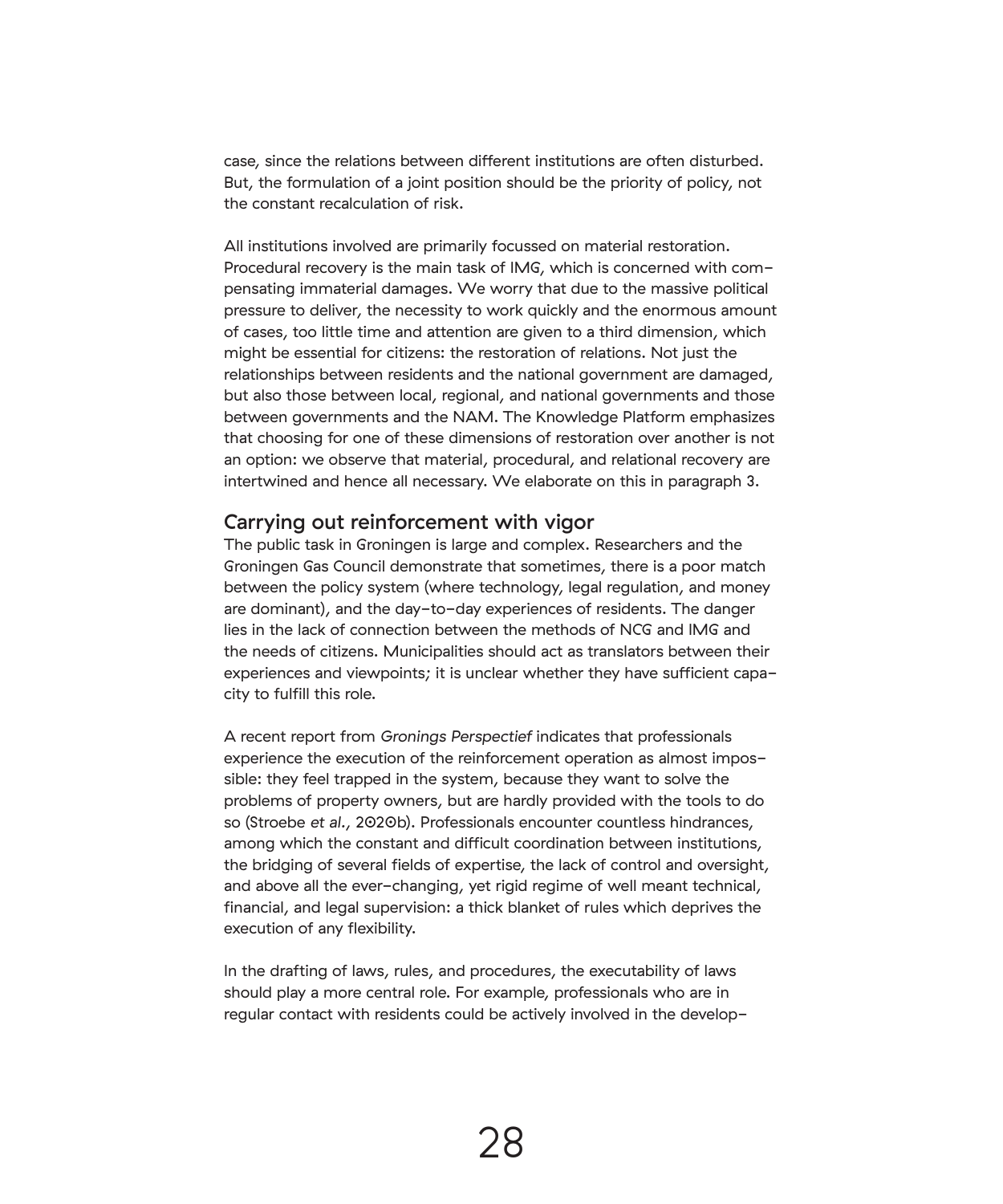case, since the relations between different institutions are often disturbed. But, the formulation of a joint position should be the priority of policy, not the constant recalculation of risk.

All institutions involved are primarily focussed on material restoration. Procedural recovery is the main task of IMG, which is concerned with compensating immaterial damages. We worry that due to the massive political pressure to deliver, the necessity to work quickly and the enormous amount of cases, too little time and attention are given to a third dimension, which might be essential for citizens: the restoration of relations. Not just the relationships between residents and the national government are damaged, but also those between local, regional, and national governments and those between governments and the NAM. The Knowledge Platform emphasizes that choosing for one of these dimensions of restoration over another is not an option: we observe that material, procedural, and relational recovery are intertwined and hence all necessary. We elaborate on this in paragraph 3.

## Carrying out reinforcement with vigor

The public task in Groningen is large and complex. Researchers and the Groningen Gas Council demonstrate that sometimes, there is a poor match between the policy system (where technology, legal regulation, and money are dominant), and the day-to-day experiences of residents. The danger lies in the lack of connection between the methods of NCG and IMG and the needs of citizens. Municipalities should act as translators between their experiences and viewpoints; it is unclear whether they have sufficient capacity to fulfill this role.

A recent report from *Gronings Perspectief* indicates that professionals experience the execution of the reinforcement operation as almost impossible: they feel trapped in the system, because they want to solve the problems of property owners, but are hardly provided with the tools to do so (Stroebe *et al.*, 2020b). Professionals encounter countless hindrances, among which the constant and difficult coordination between institutions, the bridging of several fields of expertise, the lack of control and oversight, and above all the ever-changing, yet rigid regime of well meant technical, financial, and legal supervision: a thick blanket of rules which deprives the execution of any flexibility.

In the drafting of laws, rules, and procedures, the executability of laws should play a more central role. For example, professionals who are in regular contact with residents could be actively involved in the develop-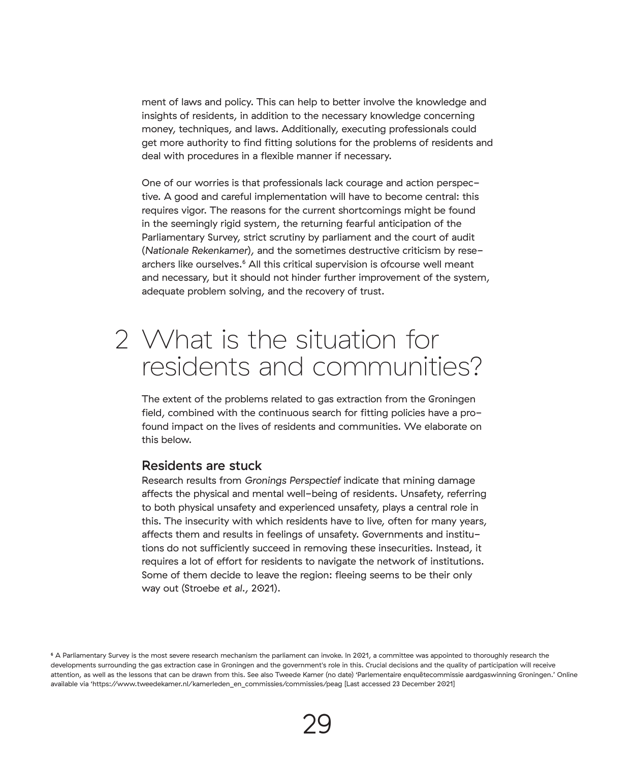ment of laws and policy. This can help to better involve the knowledge and insights of residents, in addition to the necessary knowledge concerning money, techniques, and laws. Additionally, executing professionals could get more authority to find fitting solutions for the problems of residents and deal with procedures in a flexible manner if necessary.

One of our worries is that professionals lack courage and action perspective. A good and careful implementation will have to become central: this requires vigor. The reasons for the current shortcomings might be found in the seemingly rigid system, the returning fearful anticipation of the Parliamentary Survey, strict scrutiny by parliament and the court of audit (*Nationale Rekenkamer*), and the sometimes destructive criticism by researchers like ourselves.[6] All this critical supervision is ofcourse well meant and necessary, but it should not hinder further improvement of the system, adequate problem solving, and the recovery of trust.

# 2 What is the situation for residents and communities?

The extent of the problems related to gas extraction from the Groningen field, combined with the continuous search for fitting policies have a profound impact on the lives of residents and communities. We elaborate on this below.

### Residents are stuck

Research results from *Gronings Perspectief* indicate that mining damage affects the physical and mental well-being of residents. Unsafety, referring to both physical unsafety and experienced unsafety, plays a central role in this. The insecurity with which residents have to live, often for many years, affects them and results in feelings of unsafety. Governments and institutions do not sufficiently succeed in removing these insecurities. Instead, it requires a lot of effort for residents to navigate the network of institutions. Some of them decide to leave the region: fleeing seems to be their only way out (Stroebe *et al.*, 2021).

[6] A Parliamentary Survey is the most severe research mechanism the parliament can invoke. In 2021, a committee was appointed to thoroughly research the developments surrounding the gas extraction case in Groningen and the government's role in this. Crucial decisions and the quality of participation will receive attention, as well as the lessons that can be drawn from this. See also Tweede Kamer (no date) 'Parlementaire enquêtecommissie aardgaswinning Groningen.' Online available via 'https://www.tweedekamer.nl/kamerleden_en_commissies/commissies/peag [Last accessed 23 December 2021]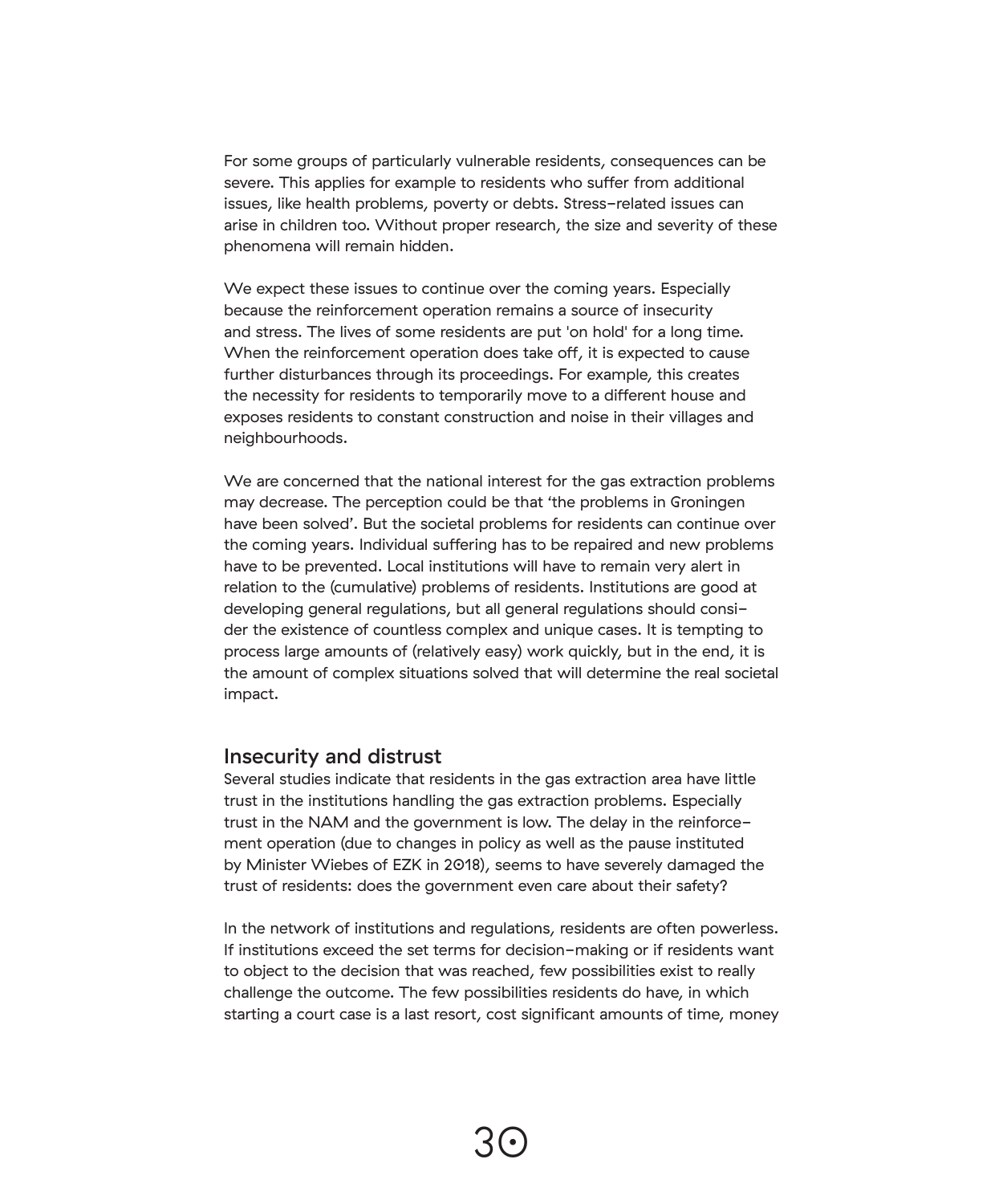For some groups of particularly vulnerable residents, consequences can be severe. This applies for example to residents who suffer from additional issues, like health problems, poverty or debts. Stress-related issues can arise in children too. Without proper research, the size and severity of these phenomena will remain hidden.

We expect these issues to continue over the coming years. Especially because the reinforcement operation remains a source of insecurity and stress. The lives of some residents are put 'on hold' for a long time. When the reinforcement operation does take off, it is expected to cause further disturbances through its proceedings. For example, this creates the necessity for residents to temporarily move to a different house and exposes residents to constant construction and noise in their villages and neighbourhoods.

We are concerned that the national interest for the gas extraction problems may decrease. The perception could be that 'the problems in Groningen have been solved'. But the societal problems for residents can continue over the coming years. Individual suffering has to be repaired and new problems have to be prevented. Local institutions will have to remain very alert in relation to the (cumulative) problems of residents. Institutions are good at developing general regulations, but all general regulations should consider the existence of countless complex and unique cases. It is tempting to process large amounts of (relatively easy) work quickly, but in the end, it is the amount of complex situations solved that will determine the real societal impact.

## Insecurity and distrust

Several studies indicate that residents in the gas extraction area have little trust in the institutions handling the gas extraction problems. Especially trust in the NAM and the government is low. The delay in the reinforcement operation (due to changes in policy as well as the pause instituted by Minister Wiebes of EZK in 2018), seems to have severely damaged the trust of residents: does the government even care about their safety?

In the network of institutions and regulations, residents are often powerless. If institutions exceed the set terms for decision-making or if residents want to object to the decision that was reached, few possibilities exist to really challenge the outcome. The few possibilities residents do have, in which starting a court case is a last resort, cost significant amounts of time, money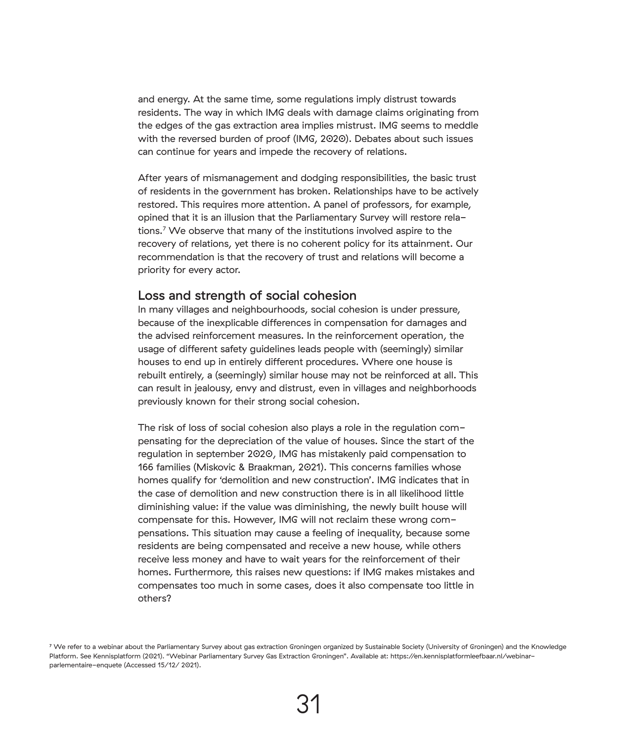and energy. At the same time, some regulations imply distrust towards residents. The way in which IMG deals with damage claims originating from the edges of the gas extraction area implies mistrust. IMG seems to meddle with the reversed burden of proof (IMG, 2020). Debates about such issues can continue for years and impede the recovery of relations.

After years of mismanagement and dodging responsibilities, the basic trust of residents in the government has broken. Relationships have to be actively restored. This requires more attention. A panel of professors, for example, opined that it is an illusion that the Parliamentary Survey will restore relations.[7] We observe that many of the institutions involved aspire to the recovery of relations, yet there is no coherent policy for its attainment. Our recommendation is that the recovery of trust and relations will become a priority for every actor.

## Loss and strength of social cohesion

In many villages and neighbourhoods, social cohesion is under pressure, because of the inexplicable differences in compensation for damages and the advised reinforcement measures. In the reinforcement operation, the usage of different safety guidelines leads people with (seemingly) similar houses to end up in entirely different procedures. Where one house is rebuilt entirely, a (seemingly) similar house may not be reinforced at all. This can result in jealousy, envy and distrust, even in villages and neighborhoods previously known for their strong social cohesion.

The risk of loss of social cohesion also plays a role in the regulation compensating for the depreciation of the value of houses. Since the start of the regulation in september 2020, IMG has mistakenly paid compensation to 166 families (Miskovic & Braakman, 2021). This concerns families whose homes qualify for 'demolition and new construction'. IMG indicates that in the case of demolition and new construction there is in all likelihood little diminishing value: if the value was diminishing, the newly built house will compensate for this. However, IMG will not reclaim these wrong compensations. This situation may cause a feeling of inequality, because some residents are being compensated and receive a new house, while others receive less money and have to wait years for the reinforcement of their homes. Furthermore, this raises new questions: if IMG makes mistakes and compensates too much in some cases, does it also compensate too little in others?

[7] We refer to a webinar about the Parliamentary Survey about gas extraction Groningen organized by Sustainable Society (University of Groningen) and the Knowledge Platform. See Kennisplatform (2021). "Webinar Parliamentary Survey Gas Extraction Groningen". Available at: https://en.kennisplatformleefbaar.nl/webinar-parlementaire-enquete (Accessed 15/12/ 2021).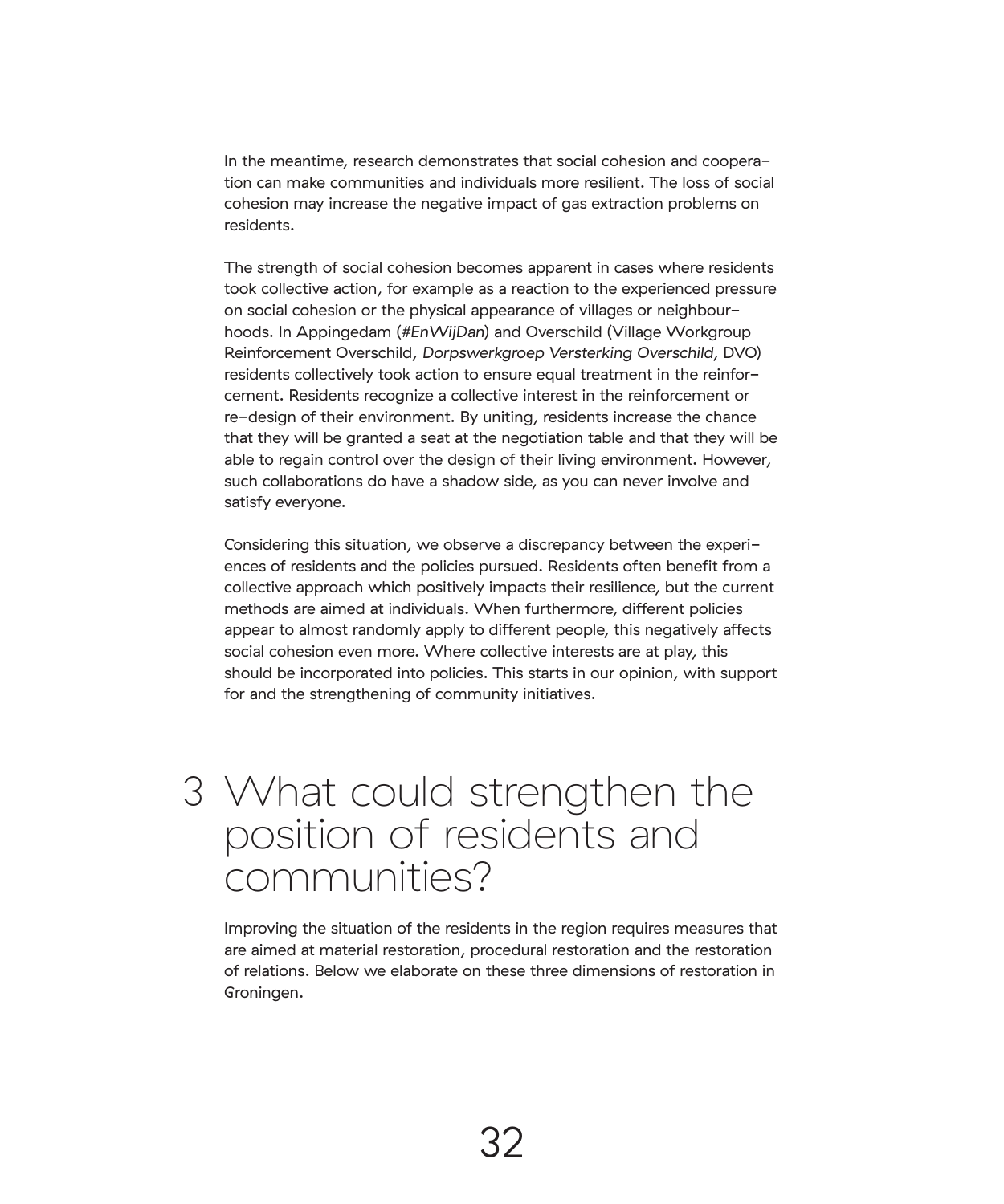In the meantime, research demonstrates that social cohesion and cooperation can make communities and individuals more resilient. The loss of social cohesion may increase the negative impact of gas extraction problems on residents.

The strength of social cohesion becomes apparent in cases where residents took collective action, for example as a reaction to the experienced pressure on social cohesion or the physical appearance of villages or neighbourhoods. In Appingedam (*#EnWijDan*) and Overschild (Village Workgroup Reinforcement Overschild, *Dorpswerkgroep Versterking Overschild*, DVO) residents collectively took action to ensure equal treatment in the reinforcement. Residents recognize a collective interest in the reinforcement or re-design of their environment. By uniting, residents increase the chance that they will be granted a seat at the negotiation table and that they will be able to regain control over the design of their living environment. However, such collaborations do have a shadow side, as you can never involve and satisfy everyone.

Considering this situation, we observe a discrepancy between the experiences of residents and the policies pursued. Residents often benefit from a collective approach which positively impacts their resilience, but the current methods are aimed at individuals. When furthermore, different policies appear to almost randomly apply to different people, this negatively affects social cohesion even more. Where collective interests are at play, this should be incorporated into policies. This starts in our opinion, with support for and the strengthening of community initiatives.

# 3 What could strengthen the position of residents and communities?

Improving the situation of the residents in the region requires measures that are aimed at material restoration, procedural restoration and the restoration of relations. Below we elaborate on these three dimensions of restoration in Groningen.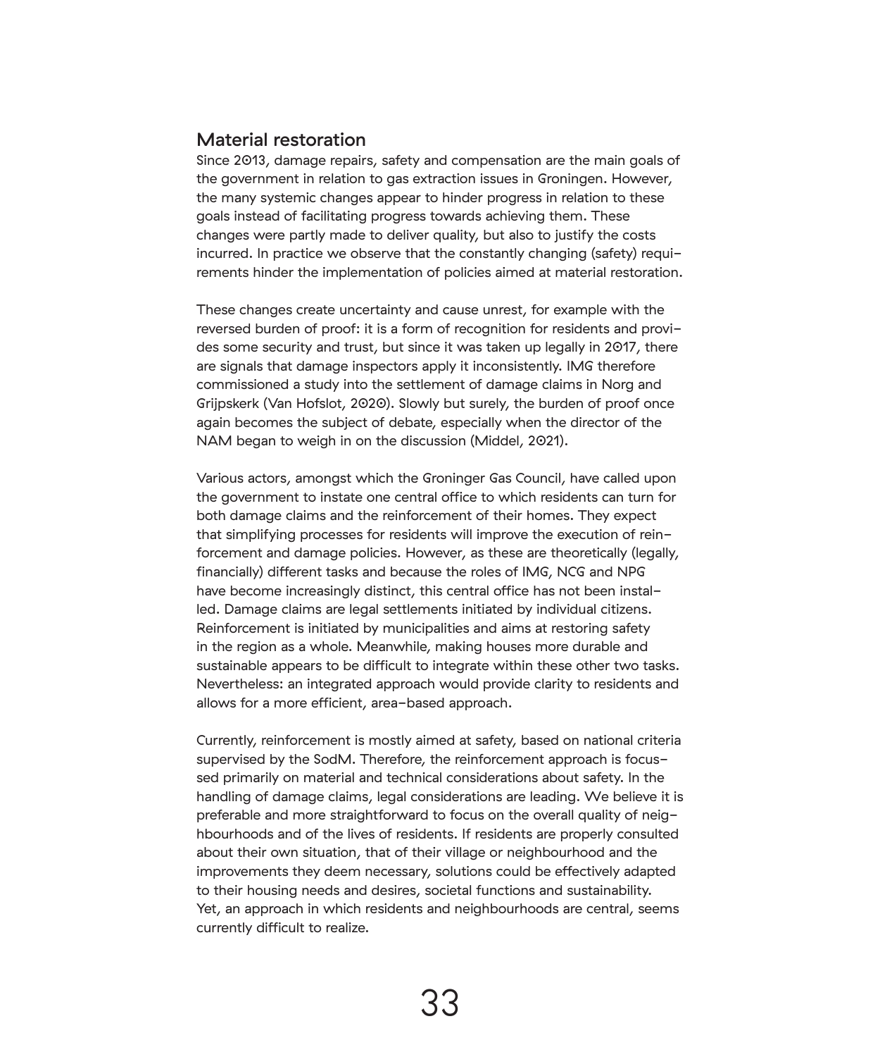## Material restoration

Since 2013, damage repairs, safety and compensation are the main goals of the government in relation to gas extraction issues in Groningen. However, the many systemic changes appear to hinder progress in relation to these goals instead of facilitating progress towards achieving them. These changes were partly made to deliver quality, but also to justify the costs incurred. In practice we observe that the constantly changing (safety) requirements hinder the implementation of policies aimed at material restoration.

These changes create uncertainty and cause unrest, for example with the reversed burden of proof: it is a form of recognition for residents and provides some security and trust, but since it was taken up legally in 2017, there are signals that damage inspectors apply it inconsistently. IMG therefore commissioned a study into the settlement of damage claims in Norg and Grijpskerk (Van Hofslot, 2020). Slowly but surely, the burden of proof once again becomes the subject of debate, especially when the director of the NAM began to weigh in on the discussion (Middel, 2021).

Various actors, amongst which the Groninger Gas Council, have called upon the government to instate one central office to which residents can turn for both damage claims and the reinforcement of their homes. They expect that simplifying processes for residents will improve the execution of reinforcement and damage policies. However, as these are theoretically (legally, financially) different tasks and because the roles of IMG, NCG and NPG have become increasingly distinct, this central office has not been installed. Damage claims are legal settlements initiated by individual citizens. Reinforcement is initiated by municipalities and aims at restoring safety in the region as a whole. Meanwhile, making houses more durable and sustainable appears to be difficult to integrate within these other two tasks. Nevertheless: an integrated approach would provide clarity to residents and allows for a more efficient, area-based approach.

Currently, reinforcement is mostly aimed at safety, based on national criteria supervised by the SodM. Therefore, the reinforcement approach is focussed primarily on material and technical considerations about safety. In the handling of damage claims, legal considerations are leading. We believe it is preferable and more straightforward to focus on the overall quality of neighbourhoods and of the lives of residents. If residents are properly consulted about their own situation, that of their village or neighbourhood and the improvements they deem necessary, solutions could be effectively adapted to their housing needs and desires, societal functions and sustainability. Yet, an approach in which residents and neighbourhoods are central, seems currently difficult to realize.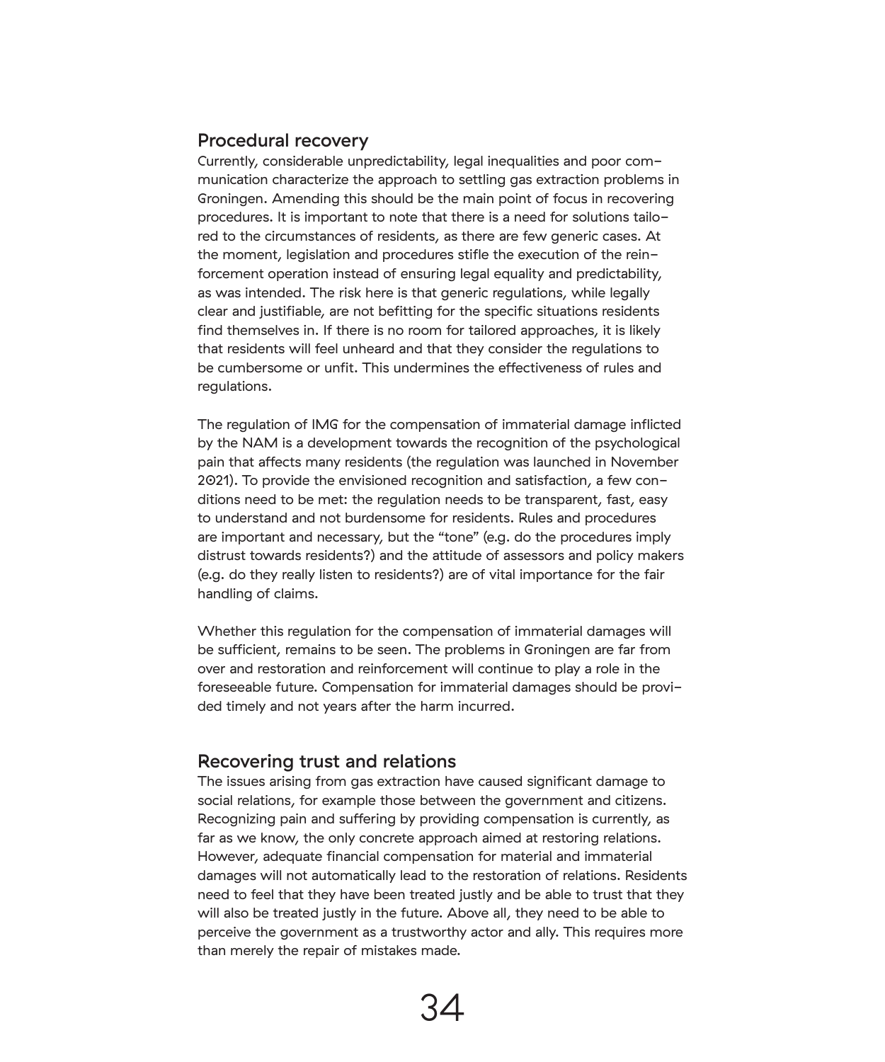## Procedural recovery

Currently, considerable unpredictability, legal inequalities and poor communication characterize the approach to settling gas extraction problems in Groningen. Amending this should be the main point of focus in recovering procedures. It is important to note that there is a need for solutions tailored to the circumstances of residents, as there are few generic cases. At the moment, legislation and procedures stifle the execution of the reinforcement operation instead of ensuring legal equality and predictability, as was intended. The risk here is that generic regulations, while legally clear and justifiable, are not befitting for the specific situations residents find themselves in. If there is no room for tailored approaches, it is likely that residents will feel unheard and that they consider the regulations to be cumbersome or unfit. This undermines the effectiveness of rules and regulations.

The regulation of IMG for the compensation of immaterial damage inflicted by the NAM is a development towards the recognition of the psychological pain that affects many residents (the regulation was launched in November 2021). To provide the envisioned recognition and satisfaction, a few conditions need to be met: the regulation needs to be transparent, fast, easy to understand and not burdensome for residents. Rules and procedures are important and necessary, but the "tone" (e.g. do the procedures imply distrust towards residents?) and the attitude of assessors and policy makers (e.g. do they really listen to residents?) are of vital importance for the fair handling of claims.

Whether this regulation for the compensation of immaterial damages will be sufficient, remains to be seen. The problems in Groningen are far from over and restoration and reinforcement will continue to play a role in the foreseeable future. Compensation for immaterial damages should be provided timely and not years after the harm incurred.

## Recovering trust and relations

The issues arising from gas extraction have caused significant damage to social relations, for example those between the government and citizens. Recognizing pain and suffering by providing compensation is currently, as far as we know, the only concrete approach aimed at restoring relations. However, adequate financial compensation for material and immaterial damages will not automatically lead to the restoration of relations. Residents need to feel that they have been treated justly and be able to trust that they will also be treated justly in the future. Above all, they need to be able to perceive the government as a trustworthy actor and ally. This requires more than merely the repair of mistakes made.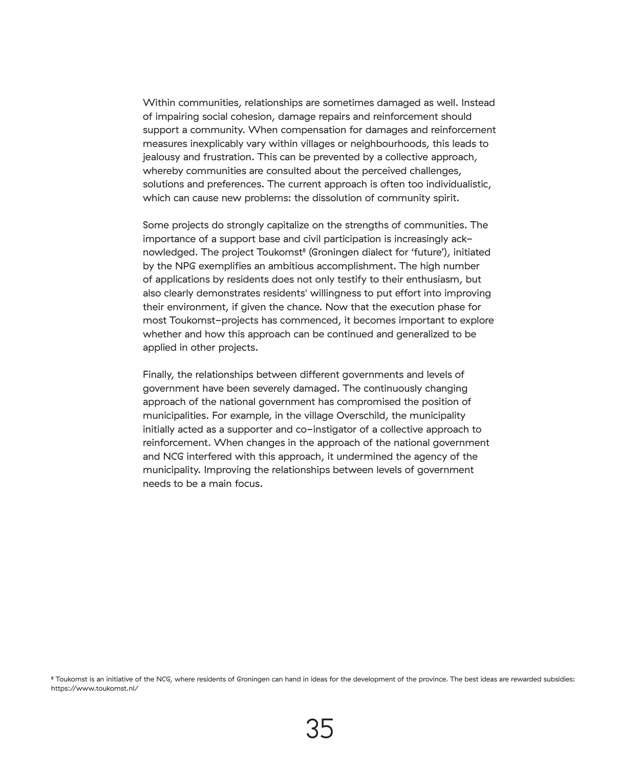Within communities, relationships are sometimes damaged as well. Instead of impairing social cohesion, damage repairs and reinforcement should support a community. When compensation for damages and reinforcement measures inexplicably vary within villages or neighbourhoods, this leads to jealousy and frustration. This can be prevented by a collective approach, whereby communities are consulted about the perceived challenges, solutions and preferences. The current approach is often too individualistic, which can cause new problems: the dissolution of community spirit.

Some projects do strongly capitalize on the strengths of communities. The importance of a support base and civil participation is increasingly acknowledged. The project Toukomst[8] (Groningen dialect for 'future'), initiated by the NPG exemplifies an ambitious accomplishment. The high number of applications by residents does not only testify to their enthusiasm, but also clearly demonstrates residents' willingness to put effort into improving their environment, if given the chance. Now that the execution phase for most Toukomst-projects has commenced, it becomes important to explore whether and how this approach can be continued and generalized to be applied in other projects.

Finally, the relationships between different governments and levels of government have been severely damaged. The continuously changing approach of the national government has compromised the position of municipalities. For example, in the village Overschild, the municipality initially acted as a supporter and co-instigator of a collective approach to reinforcement. When changes in the approach of the national government and NCG interfered with this approach, it undermined the agency of the municipality. Improving the relationships between levels of government needs to be a main focus.

[8] Toukomst is an initiative of the NCG, where residents of Groningen can hand in ideas for the development of the province. The best ideas are rewarded subsidies: https://www.toukomst.nl/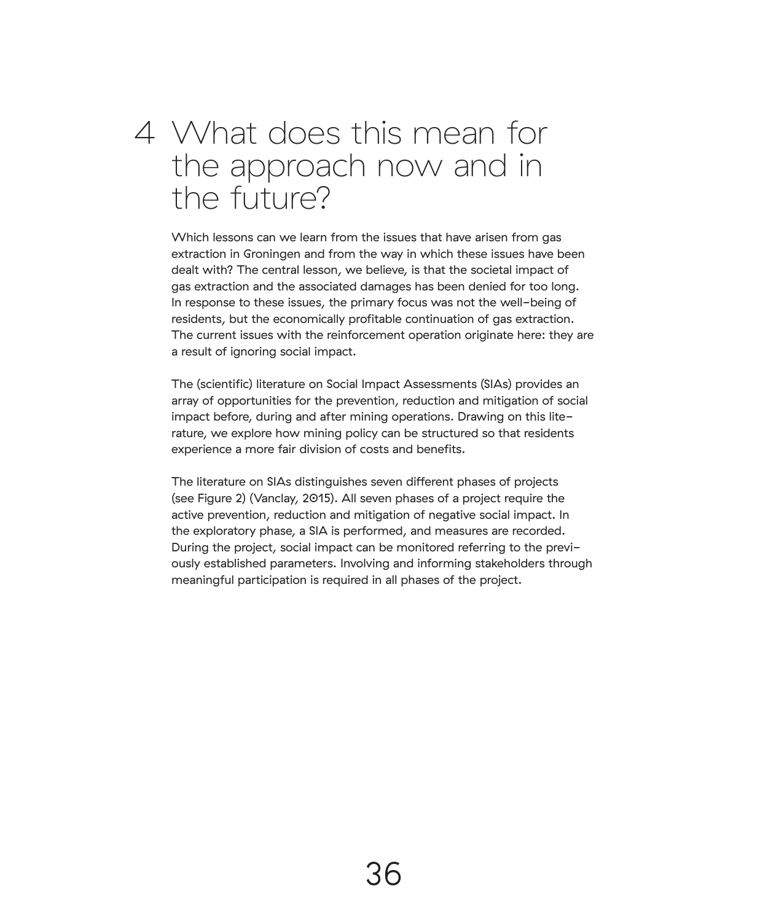# 4 What does this mean for the approach now and in the future?

Which lessons can we learn from the issues that have arisen from gas extraction in Groningen and from the way in which these issues have been dealt with? The central lesson, we believe, is that the societal impact of gas extraction and the associated damages has been denied for too long. In response to these issues, the primary focus was not the well-being of residents, but the economically profitable continuation of gas extraction. The current issues with the reinforcement operation originate here: they are a result of ignoring social impact.

The (scientific) literature on Social Impact Assessments (SIAs) provides an array of opportunities for the prevention, reduction and mitigation of social impact before, during and after mining operations. Drawing on this literature, we explore how mining policy can be structured so that residents experience a more fair division of costs and benefits.

The literature on SIAs distinguishes seven different phases of projects (see Figure 2) (Vanclay, 2015). All seven phases of a project require the active prevention, reduction and mitigation of negative social impact. In the exploratory phase, a SIA is performed, and measures are recorded. During the project, social impact can be monitored referring to the previously established parameters. Involving and informing stakeholders through meaningful participation is required in all phases of the project.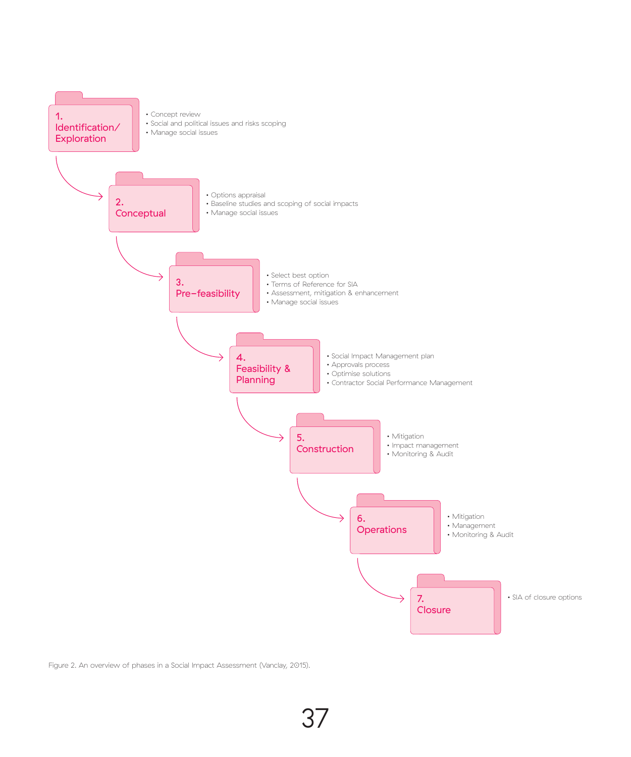**1. Identification/ Exploration**

- Concept review
- Social and political issues and risks scoping
- Manage social issues

**2. Conceptual**

- Options appraisal
- Baseline studies and scoping of social impacts
- Manage social issues

**3. Pre–feasibility**

- Select best option
- Terms of Reference for SIA
- Assessment, mitigation & enhancement
- Manage social issues

**4. Feasibility & Planning**

- Social Impact Management plan
- Approvals process
- Optimise solutions
- Contractor Social Performance Management

**5. Construction**

- Mitigation
- Impact management
- Monitoring & Audit

**6. Operations**

- Mitigation
- Management
- Monitoring & Audit

**7. Closure**

- SIA of closure options

Figure 2. An overview of phases in a Social Impact Assessment (Vanclay, 2015).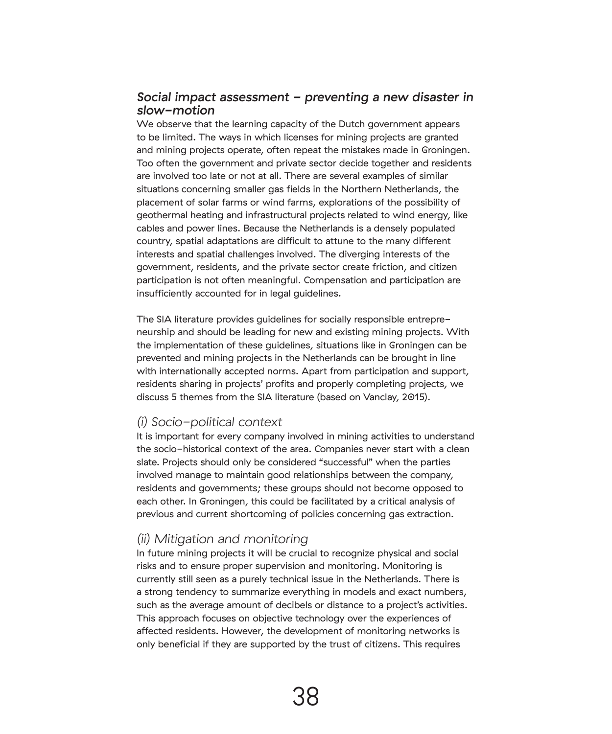### *Social impact assessment – preventing a new disaster in slow-motion*

We observe that the learning capacity of the Dutch government appears to be limited. The ways in which licenses for mining projects are granted and mining projects operate, often repeat the mistakes made in Groningen. Too often the government and private sector decide together and residents are involved too late or not at all. There are several examples of similar situations concerning smaller gas fields in the Northern Netherlands, the placement of solar farms or wind farms, explorations of the possibility of geothermal heating and infrastructural projects related to wind energy, like cables and power lines. Because the Netherlands is a densely populated country, spatial adaptations are difficult to attune to the many different interests and spatial challenges involved. The diverging interests of the government, residents, and the private sector create friction, and citizen participation is not often meaningful. Compensation and participation are insufficiently accounted for in legal guidelines.

The SIA literature provides guidelines for socially responsible entrepreneurship and should be leading for new and existing mining projects. With the implementation of these guidelines, situations like in Groningen can be prevented and mining projects in the Netherlands can be brought in line with internationally accepted norms. Apart from participation and support, residents sharing in projects' profits and properly completing projects, we discuss 5 themes from the SIA literature (based on Vanclay, 2015).

#### *(i) Socio-political context*

It is important for every company involved in mining activities to understand the socio-historical context of the area. Companies never start with a clean slate. Projects should only be considered "successful" when the parties involved manage to maintain good relationships between the company, residents and governments; these groups should not become opposed to each other. In Groningen, this could be facilitated by a critical analysis of previous and current shortcoming of policies concerning gas extraction.

#### *(ii) Mitigation and monitoring*

In future mining projects it will be crucial to recognize physical and social risks and to ensure proper supervision and monitoring. Monitoring is currently still seen as a purely technical issue in the Netherlands. There is a strong tendency to summarize everything in models and exact numbers, such as the average amount of decibels or distance to a project's activities. This approach focuses on objective technology over the experiences of affected residents. However, the development of monitoring networks is only beneficial if they are supported by the trust of citizens. This requires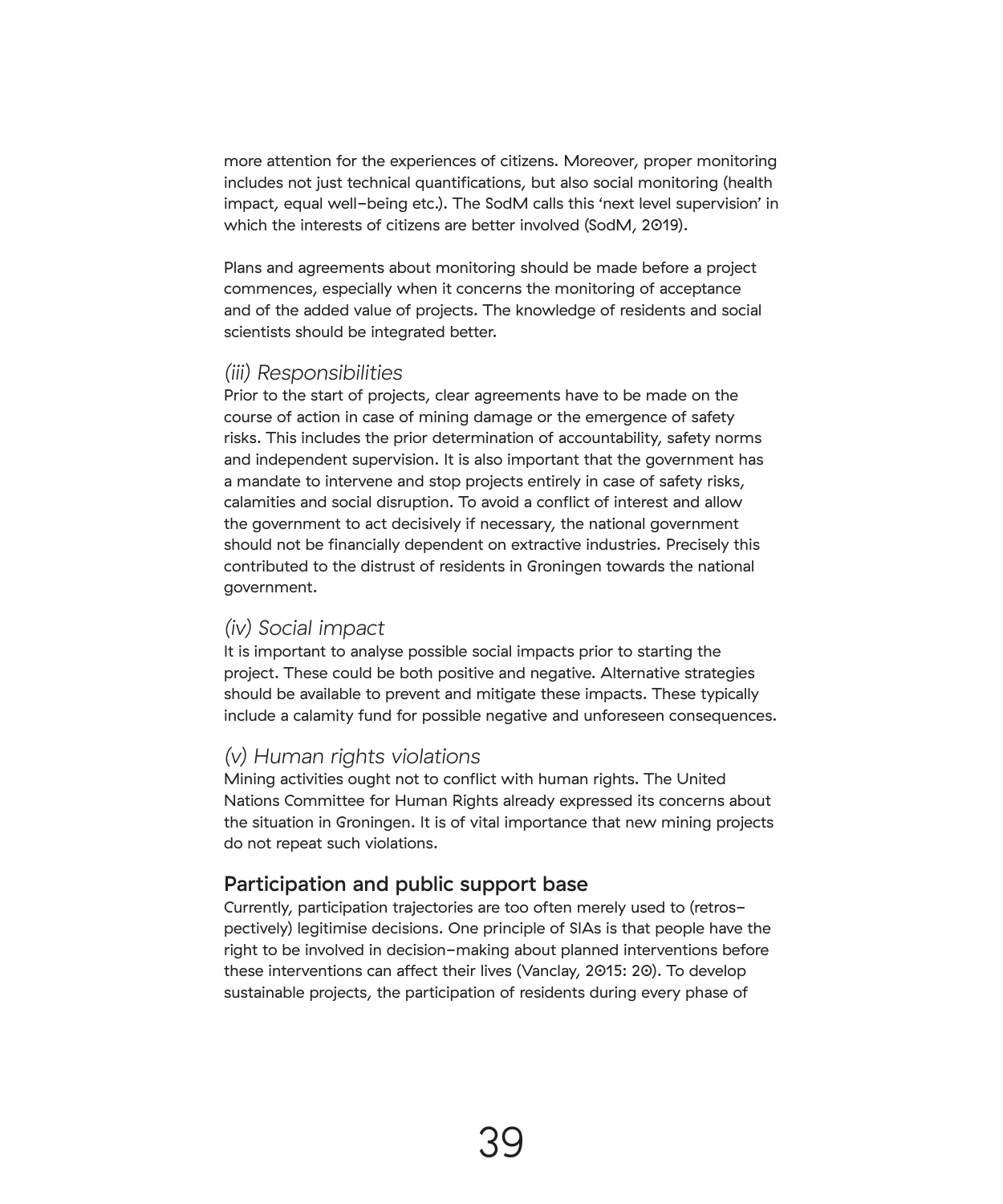more attention for the experiences of citizens. Moreover, proper monitoring includes not just technical quantifications, but also social monitoring (health impact, equal well-being etc.). The SodM calls this 'next level supervision' in which the interests of citizens are better involved (SodM, 2019).

Plans and agreements about monitoring should be made before a project commences, especially when it concerns the monitoring of acceptance and of the added value of projects. The knowledge of residents and social scientists should be integrated better.

### *(iii) Responsibilities*

Prior to the start of projects, clear agreements have to be made on the course of action in case of mining damage or the emergence of safety risks. This includes the prior determination of accountability, safety norms and independent supervision. It is also important that the government has a mandate to intervene and stop projects entirely in case of safety risks, calamities and social disruption. To avoid a conflict of interest and allow the government to act decisively if necessary, the national government should not be financially dependent on extractive industries. Precisely this contributed to the distrust of residents in Groningen towards the national government.

### *(iv) Social impact*

It is important to analyse possible social impacts prior to starting the project. These could be both positive and negative. Alternative strategies should be available to prevent and mitigate these impacts. These typically include a calamity fund for possible negative and unforeseen consequences.

### *(v) Human rights violations*

Mining activities ought not to conflict with human rights. The United Nations Committee for Human Rights already expressed its concerns about the situation in Groningen. It is of vital importance that new mining projects do not repeat such violations.

## Participation and public support base

Currently, participation trajectories are too often merely used to (retrospectively) legitimise decisions. One principle of SIAs is that people have the right to be involved in decision-making about planned interventions before these interventions can affect their lives (Vanclay, 2015: 20). To develop sustainable projects, the participation of residents during every phase of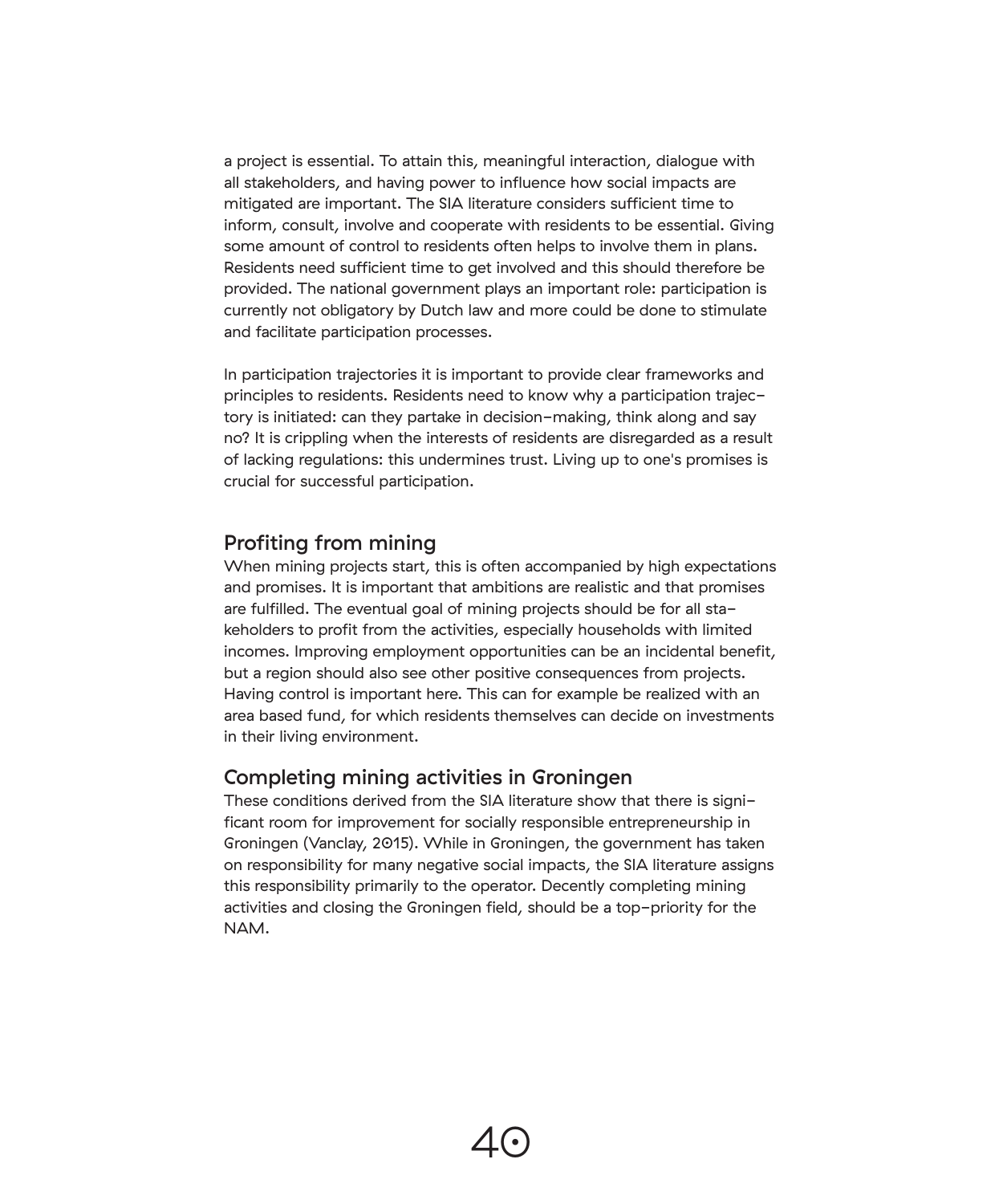a project is essential. To attain this, meaningful interaction, dialogue with all stakeholders, and having power to influence how social impacts are mitigated are important. The SIA literature considers sufficient time to inform, consult, involve and cooperate with residents to be essential. Giving some amount of control to residents often helps to involve them in plans. Residents need sufficient time to get involved and this should therefore be provided. The national government plays an important role: participation is currently not obligatory by Dutch law and more could be done to stimulate and facilitate participation processes.

In participation trajectories it is important to provide clear frameworks and principles to residents. Residents need to know why a participation trajectory is initiated: can they partake in decision-making, think along and say no? It is crippling when the interests of residents are disregarded as a result of lacking regulations: this undermines trust. Living up to one's promises is crucial for successful participation.

## Profiting from mining

When mining projects start, this is often accompanied by high expectations and promises. It is important that ambitions are realistic and that promises are fulfilled. The eventual goal of mining projects should be for all stakeholders to profit from the activities, especially households with limited incomes. Improving employment opportunities can be an incidental benefit, but a region should also see other positive consequences from projects. Having control is important here. This can for example be realized with an area based fund, for which residents themselves can decide on investments in their living environment.

## Completing mining activities in Groningen

These conditions derived from the SIA literature show that there is significant room for improvement for socially responsible entrepreneurship in Groningen (Vanclay, 2015). While in Groningen, the government has taken on responsibility for many negative social impacts, the SIA literature assigns this responsibility primarily to the operator. Decently completing mining activities and closing the Groningen field, should be a top-priority for the NAM.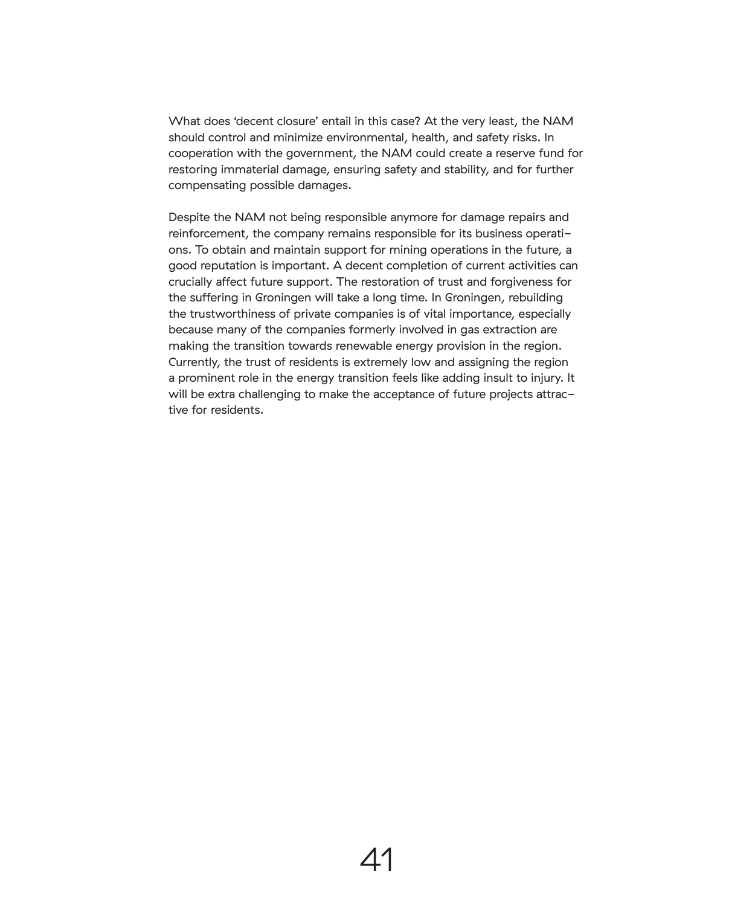What does 'decent closure' entail in this case? At the very least, the NAM should control and minimize environmental, health, and safety risks. In cooperation with the government, the NAM could create a reserve fund for restoring immaterial damage, ensuring safety and stability, and for further compensating possible damages.

Despite the NAM not being responsible anymore for damage repairs and reinforcement, the company remains responsible for its business operations. To obtain and maintain support for mining operations in the future, a good reputation is important. A decent completion of current activities can crucially affect future support. The restoration of trust and forgiveness for the suffering in Groningen will take a long time. In Groningen, rebuilding the trustworthiness of private companies is of vital importance, especially because many of the companies formerly involved in gas extraction are making the transition towards renewable energy provision in the region. Currently, the trust of residents is extremely low and assigning the region a prominent role in the energy transition feels like adding insult to injury. It will be extra challenging to make the acceptance of future projects attractive for residents.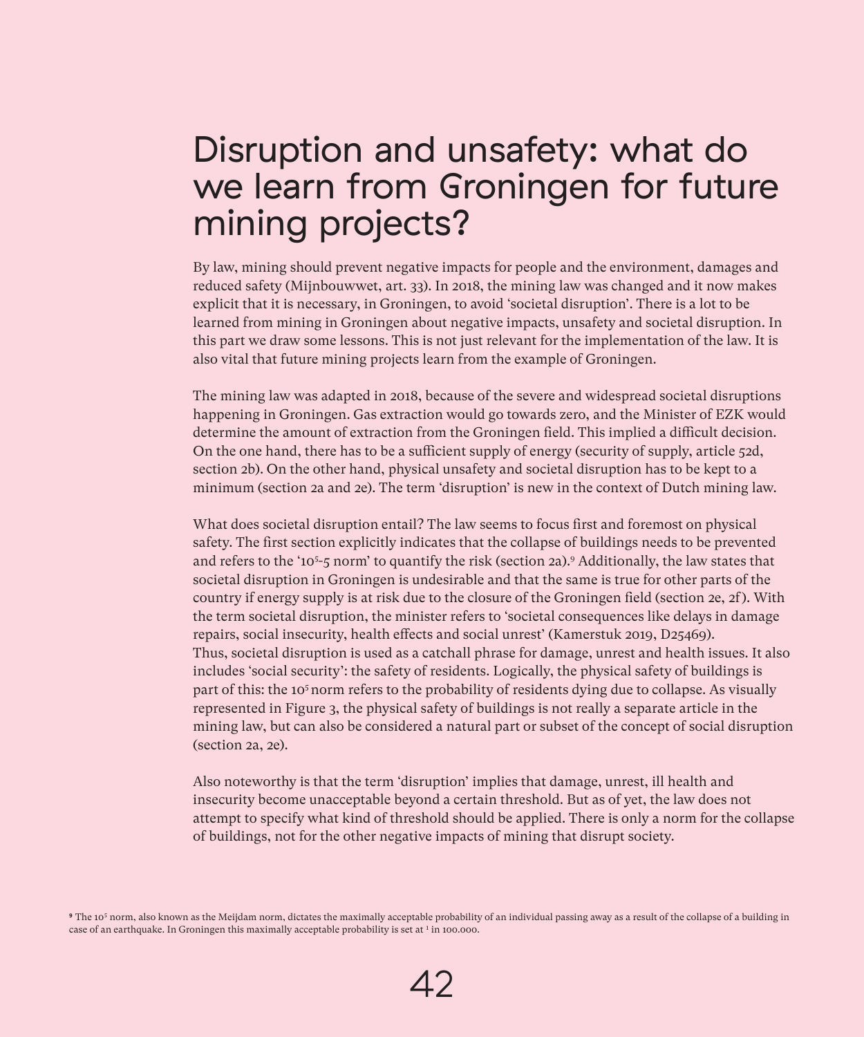# Disruption and unsafety: what do we learn from Groningen for future mining projects?

By law, mining should prevent negative impacts for people and the environment, damages and reduced safety (Mijnbouwwet, art. 33). In 2018, the mining law was changed and it now makes explicit that it is necessary, in Groningen, to avoid 'societal disruption'. There is a lot to be learned from mining in Groningen about negative impacts, unsafety and societal disruption. In this part we draw some lessons. This is not just relevant for the implementation of the law. It is also vital that future mining projects learn from the example of Groningen.

The mining law was adapted in 2018, because of the severe and widespread societal disruptions happening in Groningen. Gas extraction would go towards zero, and the Minister of EZK would determine the amount of extraction from the Groningen field. This implied a difficult decision. On the one hand, there has to be a sufficient supply of energy (security of supply, article 52d, section 2b). On the other hand, physical unsafety and societal disruption has to be kept to a minimum (section 2a and 2e). The term 'disruption' is new in the context of Dutch mining law.

What does societal disruption entail? The law seems to focus first and foremost on physical safety. The first section explicitly indicates that the collapse of buildings needs to be prevented and refers to the '$10^5$-5 norm' to quantify the risk (section 2a).[9] Additionally, the law states that societal disruption in Groningen is undesirable and that the same is true for other parts of the country if energy supply is at risk due to the closure of the Groningen field (section 2e, 2f). With the term societal disruption, the minister refers to 'societal consequences like delays in damage repairs, social insecurity, health effects and social unrest' (Kamerstuk 2019, D25469).
Thus, societal disruption is used as a catchall phrase for damage, unrest and health issues. It also includes 'social security': the safety of residents. Logically, the physical safety of buildings is part of this: the $10^5$ norm refers to the probability of residents dying due to collapse. As visually represented in Figure 3, the physical safety of buildings is not really a separate article in the mining law, but can also be considered a natural part or subset of the concept of social disruption (section 2a, 2e).

Also noteworthy is that the term 'disruption' implies that damage, unrest, ill health and insecurity become unacceptable beyond a certain threshold. But as of yet, the law does not attempt to specify what kind of threshold should be applied. There is only a norm for the collapse of buildings, not for the other negative impacts of mining that disrupt society.

[9] The $10^5$ norm, also known as the Meijdam norm, dictates the maximally acceptable probability of an individual passing away as a result of the collapse of a building in case of an earthquake. In Groningen this maximally acceptable probability is set at [1] in 100.000.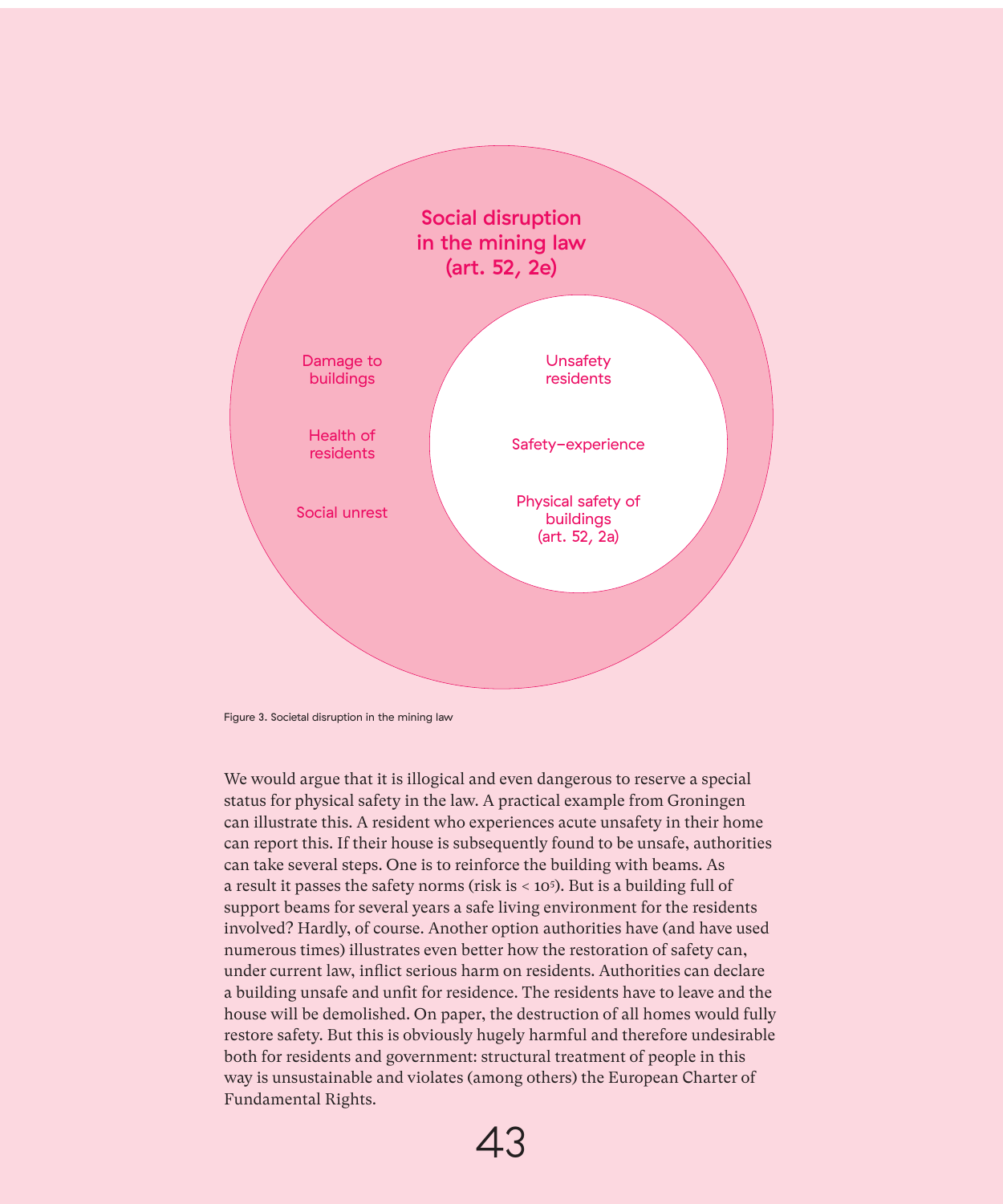**Social disruption in the mining law (art. 52, 2e)**

Damage to buildings

Health of residents

Social unrest

Unsafety residents

Safety–experience

Physical safety of buildings (art. 52, 2a)

Figure 3. Societal disruption in the mining law

We would argue that it is illogical and even dangerous to reserve a special status for physical safety in the law. A practical example from Groningen can illustrate this. A resident who experiences acute unsafety in their home can report this. If their house is subsequently found to be unsafe, authorities can take several steps. One is to reinforce the building with beams. As a result it passes the safety norms (risk is < $10^{5}$). But is a building full of support beams for several years a safe living environment for the residents involved? Hardly, of course. Another option authorities have (and have used numerous times) illustrates even better how the restoration of safety can, under current law, inflict serious harm on residents. Authorities can declare a building unsafe and unfit for residence. The residents have to leave and the house will be demolished. On paper, the destruction of all homes would fully restore safety. But this is obviously hugely harmful and therefore undesirable both for residents and government: structural treatment of people in this way is unsustainable and violates (among others) the European Charter of Fundamental Rights.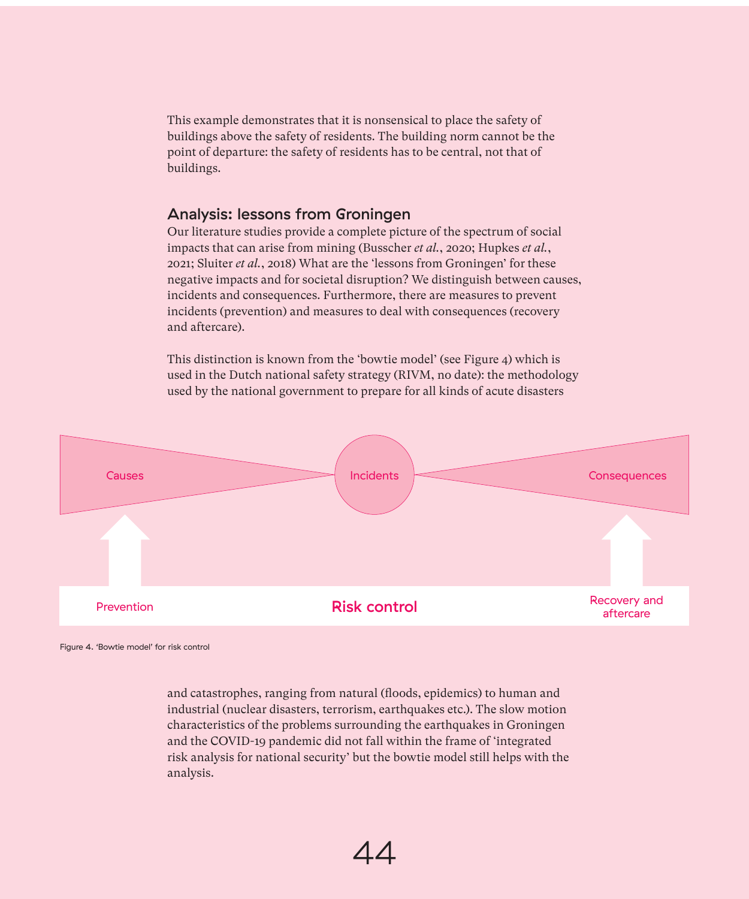This example demonstrates that it is nonsensical to place the safety of buildings above the safety of residents. The building norm cannot be the point of departure: the safety of residents has to be central, not that of buildings.

## Analysis: lessons from Groningen

Our literature studies provide a complete picture of the spectrum of social impacts that can arise from mining (Busscher *et al.*, 2020; Hupkes *et al.*, 2021; Sluiter *et al.*, 2018) What are the 'lessons from Groningen' for these negative impacts and for societal disruption? We distinguish between causes, incidents and consequences. Furthermore, there are measures to prevent incidents (prevention) and measures to deal with consequences (recovery and aftercare).

This distinction is known from the 'bowtie model' (see Figure 4) which is used in the Dutch national safety strategy (RIVM, no date): the methodology used by the national government to prepare for all kinds of acute disasters

Causes — Incidents — Consequences

Prevention — Risk control — Recovery and aftercare

Figure 4. 'Bowtie model' for risk control

and catastrophes, ranging from natural (floods, epidemics) to human and industrial (nuclear disasters, terrorism, earthquakes etc.). The slow motion characteristics of the problems surrounding the earthquakes in Groningen and the COVID-19 pandemic did not fall within the frame of 'integrated risk analysis for national security' but the bowtie model still helps with the analysis.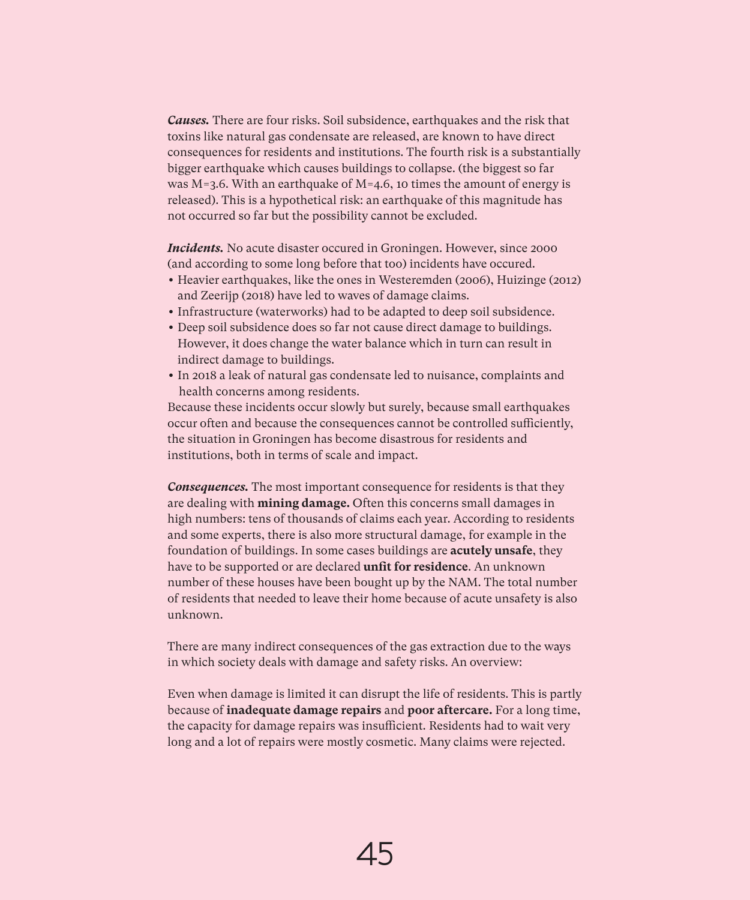***Causes.*** There are four risks. Soil subsidence, earthquakes and the risk that toxins like natural gas condensate are released, are known to have direct consequences for residents and institutions. The fourth risk is a substantially bigger earthquake which causes buildings to collapse. (the biggest so far was M=3.6. With an earthquake of M=4.6, 10 times the amount of energy is released). This is a hypothetical risk: an earthquake of this magnitude has not occurred so far but the possibility cannot be excluded.

***Incidents.*** No acute disaster occured in Groningen. However, since 2000 (and according to some long before that too) incidents have occured.

- Heavier earthquakes, like the ones in Westeremden (2006), Huizinge (2012) and Zeerijp (2018) have led to waves of damage claims.
- Infrastructure (waterworks) had to be adapted to deep soil subsidence.
- Deep soil subsidence does so far not cause direct damage to buildings. However, it does change the water balance which in turn can result in indirect damage to buildings.
- In 2018 a leak of natural gas condensate led to nuisance, complaints and health concerns among residents.

Because these incidents occur slowly but surely, because small earthquakes occur often and because the consequences cannot be controlled sufficiently, the situation in Groningen has become disastrous for residents and institutions, both in terms of scale and impact.

***Consequences.*** The most important consequence for residents is that they are dealing with **mining damage.** Often this concerns small damages in high numbers: tens of thousands of claims each year. According to residents and some experts, there is also more structural damage, for example in the foundation of buildings. In some cases buildings are **acutely unsafe**, they have to be supported or are declared **unfit for residence**. An unknown number of these houses have been bought up by the NAM. The total number of residents that needed to leave their home because of acute unsafety is also unknown.

There are many indirect consequences of the gas extraction due to the ways in which society deals with damage and safety risks. An overview:

Even when damage is limited it can disrupt the life of residents. This is partly because of **inadequate damage repairs** and **poor aftercare.** For a long time, the capacity for damage repairs was insufficient. Residents had to wait very long and a lot of repairs were mostly cosmetic. Many claims were rejected.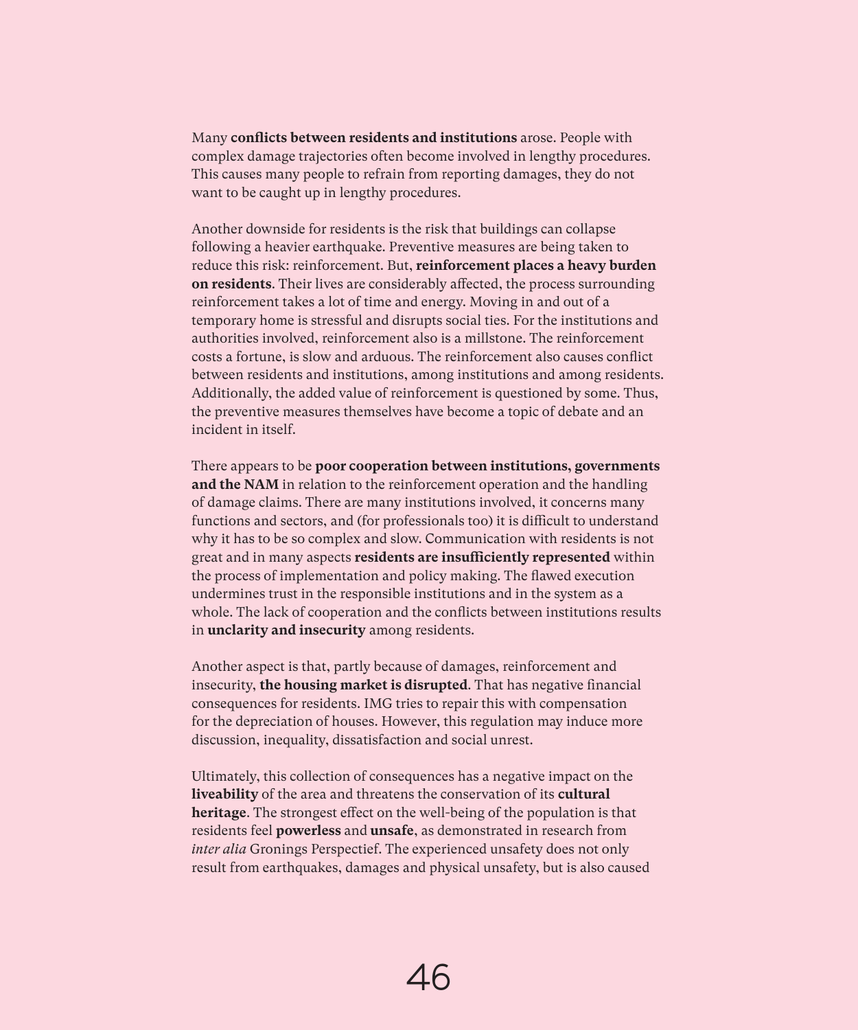Many **conflicts between residents and institutions** arose. People with complex damage trajectories often become involved in lengthy procedures. This causes many people to refrain from reporting damages, they do not want to be caught up in lengthy procedures.

Another downside for residents is the risk that buildings can collapse following a heavier earthquake. Preventive measures are being taken to reduce this risk: reinforcement. But, **reinforcement places a heavy burden on residents**. Their lives are considerably affected, the process surrounding reinforcement takes a lot of time and energy. Moving in and out of a temporary home is stressful and disrupts social ties. For the institutions and authorities involved, reinforcement also is a millstone. The reinforcement costs a fortune, is slow and arduous. The reinforcement also causes conflict between residents and institutions, among institutions and among residents. Additionally, the added value of reinforcement is questioned by some. Thus, the preventive measures themselves have become a topic of debate and an incident in itself.

There appears to be **poor cooperation between institutions, governments and the NAM** in relation to the reinforcement operation and the handling of damage claims. There are many institutions involved, it concerns many functions and sectors, and (for professionals too) it is difficult to understand why it has to be so complex and slow. Communication with residents is not great and in many aspects **residents are insufficiently represented** within the process of implementation and policy making. The flawed execution undermines trust in the responsible institutions and in the system as a whole. The lack of cooperation and the conflicts between institutions results in **unclarity and insecurity** among residents.

Another aspect is that, partly because of damages, reinforcement and insecurity, **the housing market is disrupted**. That has negative financial consequences for residents. IMG tries to repair this with compensation for the depreciation of houses. However, this regulation may induce more discussion, inequality, dissatisfaction and social unrest.

Ultimately, this collection of consequences has a negative impact on the **liveability** of the area and threatens the conservation of its **cultural heritage**. The strongest effect on the well-being of the population is that residents feel **powerless** and **unsafe**, as demonstrated in research from *inter alia* Gronings Perspectief. The experienced unsafety does not only result from earthquakes, damages and physical unsafety, but is also caused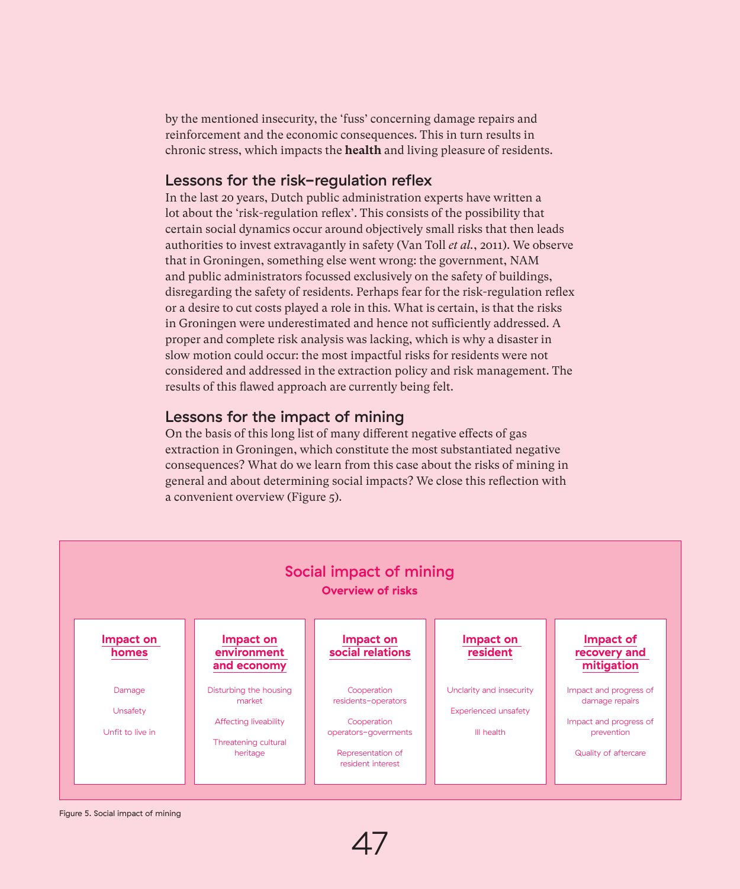by the mentioned insecurity, the 'fuss' concerning damage repairs and reinforcement and the economic consequences. This in turn results in chronic stress, which impacts the **health** and living pleasure of residents.

## Lessons for the risk-regulation reflex

In the last 20 years, Dutch public administration experts have written a lot about the 'risk-regulation reflex'. This consists of the possibility that certain social dynamics occur around objectively small risks that then leads authorities to invest extravagantly in safety (Van Toll *et al.*, 2011). We observe that in Groningen, something else went wrong: the government, NAM and public administrators focussed exclusively on the safety of buildings, disregarding the safety of residents. Perhaps fear for the risk-regulation reflex or a desire to cut costs played a role in this. What is certain, is that the risks in Groningen were underestimated and hence not sufficiently addressed. A proper and complete risk analysis was lacking, which is why a disaster in slow motion could occur: the most impactful risks for residents were not considered and addressed in the extraction policy and risk management. The results of this flawed approach are currently being felt.

## Lessons for the impact of mining

On the basis of this long list of many different negative effects of gas extraction in Groningen, which constitute the most substantiated negative consequences? What do we learn from this case about the risks of mining in general and about determining social impacts? We close this reflection with a convenient overview (Figure 5).

**Social impact of mining**
**Overview of risks**

| Impact on homes | Impact on environment and economy | Impact on social relations | Impact on resident | Impact of recovery and mitigation |
|---|---|---|---|---|
| Damage | Disturbing the housing market | Cooperation residents–operators | Unclarity and insecurity | Impact and progress of damage repairs |
| Unsafety | Affecting liveability | Cooperation operators–goverments | Experienced unsafety | Impact and progress of prevention |
| Unfit to live in | Threatening cultural heritage | Representation of resident interest | Ill health | Quality of aftercare |

Figure 5. Social impact of mining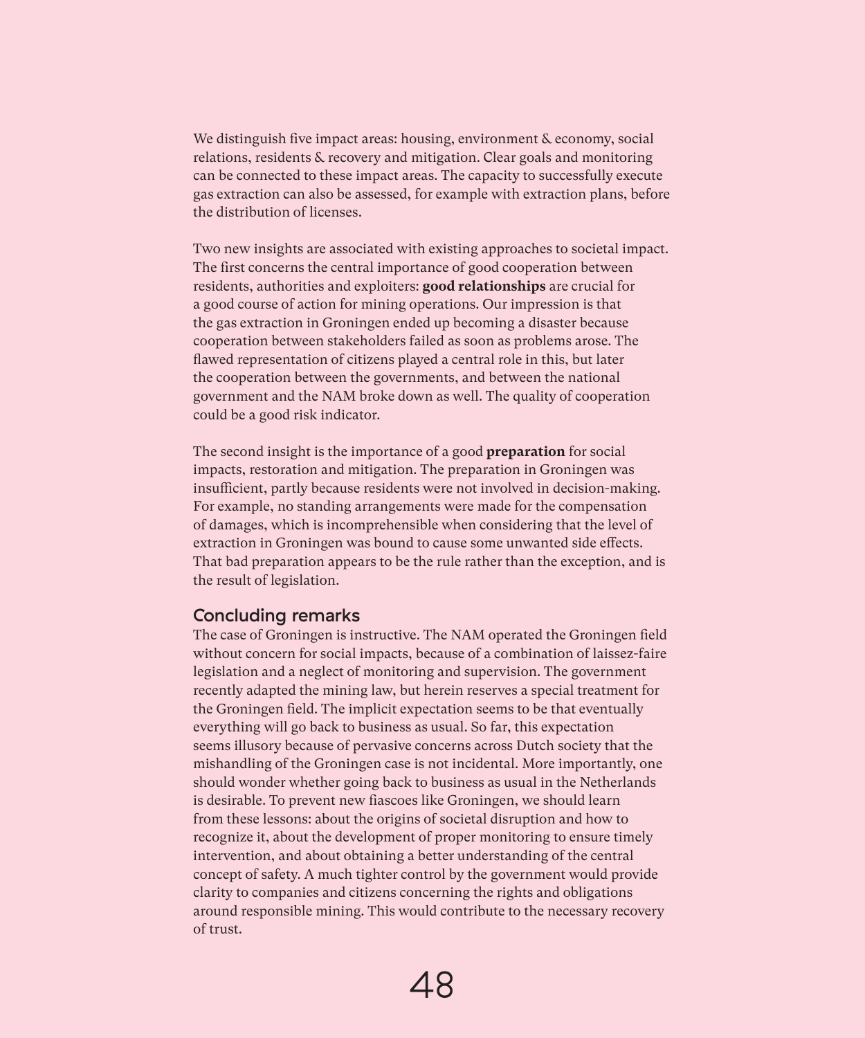We distinguish five impact areas: housing, environment & economy, social relations, residents & recovery and mitigation. Clear goals and monitoring can be connected to these impact areas. The capacity to successfully execute gas extraction can also be assessed, for example with extraction plans, before the distribution of licenses.

Two new insights are associated with existing approaches to societal impact. The first concerns the central importance of good cooperation between residents, authorities and exploiters: **good relationships** are crucial for a good course of action for mining operations. Our impression is that the gas extraction in Groningen ended up becoming a disaster because cooperation between stakeholders failed as soon as problems arose. The flawed representation of citizens played a central role in this, but later the cooperation between the governments, and between the national government and the NAM broke down as well. The quality of cooperation could be a good risk indicator.

The second insight is the importance of a good **preparation** for social impacts, restoration and mitigation. The preparation in Groningen was insufficient, partly because residents were not involved in decision-making. For example, no standing arrangements were made for the compensation of damages, which is incomprehensible when considering that the level of extraction in Groningen was bound to cause some unwanted side effects. That bad preparation appears to be the rule rather than the exception, and is the result of legislation.

## Concluding remarks

The case of Groningen is instructive. The NAM operated the Groningen field without concern for social impacts, because of a combination of laissez-faire legislation and a neglect of monitoring and supervision. The government recently adapted the mining law, but herein reserves a special treatment for the Groningen field. The implicit expectation seems to be that eventually everything will go back to business as usual. So far, this expectation seems illusory because of pervasive concerns across Dutch society that the mishandling of the Groningen case is not incidental. More importantly, one should wonder whether going back to business as usual in the Netherlands is desirable. To prevent new fiascoes like Groningen, we should learn from these lessons: about the origins of societal disruption and how to recognize it, about the development of proper monitoring to ensure timely intervention, and about obtaining a better understanding of the central concept of safety. A much tighter control by the government would provide clarity to companies and citizens concerning the rights and obligations around responsible mining. This would contribute to the necessary recovery of trust.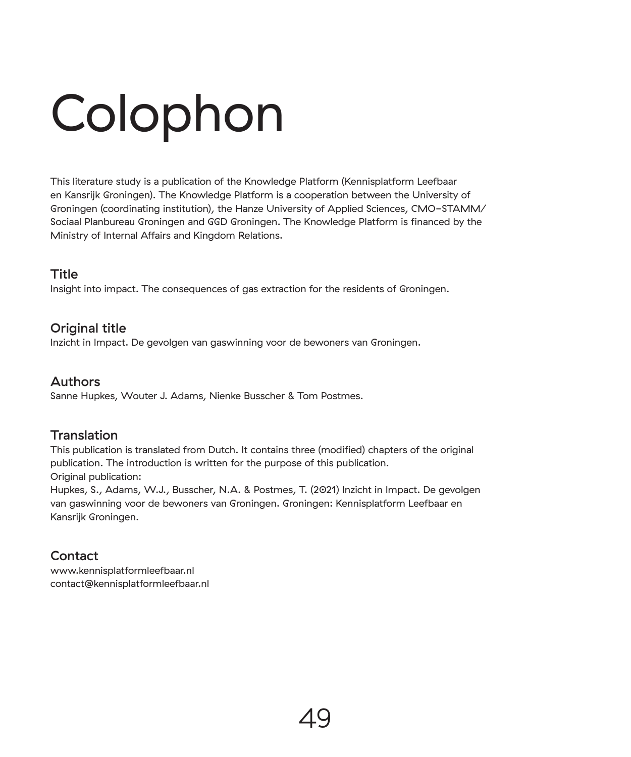# Colophon

This literature study is a publication of the Knowledge Platform (Kennisplatform Leefbaar en Kansrijk Groningen). The Knowledge Platform is a cooperation between the University of Groningen (coordinating institution), the Hanze University of Applied Sciences, CMO-STAMM/ Sociaal Planbureau Groningen and GGD Groningen. The Knowledge Platform is financed by the Ministry of Internal Affairs and Kingdom Relations.

## Title

Insight into impact. The consequences of gas extraction for the residents of Groningen.

## Original title

Inzicht in Impact. De gevolgen van gaswinning voor de bewoners van Groningen.

## Authors

Sanne Hupkes, Wouter J. Adams, Nienke Busscher & Tom Postmes.

## Translation

This publication is translated from Dutch. It contains three (modified) chapters of the original publication. The introduction is written for the purpose of this publication.
Original publication:
Hupkes, S., Adams, W.J., Busscher, N.A. & Postmes, T. (2021) Inzicht in Impact. De gevolgen van gaswinning voor de bewoners van Groningen. Groningen: Kennisplatform Leefbaar en Kansrijk Groningen.

## Contact

www.kennisplatformleefbaar.nl
contact@kennisplatformleefbaar.nl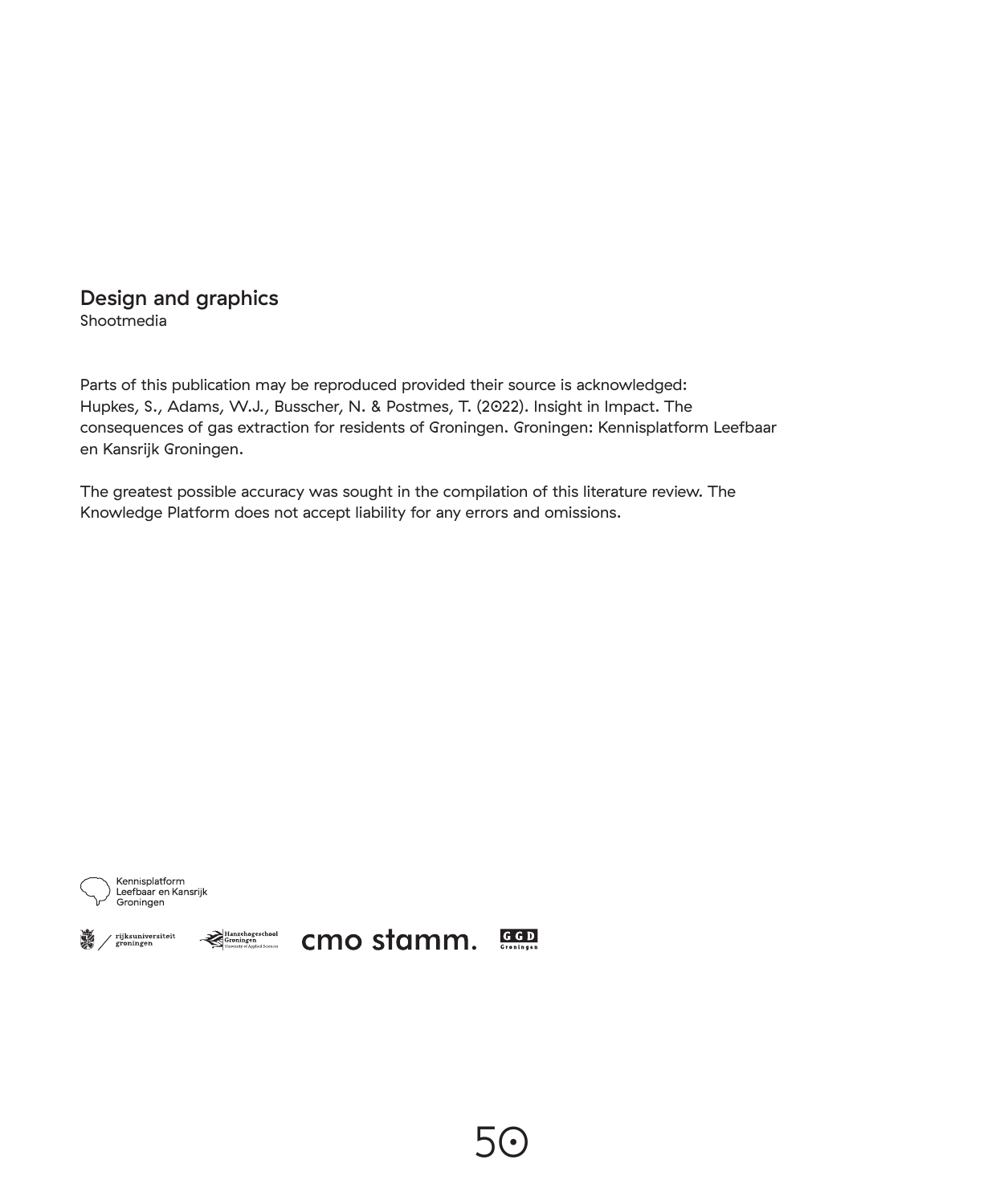**Design and graphics**
Shootmedia

Parts of this publication may be reproduced provided their source is acknowledged:
Hupkes, S., Adams, W.J., Busscher, N. & Postmes, T. (2022). Insight in Impact. The consequences of gas extraction for residents of Groningen. Groningen: Kennisplatform Leefbaar en Kansrijk Groningen.

The greatest possible accuracy was sought in the compilation of this literature review. The Knowledge Platform does not accept liability for any errors and omissions.

Kennisplatform Leefbaar en Kansrijk Groningen

rijksuniversiteit groningen

Hanzehogeschool Groningen University of Applied Sciences

cmo stamm.

GGD Groningen